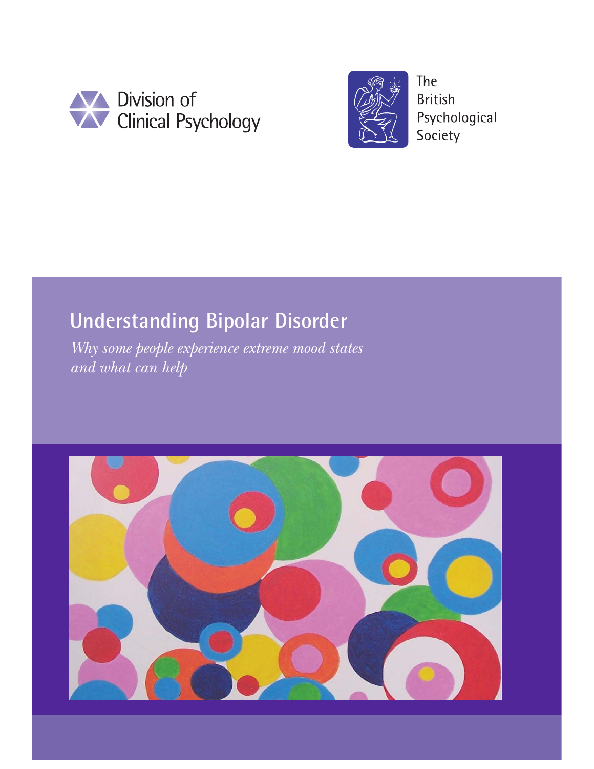Division of Clinical Psychology

The British Psychological Society

# Understanding Bipolar Disorder

*Why some people experience extreme mood states and what can help*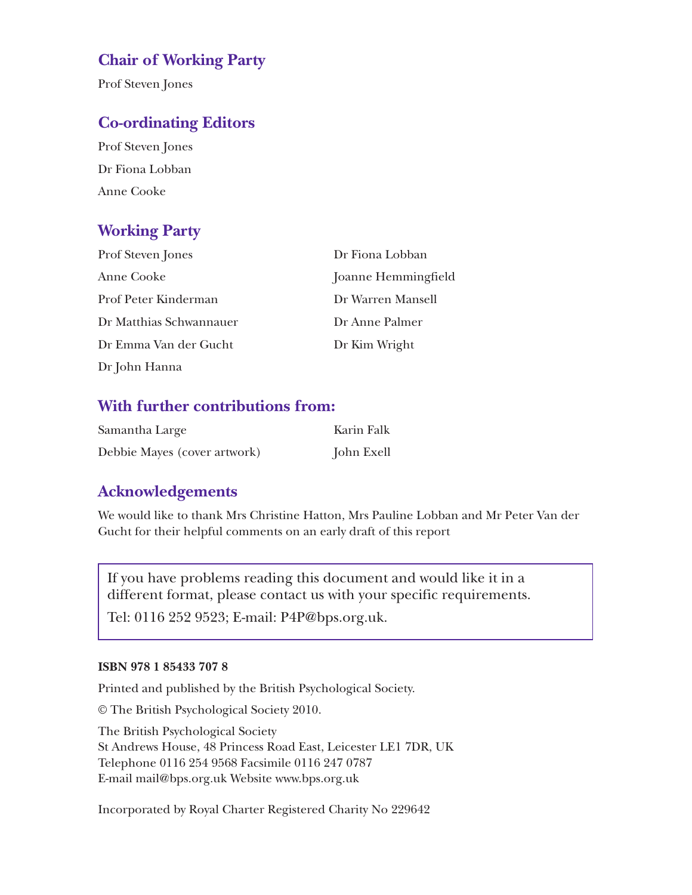## Chair of Working Party

Prof Steven Jones

## Co-ordinating Editors

Prof Steven Jones

Dr Fiona Lobban

Anne Cooke

## Working Party

Prof Steven Jones

Anne Cooke

Prof Peter Kinderman

Dr Matthias Schwannauer

Dr Emma Van der Gucht

Dr John Hanna

Dr Fiona Lobban

Joanne Hemmingfield

Dr Warren Mansell

Dr Anne Palmer

Dr Kim Wright

## With further contributions from:

Samantha Large

Debbie Mayes (cover artwork)

Karin Falk

John Exell

## Acknowledgements

We would like to thank Mrs Christine Hatton, Mrs Pauline Lobban and Mr Peter Van der Gucht for their helpful comments on an early draft of this report

> If you have problems reading this document and would like it in a different format, please contact us with your specific requirements.
>
> Tel: 0116 252 9523; E-mail: P4P@bps.org.uk.

**ISBN 978 1 85433 707 8**

Printed and published by the British Psychological Society.

© The British Psychological Society 2010.

The British Psychological Society
St Andrews House, 48 Princess Road East, Leicester LE1 7DR, UK
Telephone 0116 254 9568 Facsimile 0116 247 0787
E-mail mail@bps.org.uk Website www.bps.org.uk

Incorporated by Royal Charter Registered Charity No 229642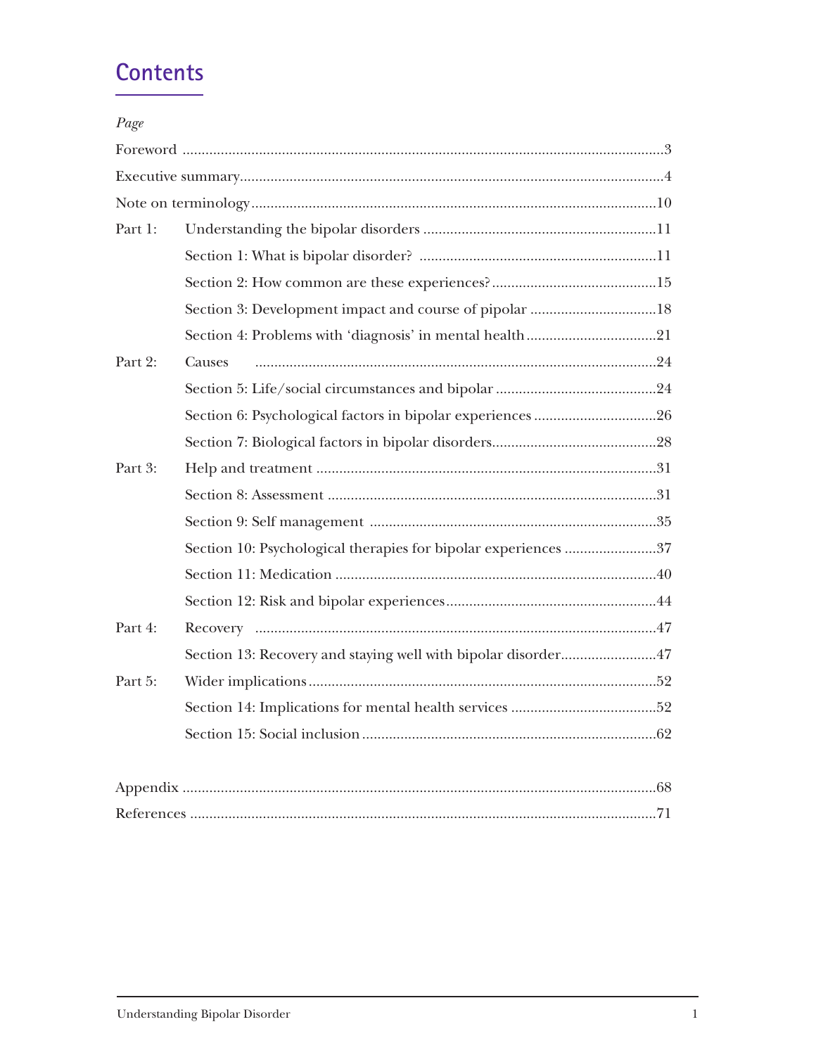# Contents

*Page*

| | | |
|---|---|---|
| Foreword | | 3 |
| Executive summary | | 4 |
| Note on terminology | | 10 |
| Part 1: | Understanding the bipolar disorders | 11 |
| | Section 1: What is bipolar disorder? | 11 |
| | Section 2: How common are these experiences? | 15 |
| | Section 3: Development impact and course of pipolar | 18 |
| | Section 4: Problems with 'diagnosis' in mental health | 21 |
| Part 2: | Causes | 24 |
| | Section 5: Life/social circumstances and bipolar | 24 |
| | Section 6: Psychological factors in bipolar experiences | 26 |
| | Section 7: Biological factors in bipolar disorders | 28 |
| Part 3: | Help and treatment | 31 |
| | Section 8: Assessment | 31 |
| | Section 9: Self management | 35 |
| | Section 10: Psychological therapies for bipolar experiences | 37 |
| | Section 11: Medication | 40 |
| | Section 12: Risk and bipolar experiences | 44 |
| Part 4: | Recovery | 47 |
| | Section 13: Recovery and staying well with bipolar disorder | 47 |
| Part 5: | Wider implications | 52 |
| | Section 14: Implications for mental health services | 52 |
| | Section 15: Social inclusion | 62 |
| Appendix | | 68 |
| References | | 71 |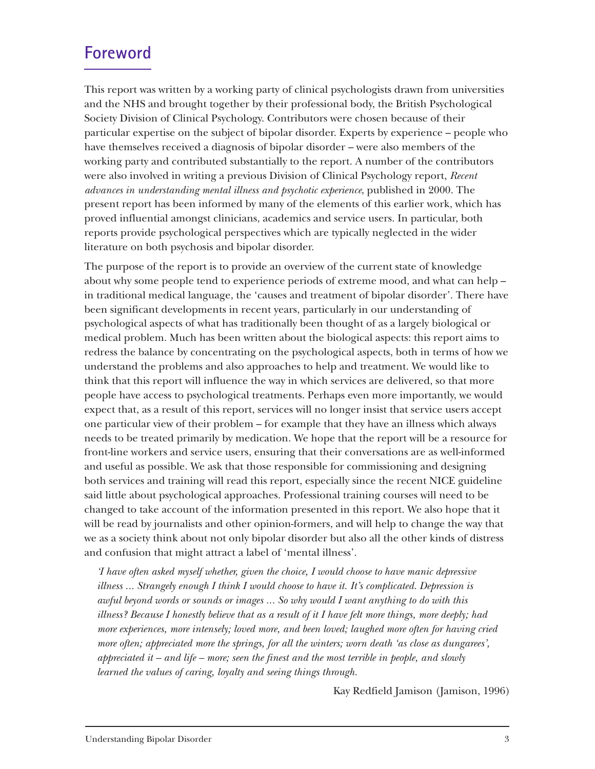# Foreword

This report was written by a working party of clinical psychologists drawn from universities and the NHS and brought together by their professional body, the British Psychological Society Division of Clinical Psychology. Contributors were chosen because of their particular expertise on the subject of bipolar disorder. Experts by experience – people who have themselves received a diagnosis of bipolar disorder – were also members of the working party and contributed substantially to the report. A number of the contributors were also involved in writing a previous Division of Clinical Psychology report, *Recent advances in understanding mental illness and psychotic experience*, published in 2000. The present report has been informed by many of the elements of this earlier work, which has proved influential amongst clinicians, academics and service users. In particular, both reports provide psychological perspectives which are typically neglected in the wider literature on both psychosis and bipolar disorder.

The purpose of the report is to provide an overview of the current state of knowledge about why some people tend to experience periods of extreme mood, and what can help – in traditional medical language, the 'causes and treatment of bipolar disorder'. There have been significant developments in recent years, particularly in our understanding of psychological aspects of what has traditionally been thought of as a largely biological or medical problem. Much has been written about the biological aspects: this report aims to redress the balance by concentrating on the psychological aspects, both in terms of how we understand the problems and also approaches to help and treatment. We would like to think that this report will influence the way in which services are delivered, so that more people have access to psychological treatments. Perhaps even more importantly, we would expect that, as a result of this report, services will no longer insist that service users accept one particular view of their problem – for example that they have an illness which always needs to be treated primarily by medication. We hope that the report will be a resource for front-line workers and service users, ensuring that their conversations are as well-informed and useful as possible. We ask that those responsible for commissioning and designing both services and training will read this report, especially since the recent NICE guideline said little about psychological approaches. Professional training courses will need to be changed to take account of the information presented in this report. We also hope that it will be read by journalists and other opinion-formers, and will help to change the way that we as a society think about not only bipolar disorder but also all the other kinds of distress and confusion that might attract a label of 'mental illness'.

> *'I have often asked myself whether, given the choice, I would choose to have manic depressive illness ... Strangely enough I think I would choose to have it. It's complicated. Depression is awful beyond words or sounds or images ... So why would I want anything to do with this illness? Because I honestly believe that as a result of it I have felt more things, more deeply; had more experiences, more intensely; loved more, and been loved; laughed more often for having cried more often; appreciated more the springs, for all the winters; worn death 'as close as dungarees', appreciated it – and life – more; seen the finest and the most terrible in people, and slowly learned the values of caring, loyalty and seeing things through.*
>
> Kay Redfield Jamison (Jamison, 1996)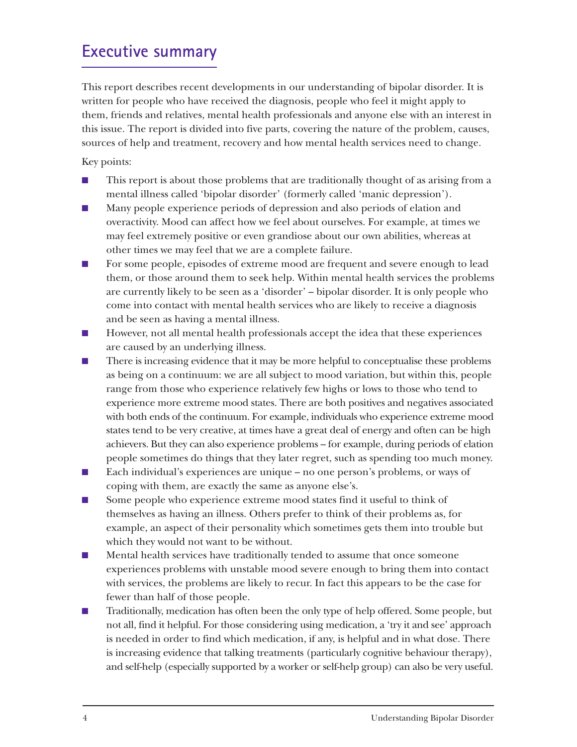## Executive summary

This report describes recent developments in our understanding of bipolar disorder. It is written for people who have received the diagnosis, people who feel it might apply to them, friends and relatives, mental health professionals and anyone else with an interest in this issue. The report is divided into five parts, covering the nature of the problem, causes, sources of help and treatment, recovery and how mental health services need to change.

Key points:

- This report is about those problems that are traditionally thought of as arising from a mental illness called 'bipolar disorder' (formerly called 'manic depression').
- Many people experience periods of depression and also periods of elation and overactivity. Mood can affect how we feel about ourselves. For example, at times we may feel extremely positive or even grandiose about our own abilities, whereas at other times we may feel that we are a complete failure.
- For some people, episodes of extreme mood are frequent and severe enough to lead them, or those around them to seek help. Within mental health services the problems are currently likely to be seen as a 'disorder' – bipolar disorder. It is only people who come into contact with mental health services who are likely to receive a diagnosis and be seen as having a mental illness.
- However, not all mental health professionals accept the idea that these experiences are caused by an underlying illness.
- There is increasing evidence that it may be more helpful to conceptualise these problems as being on a continuum: we are all subject to mood variation, but within this, people range from those who experience relatively few highs or lows to those who tend to experience more extreme mood states. There are both positives and negatives associated with both ends of the continuum. For example, individuals who experience extreme mood states tend to be very creative, at times have a great deal of energy and often can be high achievers. But they can also experience problems – for example, during periods of elation people sometimes do things that they later regret, such as spending too much money.
- Each individual's experiences are unique – no one person's problems, or ways of coping with them, are exactly the same as anyone else's.
- Some people who experience extreme mood states find it useful to think of themselves as having an illness. Others prefer to think of their problems as, for example, an aspect of their personality which sometimes gets them into trouble but which they would not want to be without.
- Mental health services have traditionally tended to assume that once someone experiences problems with unstable mood severe enough to bring them into contact with services, the problems are likely to recur. In fact this appears to be the case for fewer than half of those people.
- Traditionally, medication has often been the only type of help offered. Some people, but not all, find it helpful. For those considering using medication, a 'try it and see' approach is needed in order to find which medication, if any, is helpful and in what dose. There is increasing evidence that talking treatments (particularly cognitive behaviour therapy), and self-help (especially supported by a worker or self-help group) can also be very useful.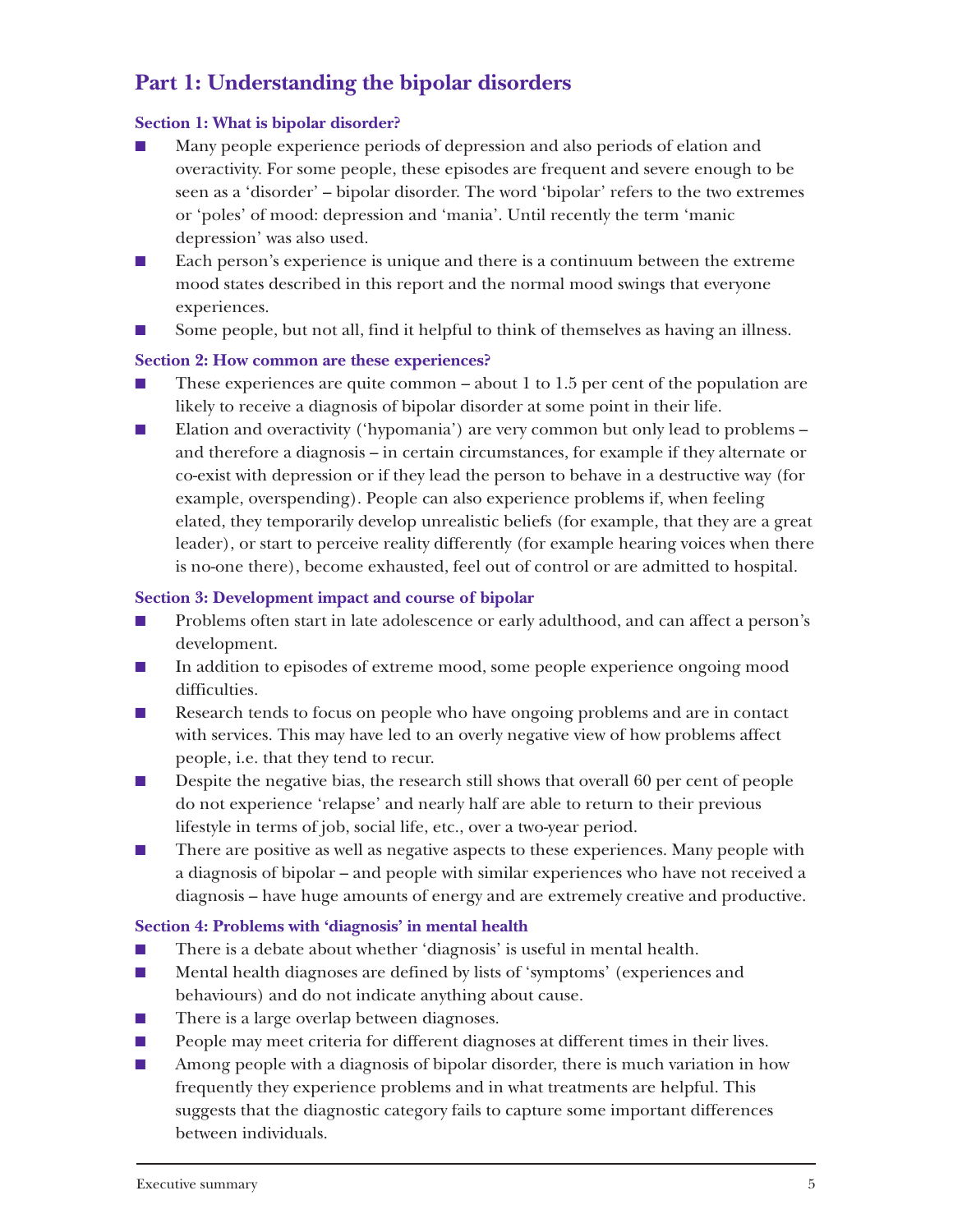## Part 1: Understanding the bipolar disorders

### Section 1: What is bipolar disorder?

- Many people experience periods of depression and also periods of elation and overactivity. For some people, these episodes are frequent and severe enough to be seen as a 'disorder' – bipolar disorder. The word 'bipolar' refers to the two extremes or 'poles' of mood: depression and 'mania'. Until recently the term 'manic depression' was also used.
- Each person's experience is unique and there is a continuum between the extreme mood states described in this report and the normal mood swings that everyone experiences.
- Some people, but not all, find it helpful to think of themselves as having an illness.

### Section 2: How common are these experiences?

- These experiences are quite common – about 1 to 1.5 per cent of the population are likely to receive a diagnosis of bipolar disorder at some point in their life.
- Elation and overactivity ('hypomania') are very common but only lead to problems – and therefore a diagnosis – in certain circumstances, for example if they alternate or co-exist with depression or if they lead the person to behave in a destructive way (for example, overspending). People can also experience problems if, when feeling elated, they temporarily develop unrealistic beliefs (for example, that they are a great leader), or start to perceive reality differently (for example hearing voices when there is no-one there), become exhausted, feel out of control or are admitted to hospital.

### Section 3: Development impact and course of bipolar

- Problems often start in late adolescence or early adulthood, and can affect a person's development.
- In addition to episodes of extreme mood, some people experience ongoing mood difficulties.
- Research tends to focus on people who have ongoing problems and are in contact with services. This may have led to an overly negative view of how problems affect people, i.e. that they tend to recur.
- Despite the negative bias, the research still shows that overall 60 per cent of people do not experience 'relapse' and nearly half are able to return to their previous lifestyle in terms of job, social life, etc., over a two-year period.
- There are positive as well as negative aspects to these experiences. Many people with a diagnosis of bipolar – and people with similar experiences who have not received a diagnosis – have huge amounts of energy and are extremely creative and productive.

### Section 4: Problems with 'diagnosis' in mental health

- There is a debate about whether 'diagnosis' is useful in mental health.
- Mental health diagnoses are defined by lists of 'symptoms' (experiences and behaviours) and do not indicate anything about cause.
- There is a large overlap between diagnoses.
- People may meet criteria for different diagnoses at different times in their lives.
- Among people with a diagnosis of bipolar disorder, there is much variation in how frequently they experience problems and in what treatments are helpful. This suggests that the diagnostic category fails to capture some important differences between individuals.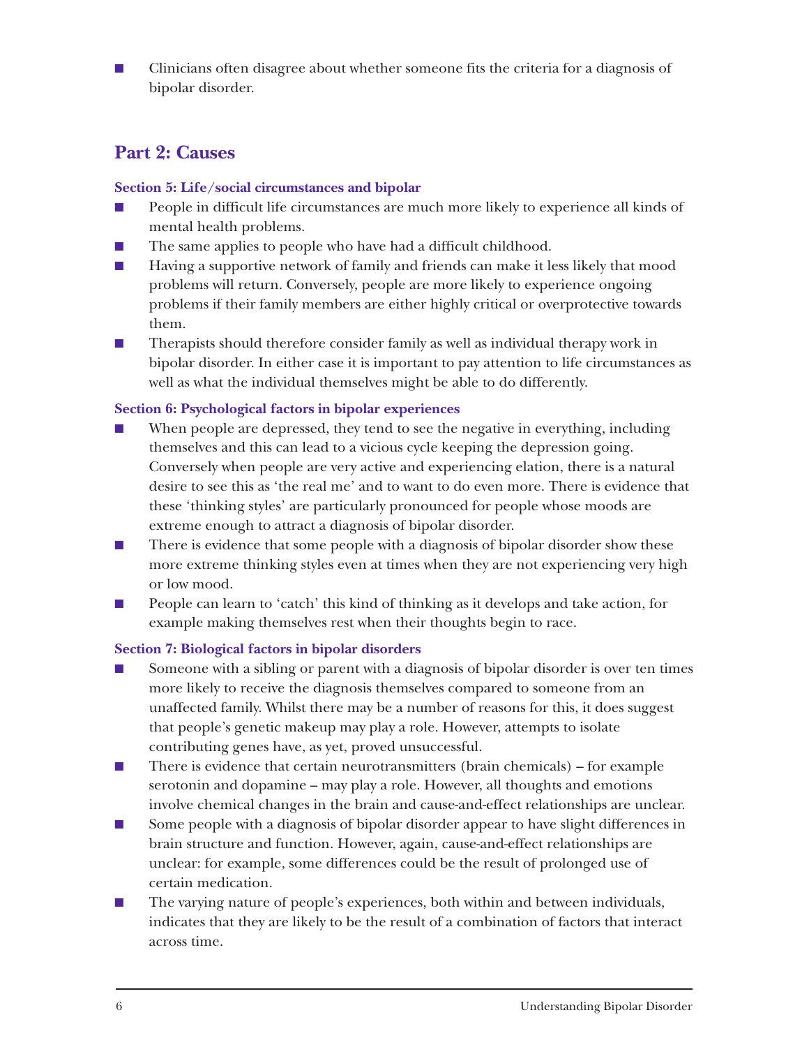- Clinicians often disagree about whether someone fits the criteria for a diagnosis of bipolar disorder.

## Part 2: Causes

#### Section 5: Life/social circumstances and bipolar

- People in difficult life circumstances are much more likely to experience all kinds of mental health problems.
- The same applies to people who have had a difficult childhood.
- Having a supportive network of family and friends can make it less likely that mood problems will return. Conversely, people are more likely to experience ongoing problems if their family members are either highly critical or overprotective towards them.
- Therapists should therefore consider family as well as individual therapy work in bipolar disorder. In either case it is important to pay attention to life circumstances as well as what the individual themselves might be able to do differently.

#### Section 6: Psychological factors in bipolar experiences

- When people are depressed, they tend to see the negative in everything, including themselves and this can lead to a vicious cycle keeping the depression going. Conversely when people are very active and experiencing elation, there is a natural desire to see this as 'the real me' and to want to do even more. There is evidence that these 'thinking styles' are particularly pronounced for people whose moods are extreme enough to attract a diagnosis of bipolar disorder.
- There is evidence that some people with a diagnosis of bipolar disorder show these more extreme thinking styles even at times when they are not experiencing very high or low mood.
- People can learn to 'catch' this kind of thinking as it develops and take action, for example making themselves rest when their thoughts begin to race.

#### Section 7: Biological factors in bipolar disorders

- Someone with a sibling or parent with a diagnosis of bipolar disorder is over ten times more likely to receive the diagnosis themselves compared to someone from an unaffected family. Whilst there may be a number of reasons for this, it does suggest that people's genetic makeup may play a role. However, attempts to isolate contributing genes have, as yet, proved unsuccessful.
- There is evidence that certain neurotransmitters (brain chemicals) – for example serotonin and dopamine – may play a role. However, all thoughts and emotions involve chemical changes in the brain and cause-and-effect relationships are unclear.
- Some people with a diagnosis of bipolar disorder appear to have slight differences in brain structure and function. However, again, cause-and-effect relationships are unclear: for example, some differences could be the result of prolonged use of certain medication.
- The varying nature of people's experiences, both within and between individuals, indicates that they are likely to be the result of a combination of factors that interact across time.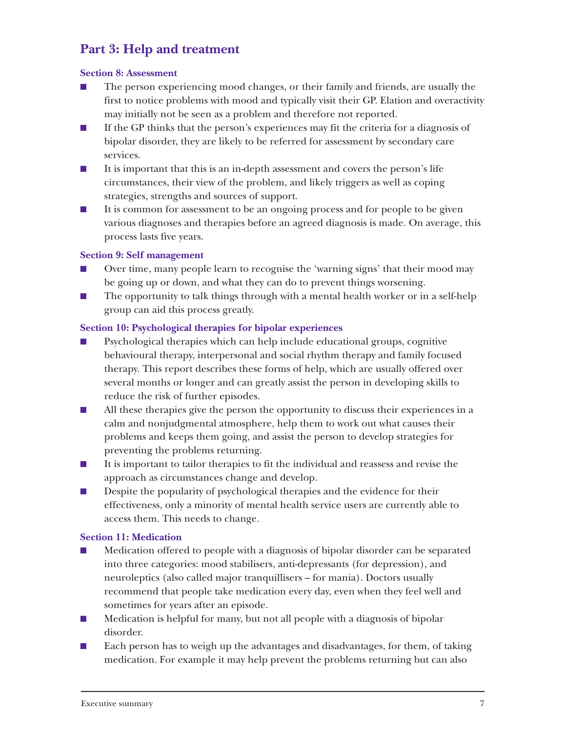## Part 3: Help and treatment

### Section 8: Assessment

- The person experiencing mood changes, or their family and friends, are usually the first to notice problems with mood and typically visit their GP. Elation and overactivity may initially not be seen as a problem and therefore not reported.
- If the GP thinks that the person's experiences may fit the criteria for a diagnosis of bipolar disorder, they are likely to be referred for assessment by secondary care services.
- It is important that this is an in-depth assessment and covers the person's life circumstances, their view of the problem, and likely triggers as well as coping strategies, strengths and sources of support.
- It is common for assessment to be an ongoing process and for people to be given various diagnoses and therapies before an agreed diagnosis is made. On average, this process lasts five years.

### Section 9: Self management

- Over time, many people learn to recognise the 'warning signs' that their mood may be going up or down, and what they can do to prevent things worsening.
- The opportunity to talk things through with a mental health worker or in a self-help group can aid this process greatly.

### Section 10: Psychological therapies for bipolar experiences

- Psychological therapies which can help include educational groups, cognitive behavioural therapy, interpersonal and social rhythm therapy and family focused therapy. This report describes these forms of help, which are usually offered over several months or longer and can greatly assist the person in developing skills to reduce the risk of further episodes.
- All these therapies give the person the opportunity to discuss their experiences in a calm and nonjudgmental atmosphere, help them to work out what causes their problems and keeps them going, and assist the person to develop strategies for preventing the problems returning.
- It is important to tailor therapies to fit the individual and reassess and revise the approach as circumstances change and develop.
- Despite the popularity of psychological therapies and the evidence for their effectiveness, only a minority of mental health service users are currently able to access them. This needs to change.

### Section 11: Medication

- Medication offered to people with a diagnosis of bipolar disorder can be separated into three categories: mood stabilisers, anti-depressants (for depression), and neuroleptics (also called major tranquillisers – for mania). Doctors usually recommend that people take medication every day, even when they feel well and sometimes for years after an episode.
- Medication is helpful for many, but not all people with a diagnosis of bipolar disorder.
- Each person has to weigh up the advantages and disadvantages, for them, of taking medication. For example it may help prevent the problems returning but can also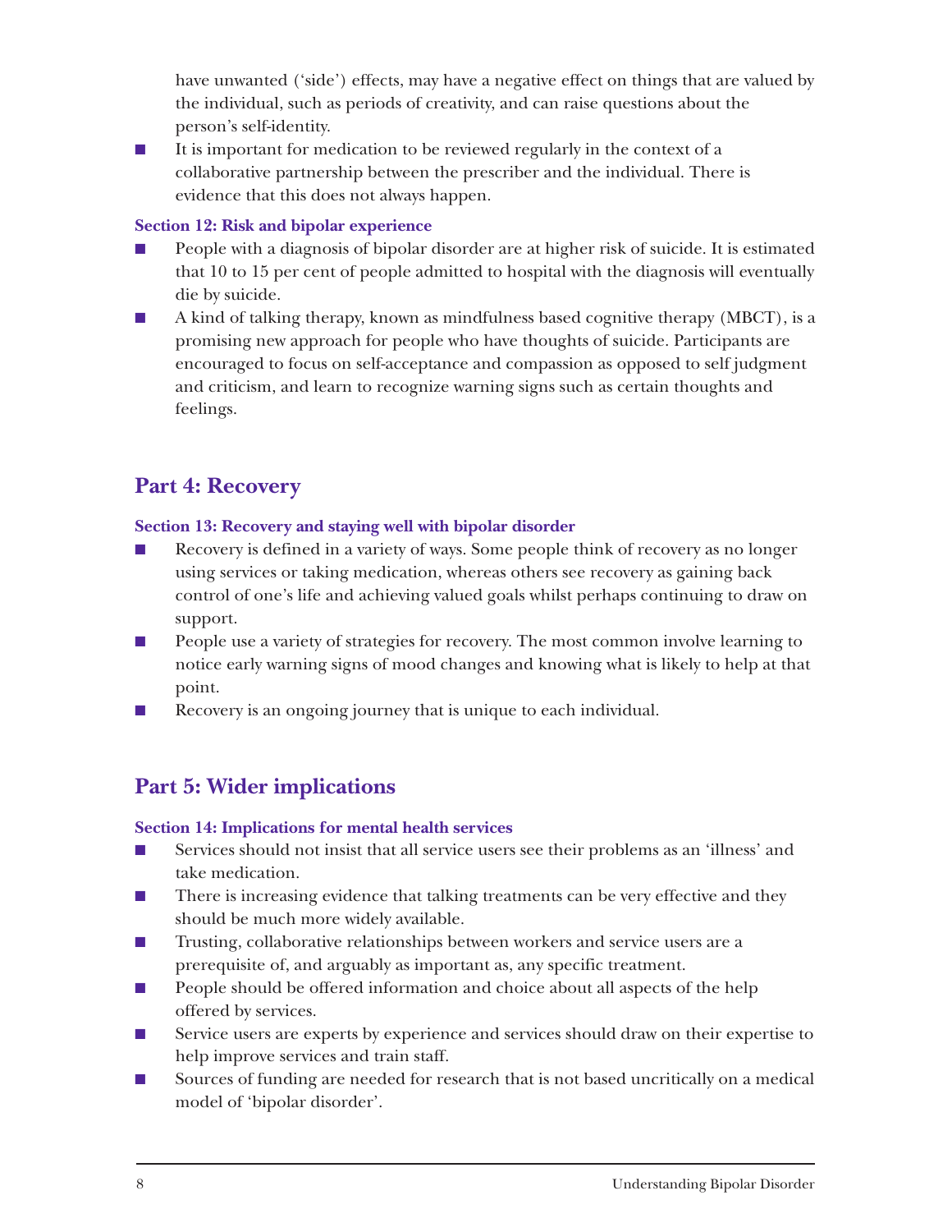have unwanted ('side') effects, may have a negative effect on things that are valued by the individual, such as periods of creativity, and can raise questions about the person's self-identity.

- It is important for medication to be reviewed regularly in the context of a collaborative partnership between the prescriber and the individual. There is evidence that this does not always happen.

### Section 12: Risk and bipolar experience

- People with a diagnosis of bipolar disorder are at higher risk of suicide. It is estimated that 10 to 15 per cent of people admitted to hospital with the diagnosis will eventually die by suicide.
- A kind of talking therapy, known as mindfulness based cognitive therapy (MBCT), is a promising new approach for people who have thoughts of suicide. Participants are encouraged to focus on self-acceptance and compassion as opposed to self judgment and criticism, and learn to recognize warning signs such as certain thoughts and feelings.

## Part 4: Recovery

### Section 13: Recovery and staying well with bipolar disorder

- Recovery is defined in a variety of ways. Some people think of recovery as no longer using services or taking medication, whereas others see recovery as gaining back control of one's life and achieving valued goals whilst perhaps continuing to draw on support.
- People use a variety of strategies for recovery. The most common involve learning to notice early warning signs of mood changes and knowing what is likely to help at that point.
- Recovery is an ongoing journey that is unique to each individual.

## Part 5: Wider implications

### Section 14: Implications for mental health services

- Services should not insist that all service users see their problems as an 'illness' and take medication.
- There is increasing evidence that talking treatments can be very effective and they should be much more widely available.
- Trusting, collaborative relationships between workers and service users are a prerequisite of, and arguably as important as, any specific treatment.
- People should be offered information and choice about all aspects of the help offered by services.
- Service users are experts by experience and services should draw on their expertise to help improve services and train staff.
- Sources of funding are needed for research that is not based uncritically on a medical model of 'bipolar disorder'.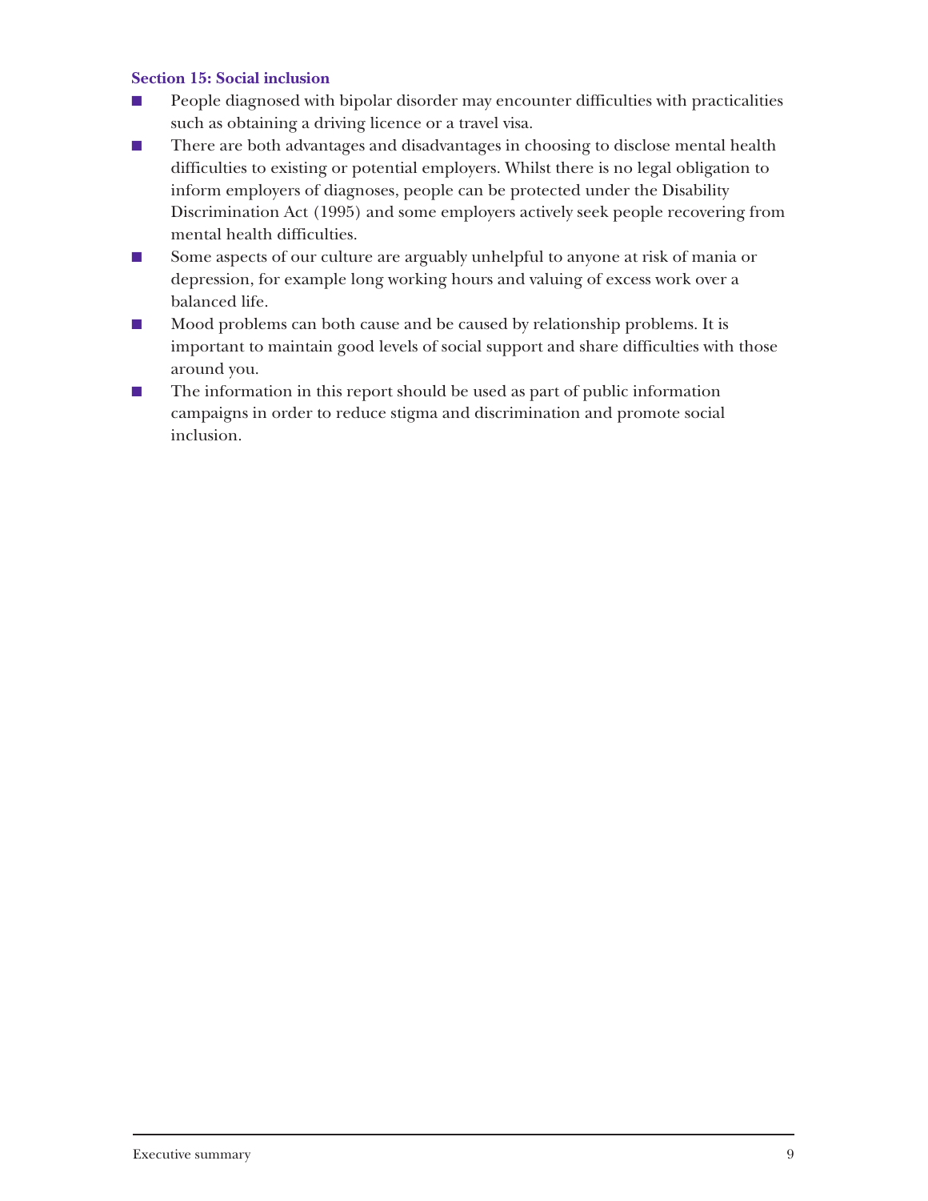### Section 15: Social inclusion

- People diagnosed with bipolar disorder may encounter difficulties with practicalities such as obtaining a driving licence or a travel visa.
- There are both advantages and disadvantages in choosing to disclose mental health difficulties to existing or potential employers. Whilst there is no legal obligation to inform employers of diagnoses, people can be protected under the Disability Discrimination Act (1995) and some employers actively seek people recovering from mental health difficulties.
- Some aspects of our culture are arguably unhelpful to anyone at risk of mania or depression, for example long working hours and valuing of excess work over a balanced life.
- Mood problems can both cause and be caused by relationship problems. It is important to maintain good levels of social support and share difficulties with those around you.
- The information in this report should be used as part of public information campaigns in order to reduce stigma and discrimination and promote social inclusion.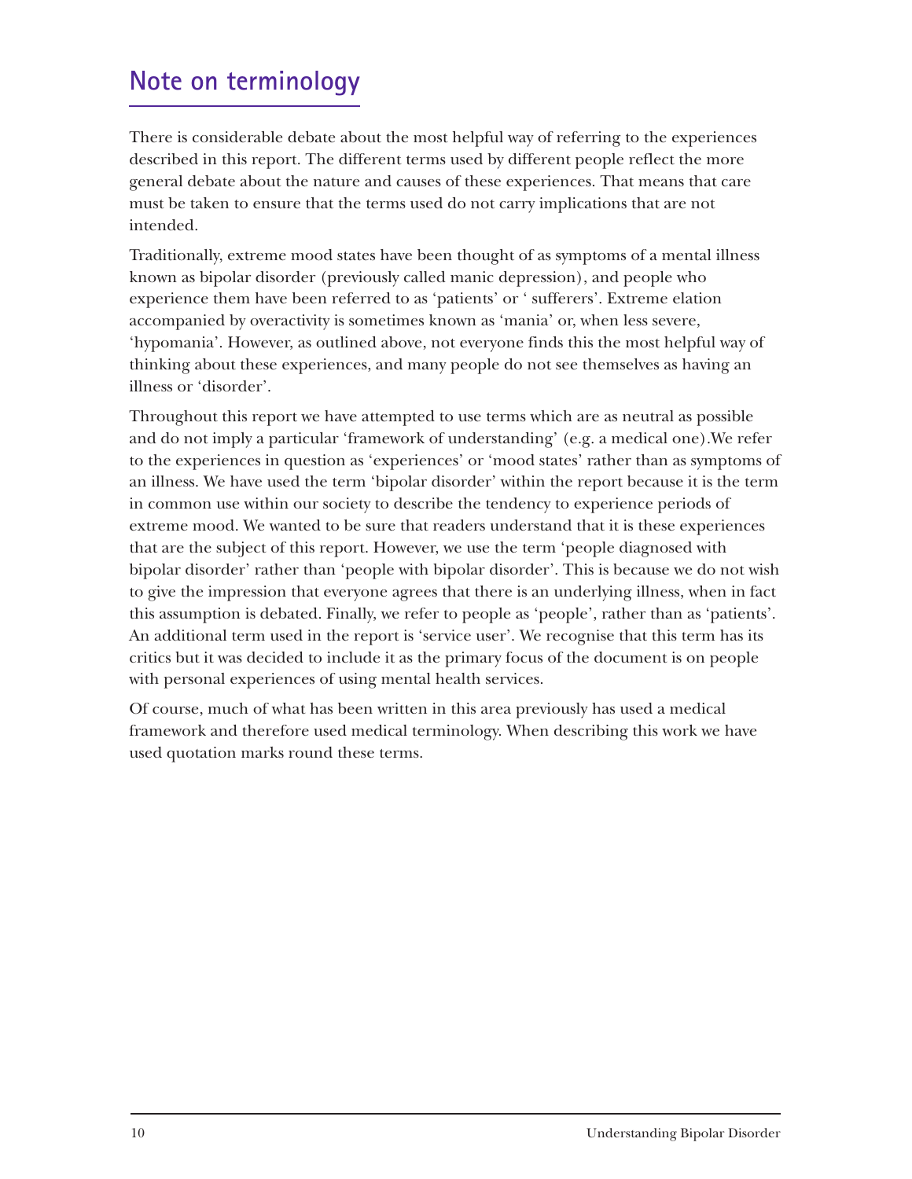## Note on terminology

There is considerable debate about the most helpful way of referring to the experiences described in this report. The different terms used by different people reflect the more general debate about the nature and causes of these experiences. That means that care must be taken to ensure that the terms used do not carry implications that are not intended.

Traditionally, extreme mood states have been thought of as symptoms of a mental illness known as bipolar disorder (previously called manic depression), and people who experience them have been referred to as 'patients' or ' sufferers'. Extreme elation accompanied by overactivity is sometimes known as 'mania' or, when less severe, 'hypomania'. However, as outlined above, not everyone finds this the most helpful way of thinking about these experiences, and many people do not see themselves as having an illness or 'disorder'.

Throughout this report we have attempted to use terms which are as neutral as possible and do not imply a particular 'framework of understanding' (e.g. a medical one).We refer to the experiences in question as 'experiences' or 'mood states' rather than as symptoms of an illness. We have used the term 'bipolar disorder' within the report because it is the term in common use within our society to describe the tendency to experience periods of extreme mood. We wanted to be sure that readers understand that it is these experiences that are the subject of this report. However, we use the term 'people diagnosed with bipolar disorder' rather than 'people with bipolar disorder'. This is because we do not wish to give the impression that everyone agrees that there is an underlying illness, when in fact this assumption is debated. Finally, we refer to people as 'people', rather than as 'patients'. An additional term used in the report is 'service user'. We recognise that this term has its critics but it was decided to include it as the primary focus of the document is on people with personal experiences of using mental health services.

Of course, much of what has been written in this area previously has used a medical framework and therefore used medical terminology. When describing this work we have used quotation marks round these terms.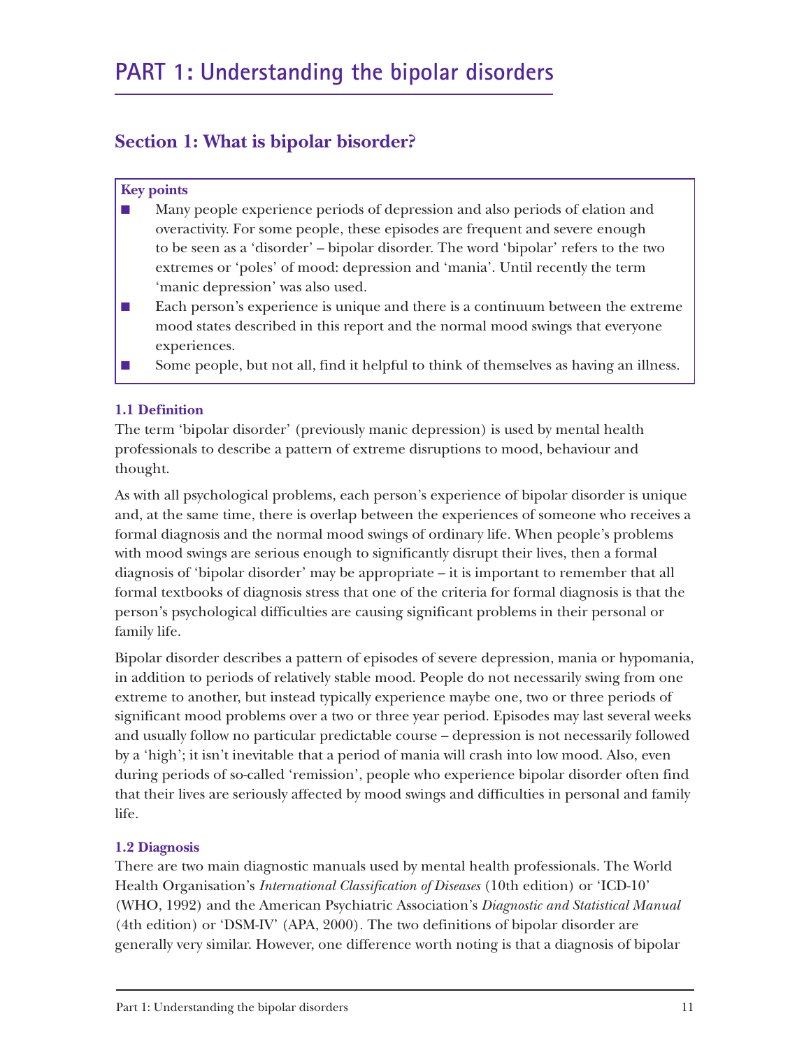# PART 1: Understanding the bipolar disorders

## Section 1: What is bipolar bisorder?

**Key points**

- Many people experience periods of depression and also periods of elation and overactivity. For some people, these episodes are frequent and severe enough to be seen as a 'disorder' – bipolar disorder. The word 'bipolar' refers to the two extremes or 'poles' of mood: depression and 'mania'. Until recently the term 'manic depression' was also used.
- Each person's experience is unique and there is a continuum between the extreme mood states described in this report and the normal mood swings that everyone experiences.
- Some people, but not all, find it helpful to think of themselves as having an illness.

### 1.1 Definition

The term 'bipolar disorder' (previously manic depression) is used by mental health professionals to describe a pattern of extreme disruptions to mood, behaviour and thought.

As with all psychological problems, each person's experience of bipolar disorder is unique and, at the same time, there is overlap between the experiences of someone who receives a formal diagnosis and the normal mood swings of ordinary life. When people's problems with mood swings are serious enough to significantly disrupt their lives, then a formal diagnosis of 'bipolar disorder' may be appropriate – it is important to remember that all formal textbooks of diagnosis stress that one of the criteria for formal diagnosis is that the person's psychological difficulties are causing significant problems in their personal or family life.

Bipolar disorder describes a pattern of episodes of severe depression, mania or hypomania, in addition to periods of relatively stable mood. People do not necessarily swing from one extreme to another, but instead typically experience maybe one, two or three periods of significant mood problems over a two or three year period. Episodes may last several weeks and usually follow no particular predictable course – depression is not necessarily followed by a 'high'; it isn't inevitable that a period of mania will crash into low mood. Also, even during periods of so-called 'remission', people who experience bipolar disorder often find that their lives are seriously affected by mood swings and difficulties in personal and family life.

### 1.2 Diagnosis

There are two main diagnostic manuals used by mental health professionals. The World Health Organisation's *International Classification of Diseases* (10th edition) or 'ICD-10' (WHO, 1992) and the American Psychiatric Association's *Diagnostic and Statistical Manual* (4th edition) or 'DSM-IV' (APA, 2000). The two definitions of bipolar disorder are generally very similar. However, one difference worth noting is that a diagnosis of bipolar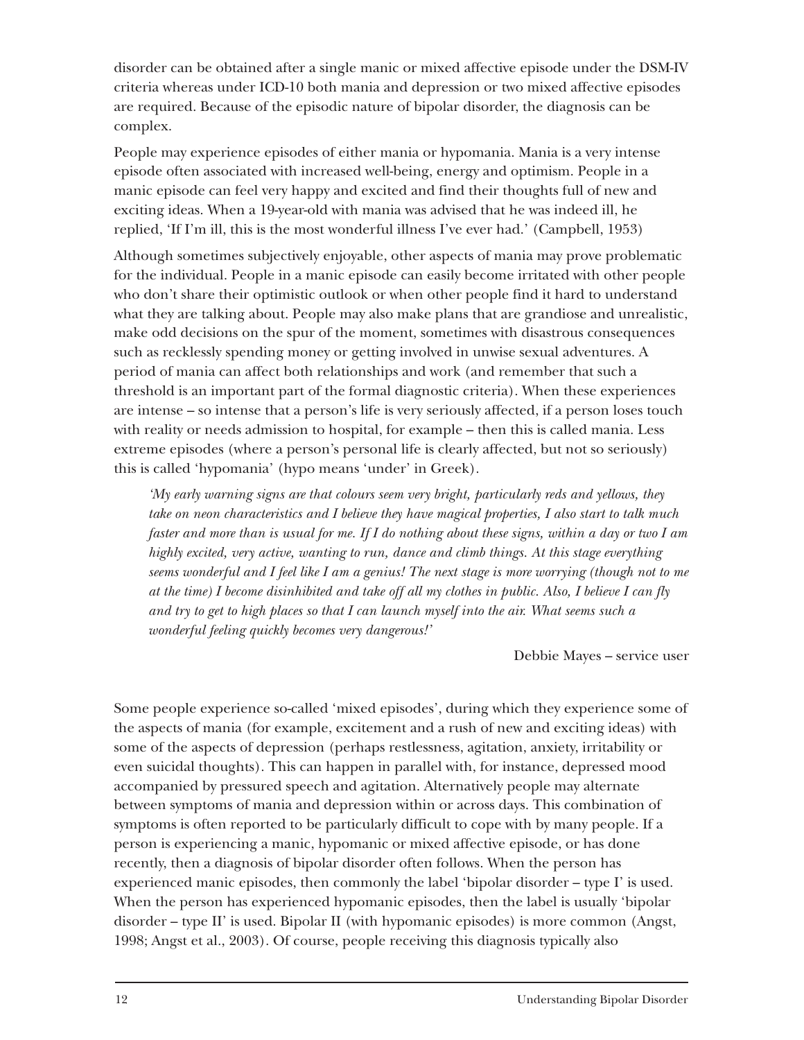disorder can be obtained after a single manic or mixed affective episode under the DSM-IV criteria whereas under ICD-10 both mania and depression or two mixed affective episodes are required. Because of the episodic nature of bipolar disorder, the diagnosis can be complex.

People may experience episodes of either mania or hypomania. Mania is a very intense episode often associated with increased well-being, energy and optimism. People in a manic episode can feel very happy and excited and find their thoughts full of new and exciting ideas. When a 19-year-old with mania was advised that he was indeed ill, he replied, 'If I'm ill, this is the most wonderful illness I've ever had.' (Campbell, 1953)

Although sometimes subjectively enjoyable, other aspects of mania may prove problematic for the individual. People in a manic episode can easily become irritated with other people who don't share their optimistic outlook or when other people find it hard to understand what they are talking about. People may also make plans that are grandiose and unrealistic, make odd decisions on the spur of the moment, sometimes with disastrous consequences such as recklessly spending money or getting involved in unwise sexual adventures. A period of mania can affect both relationships and work (and remember that such a threshold is an important part of the formal diagnostic criteria). When these experiences are intense – so intense that a person's life is very seriously affected, if a person loses touch with reality or needs admission to hospital, for example – then this is called mania. Less extreme episodes (where a person's personal life is clearly affected, but not so seriously) this is called 'hypomania' (hypo means 'under' in Greek).

> *'My early warning signs are that colours seem very bright, particularly reds and yellows, they take on neon characteristics and I believe they have magical properties, I also start to talk much faster and more than is usual for me. If I do nothing about these signs, within a day or two I am highly excited, very active, wanting to run, dance and climb things. At this stage everything seems wonderful and I feel like I am a genius! The next stage is more worrying (though not to me at the time) I become disinhibited and take off all my clothes in public. Also, I believe I can fly and try to get to high places so that I can launch myself into the air. What seems such a wonderful feeling quickly becomes very dangerous!'*
>
> Debbie Mayes – service user

Some people experience so-called 'mixed episodes', during which they experience some of the aspects of mania (for example, excitement and a rush of new and exciting ideas) with some of the aspects of depression (perhaps restlessness, agitation, anxiety, irritability or even suicidal thoughts). This can happen in parallel with, for instance, depressed mood accompanied by pressured speech and agitation. Alternatively people may alternate between symptoms of mania and depression within or across days. This combination of symptoms is often reported to be particularly difficult to cope with by many people. If a person is experiencing a manic, hypomanic or mixed affective episode, or has done recently, then a diagnosis of bipolar disorder often follows. When the person has experienced manic episodes, then commonly the label 'bipolar disorder – type I' is used. When the person has experienced hypomanic episodes, then the label is usually 'bipolar disorder – type II' is used. Bipolar II (with hypomanic episodes) is more common (Angst, 1998; Angst et al., 2003). Of course, people receiving this diagnosis typically also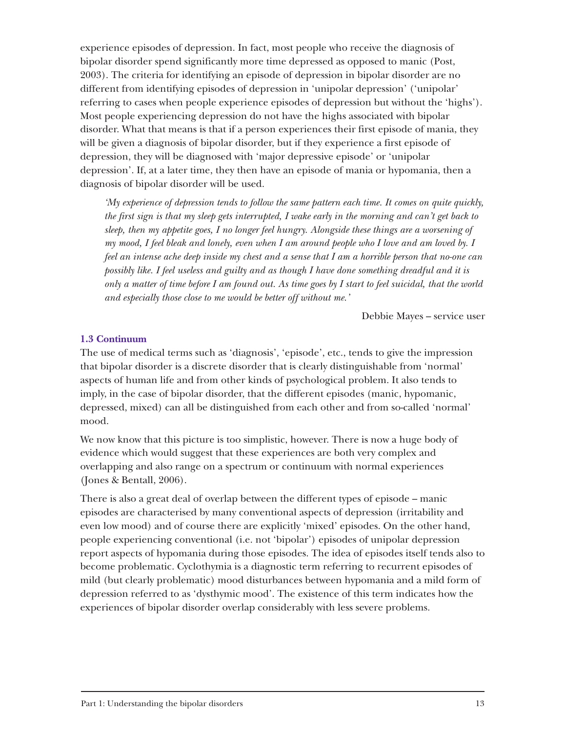experience episodes of depression. In fact, most people who receive the diagnosis of bipolar disorder spend significantly more time depressed as opposed to manic (Post, 2003). The criteria for identifying an episode of depression in bipolar disorder are no different from identifying episodes of depression in 'unipolar depression' ('unipolar' referring to cases when people experience episodes of depression but without the 'highs'). Most people experiencing depression do not have the highs associated with bipolar disorder. What that means is that if a person experiences their first episode of mania, they will be given a diagnosis of bipolar disorder, but if they experience a first episode of depression, they will be diagnosed with 'major depressive episode' or 'unipolar depression'. If, at a later time, they then have an episode of mania or hypomania, then a diagnosis of bipolar disorder will be used.

> *'My experience of depression tends to follow the same pattern each time. It comes on quite quickly, the first sign is that my sleep gets interrupted, I wake early in the morning and can't get back to sleep, then my appetite goes, I no longer feel hungry. Alongside these things are a worsening of my mood, I feel bleak and lonely, even when I am around people who I love and am loved by. I feel an intense ache deep inside my chest and a sense that I am a horrible person that no-one can possibly like. I feel useless and guilty and as though I have done something dreadful and it is only a matter of time before I am found out. As time goes by I start to feel suicidal, that the world and especially those close to me would be better off without me.'*
>
> Debbie Mayes – service user

### 1.3 Continuum

The use of medical terms such as 'diagnosis', 'episode', etc., tends to give the impression that bipolar disorder is a discrete disorder that is clearly distinguishable from 'normal' aspects of human life and from other kinds of psychological problem. It also tends to imply, in the case of bipolar disorder, that the different episodes (manic, hypomanic, depressed, mixed) can all be distinguished from each other and from so-called 'normal' mood.

We now know that this picture is too simplistic, however. There is now a huge body of evidence which would suggest that these experiences are both very complex and overlapping and also range on a spectrum or continuum with normal experiences (Jones & Bentall, 2006).

There is also a great deal of overlap between the different types of episode – manic episodes are characterised by many conventional aspects of depression (irritability and even low mood) and of course there are explicitly 'mixed' episodes. On the other hand, people experiencing conventional (i.e. not 'bipolar') episodes of unipolar depression report aspects of hypomania during those episodes. The idea of episodes itself tends also to become problematic. Cyclothymia is a diagnostic term referring to recurrent episodes of mild (but clearly problematic) mood disturbances between hypomania and a mild form of depression referred to as 'dysthymic mood'. The existence of this term indicates how the experiences of bipolar disorder overlap considerably with less severe problems.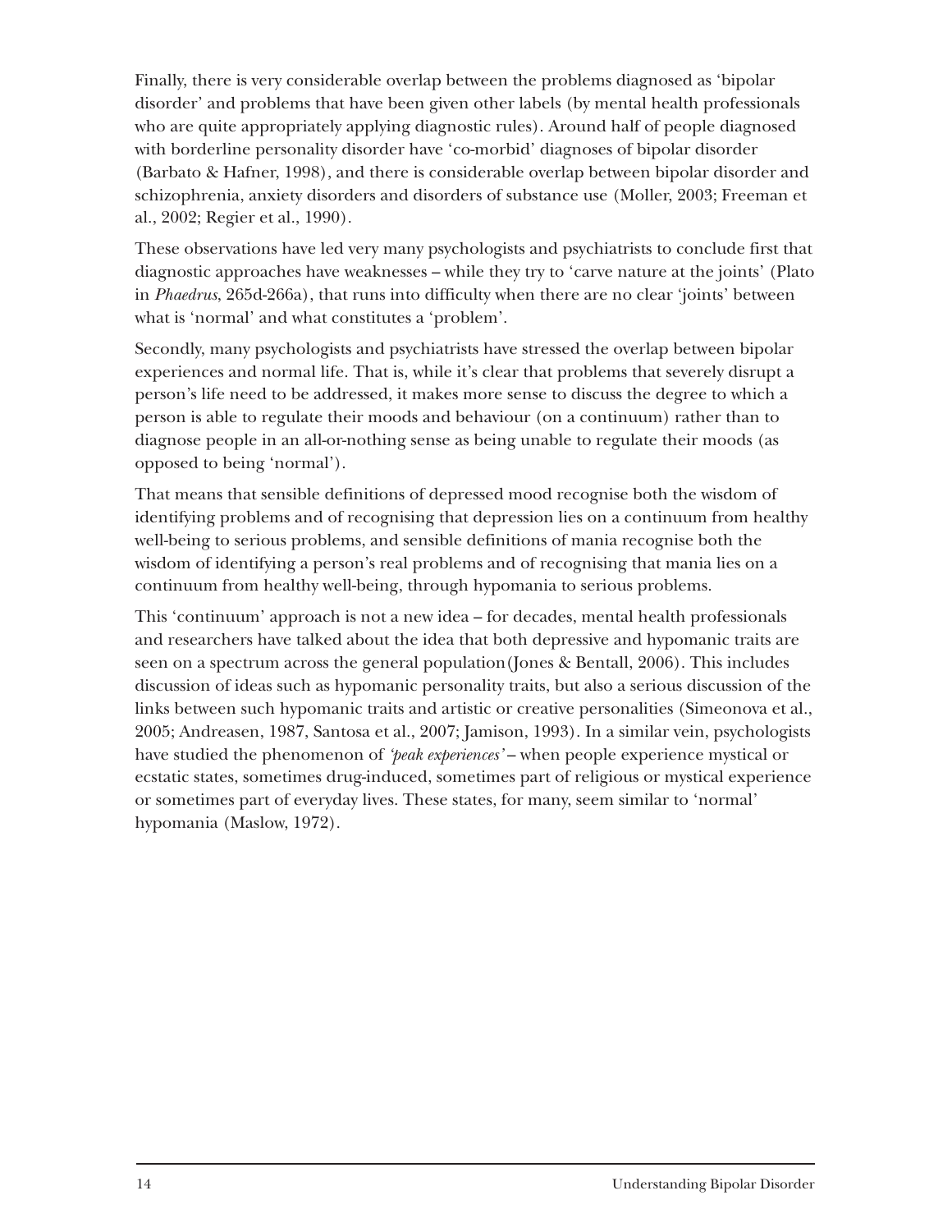Finally, there is very considerable overlap between the problems diagnosed as 'bipolar disorder' and problems that have been given other labels (by mental health professionals who are quite appropriately applying diagnostic rules). Around half of people diagnosed with borderline personality disorder have 'co-morbid' diagnoses of bipolar disorder (Barbato & Hafner, 1998), and there is considerable overlap between bipolar disorder and schizophrenia, anxiety disorders and disorders of substance use (Moller, 2003; Freeman et al., 2002; Regier et al., 1990).

These observations have led very many psychologists and psychiatrists to conclude first that diagnostic approaches have weaknesses – while they try to 'carve nature at the joints' (Plato in *Phaedrus*, 265d-266a), that runs into difficulty when there are no clear 'joints' between what is 'normal' and what constitutes a 'problem'.

Secondly, many psychologists and psychiatrists have stressed the overlap between bipolar experiences and normal life. That is, while it's clear that problems that severely disrupt a person's life need to be addressed, it makes more sense to discuss the degree to which a person is able to regulate their moods and behaviour (on a continuum) rather than to diagnose people in an all-or-nothing sense as being unable to regulate their moods (as opposed to being 'normal').

That means that sensible definitions of depressed mood recognise both the wisdom of identifying problems and of recognising that depression lies on a continuum from healthy well-being to serious problems, and sensible definitions of mania recognise both the wisdom of identifying a person's real problems and of recognising that mania lies on a continuum from healthy well-being, through hypomania to serious problems.

This 'continuum' approach is not a new idea – for decades, mental health professionals and researchers have talked about the idea that both depressive and hypomanic traits are seen on a spectrum across the general population(Jones & Bentall, 2006). This includes discussion of ideas such as hypomanic personality traits, but also a serious discussion of the links between such hypomanic traits and artistic or creative personalities (Simeonova et al., 2005; Andreasen, 1987, Santosa et al., 2007; Jamison, 1993). In a similar vein, psychologists have studied the phenomenon of *'peak experiences'* – when people experience mystical or ecstatic states, sometimes drug-induced, sometimes part of religious or mystical experience or sometimes part of everyday lives. These states, for many, seem similar to 'normal' hypomania (Maslow, 1972).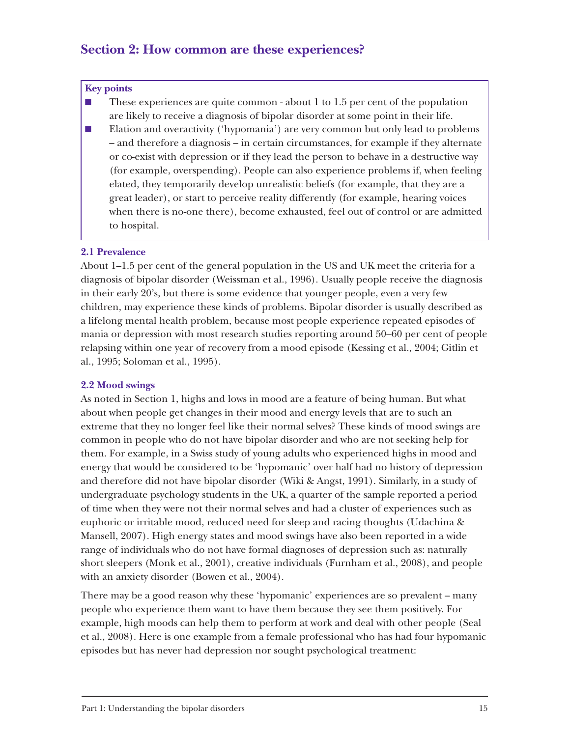## Section 2: How common are these experiences?

**Key points**

- These experiences are quite common - about 1 to 1.5 per cent of the population are likely to receive a diagnosis of bipolar disorder at some point in their life.
- Elation and overactivity ('hypomania') are very common but only lead to problems – and therefore a diagnosis – in certain circumstances, for example if they alternate or co-exist with depression or if they lead the person to behave in a destructive way (for example, overspending). People can also experience problems if, when feeling elated, they temporarily develop unrealistic beliefs (for example, that they are a great leader), or start to perceive reality differently (for example, hearing voices when there is no-one there), become exhausted, feel out of control or are admitted to hospital.

### 2.1 Prevalence

About 1–1.5 per cent of the general population in the US and UK meet the criteria for a diagnosis of bipolar disorder (Weissman et al., 1996). Usually people receive the diagnosis in their early 20's, but there is some evidence that younger people, even a very few children, may experience these kinds of problems. Bipolar disorder is usually described as a lifelong mental health problem, because most people experience repeated episodes of mania or depression with most research studies reporting around 50–60 per cent of people relapsing within one year of recovery from a mood episode (Kessing et al., 2004; Gitlin et al., 1995; Soloman et al., 1995).

### 2.2 Mood swings

As noted in Section 1, highs and lows in mood are a feature of being human. But what about when people get changes in their mood and energy levels that are to such an extreme that they no longer feel like their normal selves? These kinds of mood swings are common in people who do not have bipolar disorder and who are not seeking help for them. For example, in a Swiss study of young adults who experienced highs in mood and energy that would be considered to be 'hypomanic' over half had no history of depression and therefore did not have bipolar disorder (Wiki & Angst, 1991). Similarly, in a study of undergraduate psychology students in the UK, a quarter of the sample reported a period of time when they were not their normal selves and had a cluster of experiences such as euphoric or irritable mood, reduced need for sleep and racing thoughts (Udachina & Mansell, 2007). High energy states and mood swings have also been reported in a wide range of individuals who do not have formal diagnoses of depression such as: naturally short sleepers (Monk et al., 2001), creative individuals (Furnham et al., 2008), and people with an anxiety disorder (Bowen et al., 2004).

There may be a good reason why these 'hypomanic' experiences are so prevalent – many people who experience them want to have them because they see them positively. For example, high moods can help them to perform at work and deal with other people (Seal et al., 2008). Here is one example from a female professional who has had four hypomanic episodes but has never had depression nor sought psychological treatment: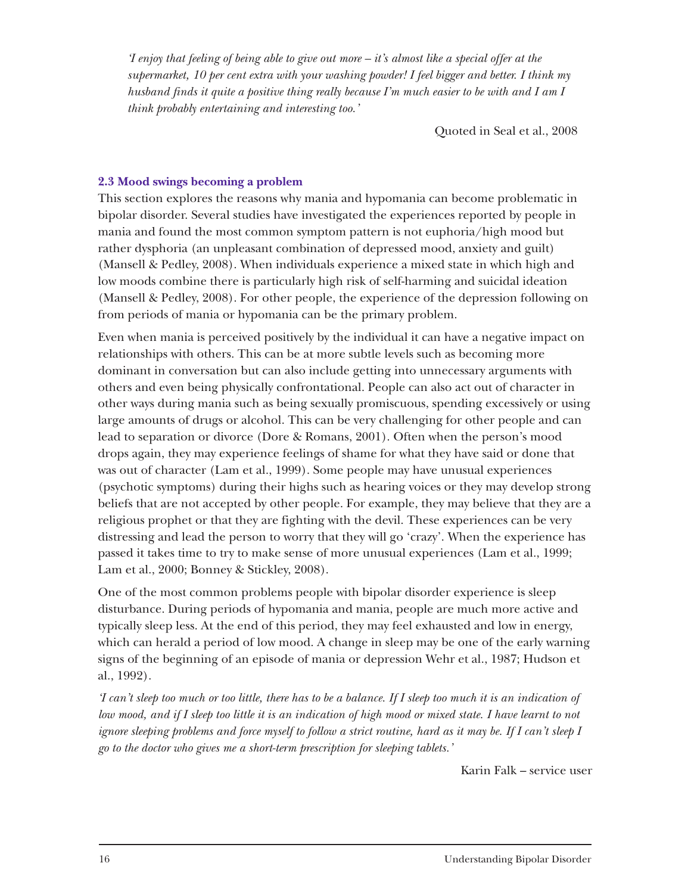*'I enjoy that feeling of being able to give out more – it's almost like a special offer at the supermarket, 10 per cent extra with your washing powder! I feel bigger and better. I think my husband finds it quite a positive thing really because I'm much easier to be with and I am I think probably entertaining and interesting too.'*

Quoted in Seal et al., 2008

### 2.3 Mood swings becoming a problem

This section explores the reasons why mania and hypomania can become problematic in bipolar disorder. Several studies have investigated the experiences reported by people in mania and found the most common symptom pattern is not euphoria/high mood but rather dysphoria (an unpleasant combination of depressed mood, anxiety and guilt) (Mansell & Pedley, 2008). When individuals experience a mixed state in which high and low moods combine there is particularly high risk of self-harming and suicidal ideation (Mansell & Pedley, 2008). For other people, the experience of the depression following on from periods of mania or hypomania can be the primary problem.

Even when mania is perceived positively by the individual it can have a negative impact on relationships with others. This can be at more subtle levels such as becoming more dominant in conversation but can also include getting into unnecessary arguments with others and even being physically confrontational. People can also act out of character in other ways during mania such as being sexually promiscuous, spending excessively or using large amounts of drugs or alcohol. This can be very challenging for other people and can lead to separation or divorce (Dore & Romans, 2001). Often when the person's mood drops again, they may experience feelings of shame for what they have said or done that was out of character (Lam et al., 1999). Some people may have unusual experiences (psychotic symptoms) during their highs such as hearing voices or they may develop strong beliefs that are not accepted by other people. For example, they may believe that they are a religious prophet or that they are fighting with the devil. These experiences can be very distressing and lead the person to worry that they will go 'crazy'. When the experience has passed it takes time to try to make sense of more unusual experiences (Lam et al., 1999; Lam et al., 2000; Bonney & Stickley, 2008).

One of the most common problems people with bipolar disorder experience is sleep disturbance. During periods of hypomania and mania, people are much more active and typically sleep less. At the end of this period, they may feel exhausted and low in energy, which can herald a period of low mood. A change in sleep may be one of the early warning signs of the beginning of an episode of mania or depression Wehr et al., 1987; Hudson et al., 1992).

*'I can't sleep too much or too little, there has to be a balance. If I sleep too much it is an indication of low mood, and if I sleep too little it is an indication of high mood or mixed state. I have learnt to not ignore sleeping problems and force myself to follow a strict routine, hard as it may be. If I can't sleep I go to the doctor who gives me a short-term prescription for sleeping tablets.'*

Karin Falk – service user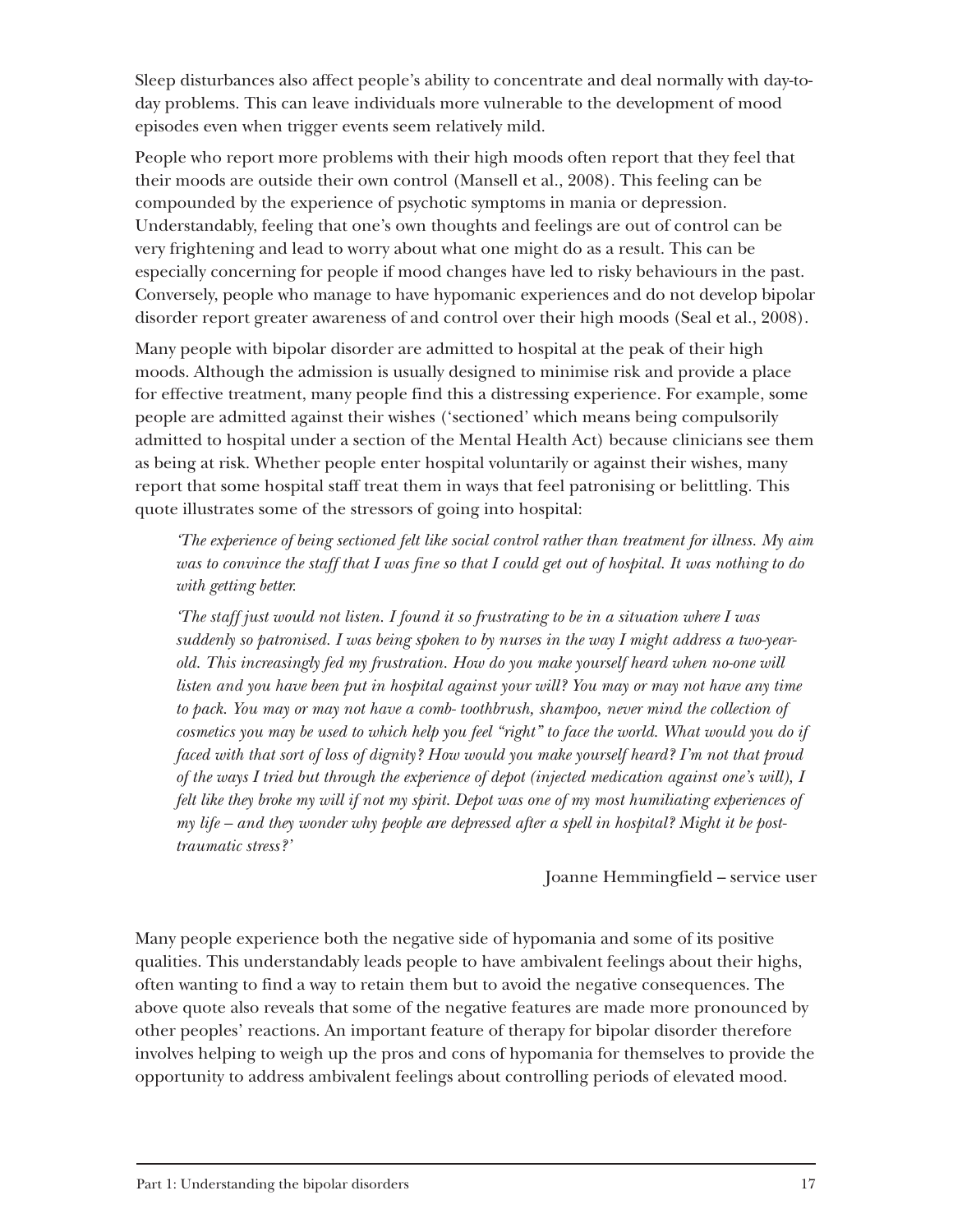Sleep disturbances also affect people's ability to concentrate and deal normally with day-to-day problems. This can leave individuals more vulnerable to the development of mood episodes even when trigger events seem relatively mild.

People who report more problems with their high moods often report that they feel that their moods are outside their own control (Mansell et al., 2008). This feeling can be compounded by the experience of psychotic symptoms in mania or depression. Understandably, feeling that one's own thoughts and feelings are out of control can be very frightening and lead to worry about what one might do as a result. This can be especially concerning for people if mood changes have led to risky behaviours in the past. Conversely, people who manage to have hypomanic experiences and do not develop bipolar disorder report greater awareness of and control over their high moods (Seal et al., 2008).

Many people with bipolar disorder are admitted to hospital at the peak of their high moods. Although the admission is usually designed to minimise risk and provide a place for effective treatment, many people find this a distressing experience. For example, some people are admitted against their wishes ('sectioned' which means being compulsorily admitted to hospital under a section of the Mental Health Act) because clinicians see them as being at risk. Whether people enter hospital voluntarily or against their wishes, many report that some hospital staff treat them in ways that feel patronising or belittling. This quote illustrates some of the stressors of going into hospital:

> *'The experience of being sectioned felt like social control rather than treatment for illness. My aim was to convince the staff that I was fine so that I could get out of hospital. It was nothing to do with getting better.*
>
> *'The staff just would not listen. I found it so frustrating to be in a situation where I was suddenly so patronised. I was being spoken to by nurses in the way I might address a two-year-old. This increasingly fed my frustration. How do you make yourself heard when no-one will listen and you have been put in hospital against your will? You may or may not have any time to pack. You may or may not have a comb- toothbrush, shampoo, never mind the collection of cosmetics you may be used to which help you feel "right" to face the world. What would you do if faced with that sort of loss of dignity? How would you make yourself heard? I'm not that proud of the ways I tried but through the experience of depot (injected medication against one's will), I felt like they broke my will if not my spirit. Depot was one of my most humiliating experiences of my life – and they wonder why people are depressed after a spell in hospital? Might it be post-traumatic stress?'*
>
> Joanne Hemmingfield – service user

Many people experience both the negative side of hypomania and some of its positive qualities. This understandably leads people to have ambivalent feelings about their highs, often wanting to find a way to retain them but to avoid the negative consequences. The above quote also reveals that some of the negative features are made more pronounced by other peoples' reactions. An important feature of therapy for bipolar disorder therefore involves helping to weigh up the pros and cons of hypomania for themselves to provide the opportunity to address ambivalent feelings about controlling periods of elevated mood.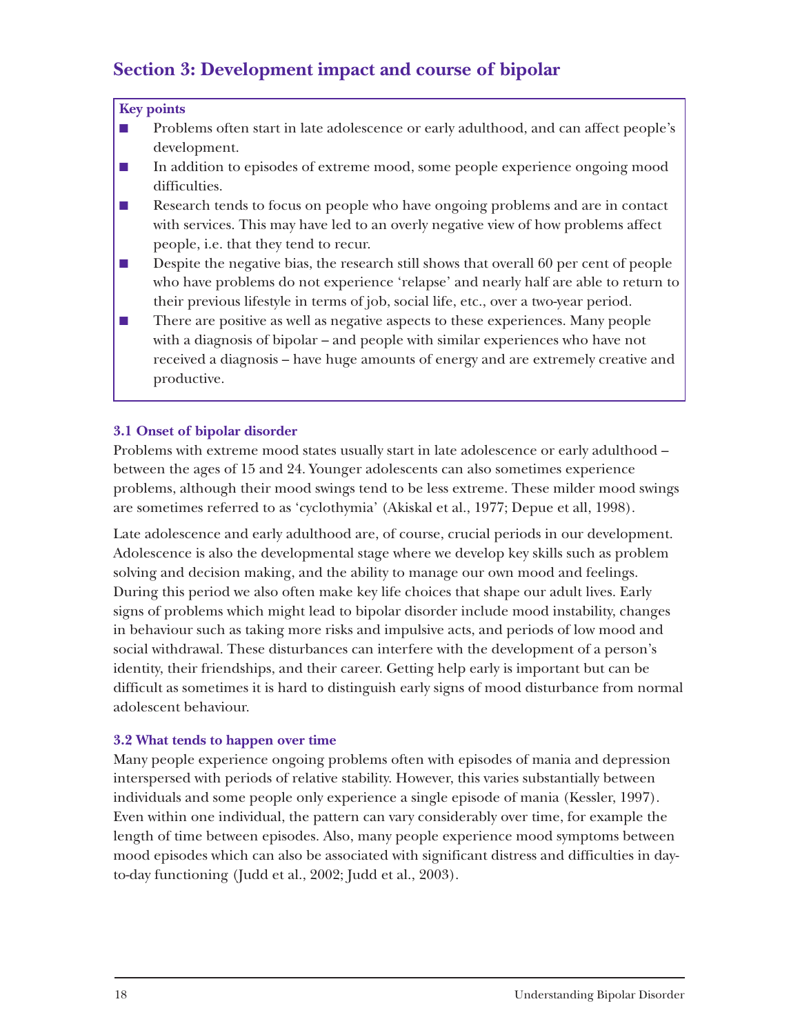## Section 3: Development impact and course of bipolar

**Key points**

- Problems often start in late adolescence or early adulthood, and can affect people's development.
- In addition to episodes of extreme mood, some people experience ongoing mood difficulties.
- Research tends to focus on people who have ongoing problems and are in contact with services. This may have led to an overly negative view of how problems affect people, i.e. that they tend to recur.
- Despite the negative bias, the research still shows that overall 60 per cent of people who have problems do not experience 'relapse' and nearly half are able to return to their previous lifestyle in terms of job, social life, etc., over a two-year period.
- There are positive as well as negative aspects to these experiences. Many people with a diagnosis of bipolar – and people with similar experiences who have not received a diagnosis – have huge amounts of energy and are extremely creative and productive.

#### 3.1 Onset of bipolar disorder

Problems with extreme mood states usually start in late adolescence or early adulthood – between the ages of 15 and 24. Younger adolescents can also sometimes experience problems, although their mood swings tend to be less extreme. These milder mood swings are sometimes referred to as 'cyclothymia' (Akiskal et al., 1977; Depue et all, 1998).

Late adolescence and early adulthood are, of course, crucial periods in our development. Adolescence is also the developmental stage where we develop key skills such as problem solving and decision making, and the ability to manage our own mood and feelings. During this period we also often make key life choices that shape our adult lives. Early signs of problems which might lead to bipolar disorder include mood instability, changes in behaviour such as taking more risks and impulsive acts, and periods of low mood and social withdrawal. These disturbances can interfere with the development of a person's identity, their friendships, and their career. Getting help early is important but can be difficult as sometimes it is hard to distinguish early signs of mood disturbance from normal adolescent behaviour.

#### 3.2 What tends to happen over time

Many people experience ongoing problems often with episodes of mania and depression interspersed with periods of relative stability. However, this varies substantially between individuals and some people only experience a single episode of mania (Kessler, 1997). Even within one individual, the pattern can vary considerably over time, for example the length of time between episodes. Also, many people experience mood symptoms between mood episodes which can also be associated with significant distress and difficulties in day-to-day functioning (Judd et al., 2002; Judd et al., 2003).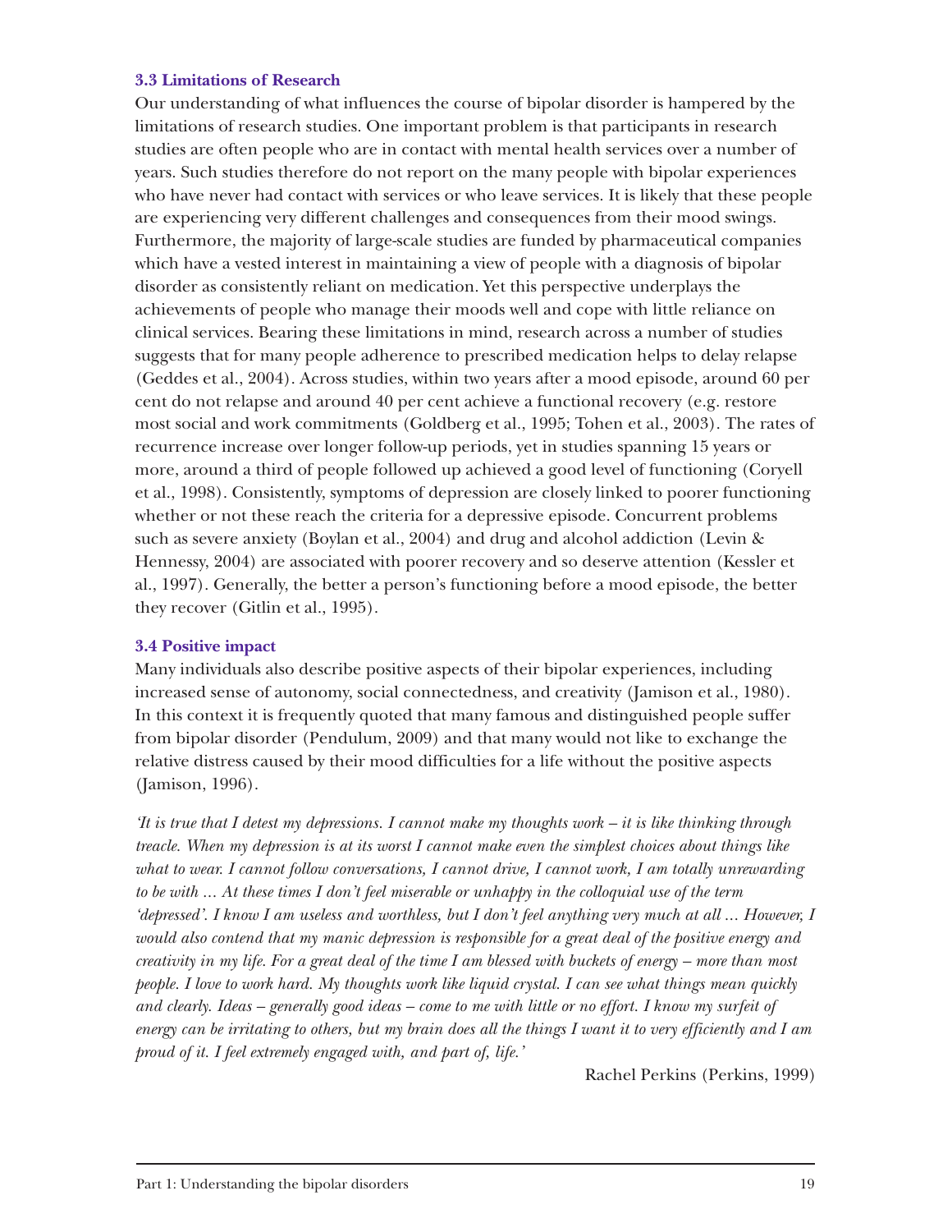### 3.3 Limitations of Research

Our understanding of what influences the course of bipolar disorder is hampered by the limitations of research studies. One important problem is that participants in research studies are often people who are in contact with mental health services over a number of years. Such studies therefore do not report on the many people with bipolar experiences who have never had contact with services or who leave services. It is likely that these people are experiencing very different challenges and consequences from their mood swings. Furthermore, the majority of large-scale studies are funded by pharmaceutical companies which have a vested interest in maintaining a view of people with a diagnosis of bipolar disorder as consistently reliant on medication. Yet this perspective underplays the achievements of people who manage their moods well and cope with little reliance on clinical services. Bearing these limitations in mind, research across a number of studies suggests that for many people adherence to prescribed medication helps to delay relapse (Geddes et al., 2004). Across studies, within two years after a mood episode, around 60 per cent do not relapse and around 40 per cent achieve a functional recovery (e.g. restore most social and work commitments (Goldberg et al., 1995; Tohen et al., 2003). The rates of recurrence increase over longer follow-up periods, yet in studies spanning 15 years or more, around a third of people followed up achieved a good level of functioning (Coryell et al., 1998). Consistently, symptoms of depression are closely linked to poorer functioning whether or not these reach the criteria for a depressive episode. Concurrent problems such as severe anxiety (Boylan et al., 2004) and drug and alcohol addiction (Levin & Hennessy, 2004) are associated with poorer recovery and so deserve attention (Kessler et al., 1997). Generally, the better a person's functioning before a mood episode, the better they recover (Gitlin et al., 1995).

### 3.4 Positive impact

Many individuals also describe positive aspects of their bipolar experiences, including increased sense of autonomy, social connectedness, and creativity (Jamison et al., 1980). In this context it is frequently quoted that many famous and distinguished people suffer from bipolar disorder (Pendulum, 2009) and that many would not like to exchange the relative distress caused by their mood difficulties for a life without the positive aspects (Jamison, 1996).

*'It is true that I detest my depressions. I cannot make my thoughts work – it is like thinking through treacle. When my depression is at its worst I cannot make even the simplest choices about things like what to wear. I cannot follow conversations, I cannot drive, I cannot work, I am totally unrewarding to be with ... At these times I don't feel miserable or unhappy in the colloquial use of the term 'depressed'. I know I am useless and worthless, but I don't feel anything very much at all ... However, I would also contend that my manic depression is responsible for a great deal of the positive energy and creativity in my life. For a great deal of the time I am blessed with buckets of energy – more than most people. I love to work hard. My thoughts work like liquid crystal. I can see what things mean quickly and clearly. Ideas – generally good ideas – come to me with little or no effort. I know my surfeit of energy can be irritating to others, but my brain does all the things I want it to very efficiently and I am proud of it. I feel extremely engaged with, and part of, life.'*

Rachel Perkins (Perkins, 1999)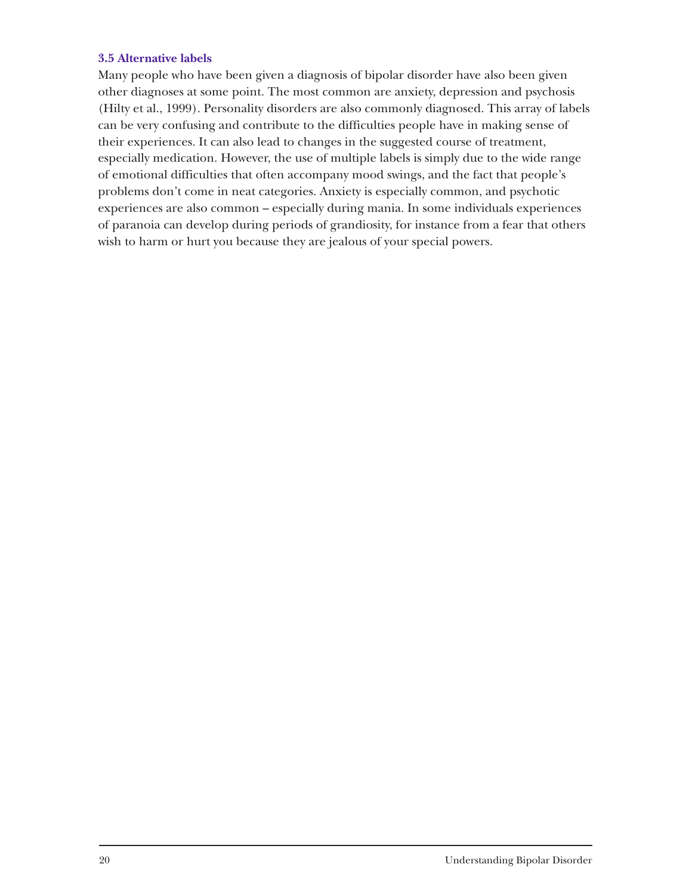### 3.5 Alternative labels

Many people who have been given a diagnosis of bipolar disorder have also been given other diagnoses at some point. The most common are anxiety, depression and psychosis (Hilty et al., 1999). Personality disorders are also commonly diagnosed. This array of labels can be very confusing and contribute to the difficulties people have in making sense of their experiences. It can also lead to changes in the suggested course of treatment, especially medication. However, the use of multiple labels is simply due to the wide range of emotional difficulties that often accompany mood swings, and the fact that people's problems don't come in neat categories. Anxiety is especially common, and psychotic experiences are also common – especially during mania. In some individuals experiences of paranoia can develop during periods of grandiosity, for instance from a fear that others wish to harm or hurt you because they are jealous of your special powers.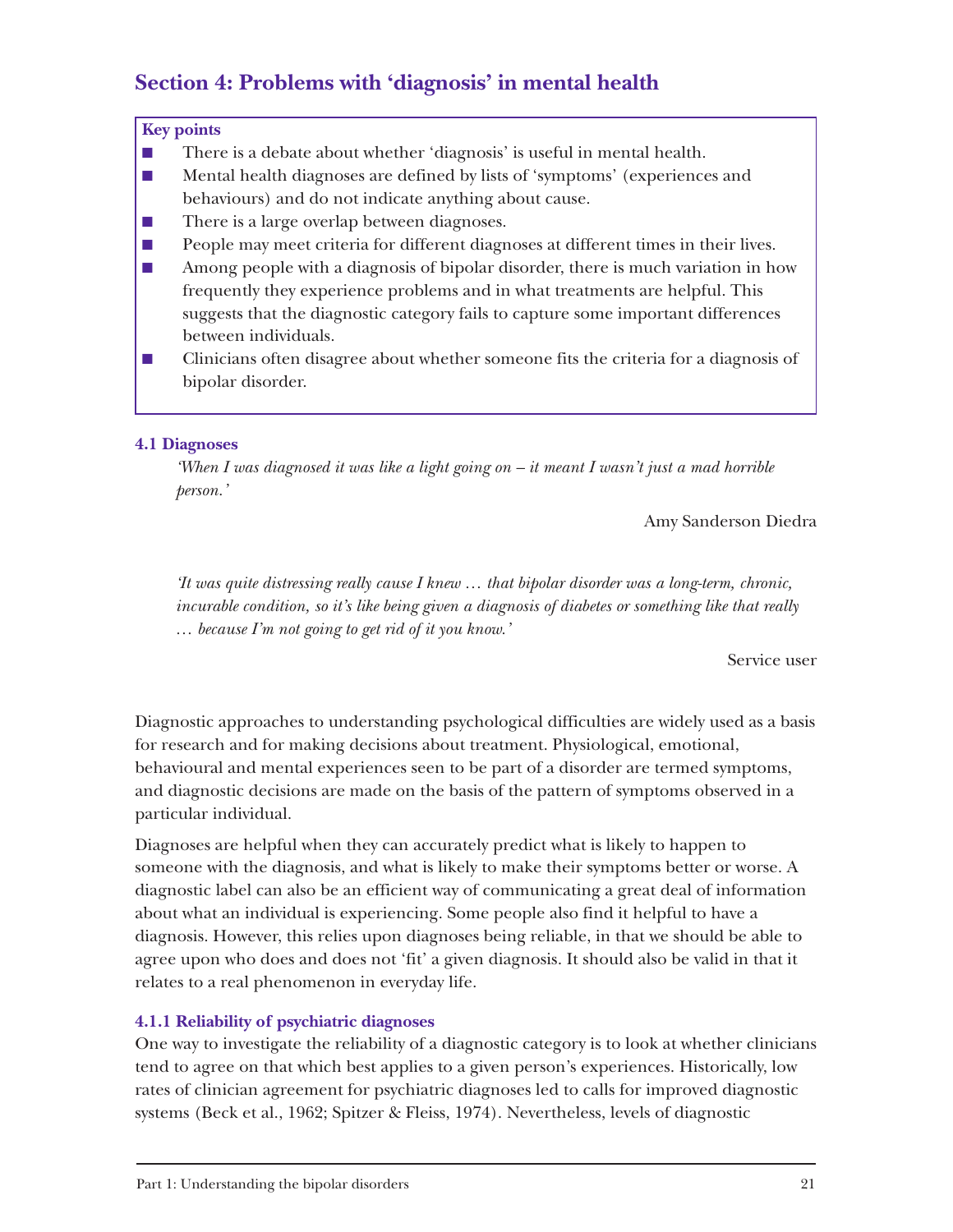## Section 4: Problems with 'diagnosis' in mental health

**Key points**

- There is a debate about whether 'diagnosis' is useful in mental health.
- Mental health diagnoses are defined by lists of 'symptoms' (experiences and behaviours) and do not indicate anything about cause.
- There is a large overlap between diagnoses.
- People may meet criteria for different diagnoses at different times in their lives.
- Among people with a diagnosis of bipolar disorder, there is much variation in how frequently they experience problems and in what treatments are helpful. This suggests that the diagnostic category fails to capture some important differences between individuals.
- Clinicians often disagree about whether someone fits the criteria for a diagnosis of bipolar disorder.

### 4.1 Diagnoses

> *'When I was diagnosed it was like a light going on – it meant I wasn't just a mad horrible person.'*
>
> Amy Sanderson Diedra

> *'It was quite distressing really cause I knew … that bipolar disorder was a long-term, chronic, incurable condition, so it's like being given a diagnosis of diabetes or something like that really … because I'm not going to get rid of it you know.'*
>
> Service user

Diagnostic approaches to understanding psychological difficulties are widely used as a basis for research and for making decisions about treatment. Physiological, emotional, behavioural and mental experiences seen to be part of a disorder are termed symptoms, and diagnostic decisions are made on the basis of the pattern of symptoms observed in a particular individual.

Diagnoses are helpful when they can accurately predict what is likely to happen to someone with the diagnosis, and what is likely to make their symptoms better or worse. A diagnostic label can also be an efficient way of communicating a great deal of information about what an individual is experiencing. Some people also find it helpful to have a diagnosis. However, this relies upon diagnoses being reliable, in that we should be able to agree upon who does and does not 'fit' a given diagnosis. It should also be valid in that it relates to a real phenomenon in everyday life.

#### 4.1.1 Reliability of psychiatric diagnoses

One way to investigate the reliability of a diagnostic category is to look at whether clinicians tend to agree on that which best applies to a given person's experiences. Historically, low rates of clinician agreement for psychiatric diagnoses led to calls for improved diagnostic systems (Beck et al., 1962; Spitzer & Fleiss, 1974). Nevertheless, levels of diagnostic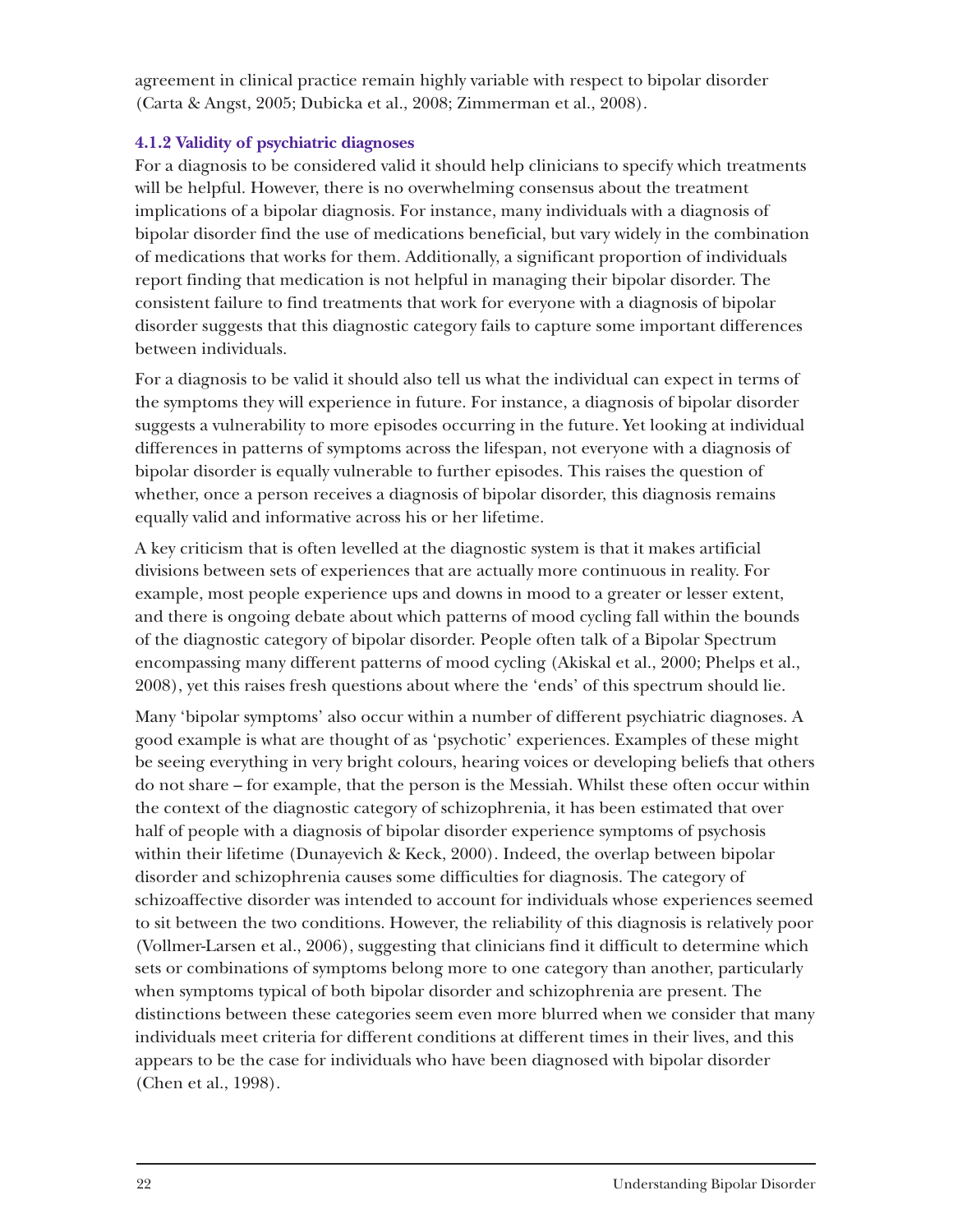agreement in clinical practice remain highly variable with respect to bipolar disorder (Carta & Angst, 2005; Dubicka et al., 2008; Zimmerman et al., 2008).

### 4.1.2 Validity of psychiatric diagnoses

For a diagnosis to be considered valid it should help clinicians to specify which treatments will be helpful. However, there is no overwhelming consensus about the treatment implications of a bipolar diagnosis. For instance, many individuals with a diagnosis of bipolar disorder find the use of medications beneficial, but vary widely in the combination of medications that works for them. Additionally, a significant proportion of individuals report finding that medication is not helpful in managing their bipolar disorder. The consistent failure to find treatments that work for everyone with a diagnosis of bipolar disorder suggests that this diagnostic category fails to capture some important differences between individuals.

For a diagnosis to be valid it should also tell us what the individual can expect in terms of the symptoms they will experience in future. For instance, a diagnosis of bipolar disorder suggests a vulnerability to more episodes occurring in the future. Yet looking at individual differences in patterns of symptoms across the lifespan, not everyone with a diagnosis of bipolar disorder is equally vulnerable to further episodes. This raises the question of whether, once a person receives a diagnosis of bipolar disorder, this diagnosis remains equally valid and informative across his or her lifetime.

A key criticism that is often levelled at the diagnostic system is that it makes artificial divisions between sets of experiences that are actually more continuous in reality. For example, most people experience ups and downs in mood to a greater or lesser extent, and there is ongoing debate about which patterns of mood cycling fall within the bounds of the diagnostic category of bipolar disorder. People often talk of a Bipolar Spectrum encompassing many different patterns of mood cycling (Akiskal et al., 2000; Phelps et al., 2008), yet this raises fresh questions about where the 'ends' of this spectrum should lie.

Many 'bipolar symptoms' also occur within a number of different psychiatric diagnoses. A good example is what are thought of as 'psychotic' experiences. Examples of these might be seeing everything in very bright colours, hearing voices or developing beliefs that others do not share – for example, that the person is the Messiah. Whilst these often occur within the context of the diagnostic category of schizophrenia, it has been estimated that over half of people with a diagnosis of bipolar disorder experience symptoms of psychosis within their lifetime (Dunayevich & Keck, 2000). Indeed, the overlap between bipolar disorder and schizophrenia causes some difficulties for diagnosis. The category of schizoaffective disorder was intended to account for individuals whose experiences seemed to sit between the two conditions. However, the reliability of this diagnosis is relatively poor (Vollmer-Larsen et al., 2006), suggesting that clinicians find it difficult to determine which sets or combinations of symptoms belong more to one category than another, particularly when symptoms typical of both bipolar disorder and schizophrenia are present. The distinctions between these categories seem even more blurred when we consider that many individuals meet criteria for different conditions at different times in their lives, and this appears to be the case for individuals who have been diagnosed with bipolar disorder (Chen et al., 1998).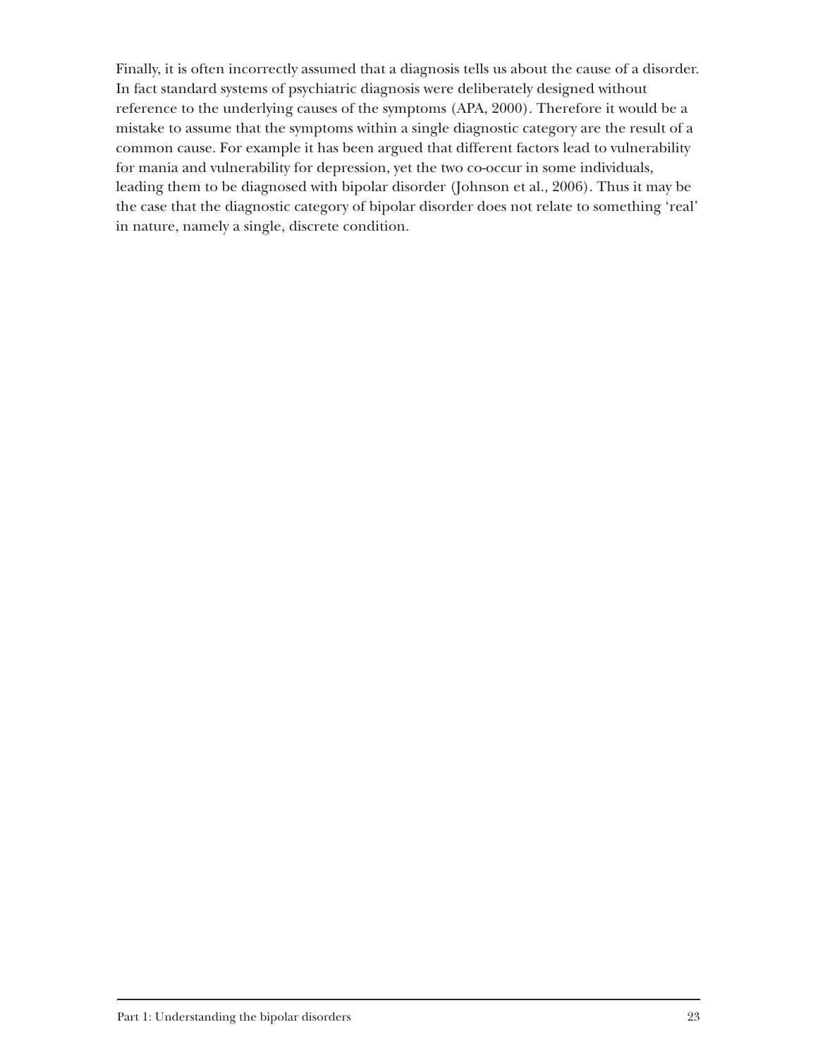Finally, it is often incorrectly assumed that a diagnosis tells us about the cause of a disorder. In fact standard systems of psychiatric diagnosis were deliberately designed without reference to the underlying causes of the symptoms (APA, 2000). Therefore it would be a mistake to assume that the symptoms within a single diagnostic category are the result of a common cause. For example it has been argued that different factors lead to vulnerability for mania and vulnerability for depression, yet the two co-occur in some individuals, leading them to be diagnosed with bipolar disorder (Johnson et al., 2006). Thus it may be the case that the diagnostic category of bipolar disorder does not relate to something 'real' in nature, namely a single, discrete condition.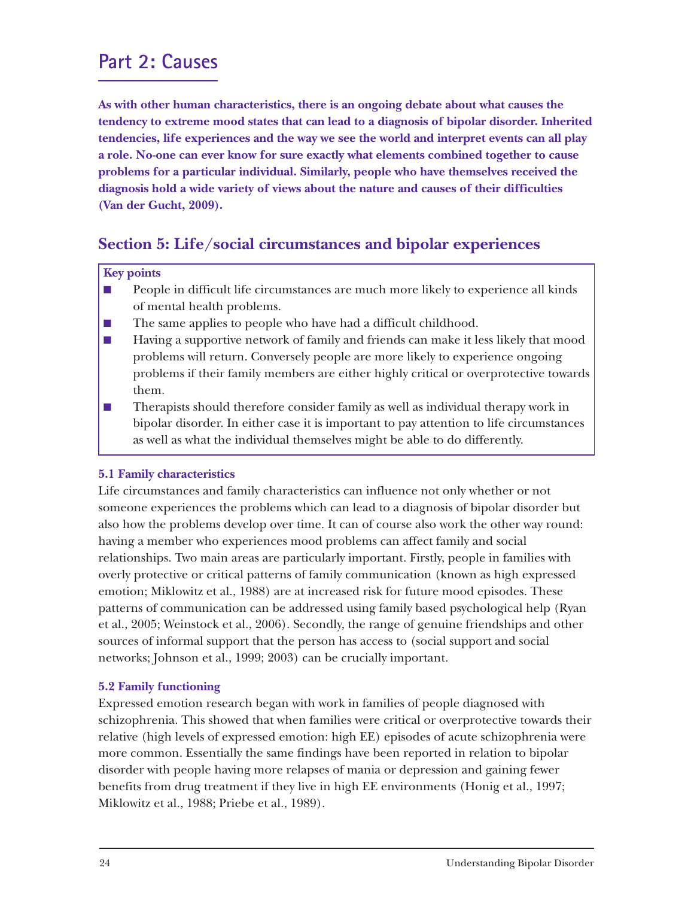# Part 2: Causes

**As with other human characteristics, there is an ongoing debate about what causes the tendency to extreme mood states that can lead to a diagnosis of bipolar disorder. Inherited tendencies, life experiences and the way we see the world and interpret events can all play a role. No-one can ever know for sure exactly what elements combined together to cause problems for a particular individual. Similarly, people who have themselves received the diagnosis hold a wide variety of views about the nature and causes of their difficulties (Van der Gucht, 2009).**

## Section 5: Life/social circumstances and bipolar experiences

**Key points**

- People in difficult life circumstances are much more likely to experience all kinds of mental health problems.
- The same applies to people who have had a difficult childhood.
- Having a supportive network of family and friends can make it less likely that mood problems will return. Conversely people are more likely to experience ongoing problems if their family members are either highly critical or overprotective towards them.
- Therapists should therefore consider family as well as individual therapy work in bipolar disorder. In either case it is important to pay attention to life circumstances as well as what the individual themselves might be able to do differently.

### 5.1 Family characteristics

Life circumstances and family characteristics can influence not only whether or not someone experiences the problems which can lead to a diagnosis of bipolar disorder but also how the problems develop over time. It can of course also work the other way round: having a member who experiences mood problems can affect family and social relationships. Two main areas are particularly important. Firstly, people in families with overly protective or critical patterns of family communication (known as high expressed emotion; Miklowitz et al., 1988) are at increased risk for future mood episodes. These patterns of communication can be addressed using family based psychological help (Ryan et al., 2005; Weinstock et al., 2006). Secondly, the range of genuine friendships and other sources of informal support that the person has access to (social support and social networks; Johnson et al., 1999; 2003) can be crucially important.

### 5.2 Family functioning

Expressed emotion research began with work in families of people diagnosed with schizophrenia. This showed that when families were critical or overprotective towards their relative (high levels of expressed emotion: high EE) episodes of acute schizophrenia were more common. Essentially the same findings have been reported in relation to bipolar disorder with people having more relapses of mania or depression and gaining fewer benefits from drug treatment if they live in high EE environments (Honig et al., 1997; Miklowitz et al., 1988; Priebe et al., 1989).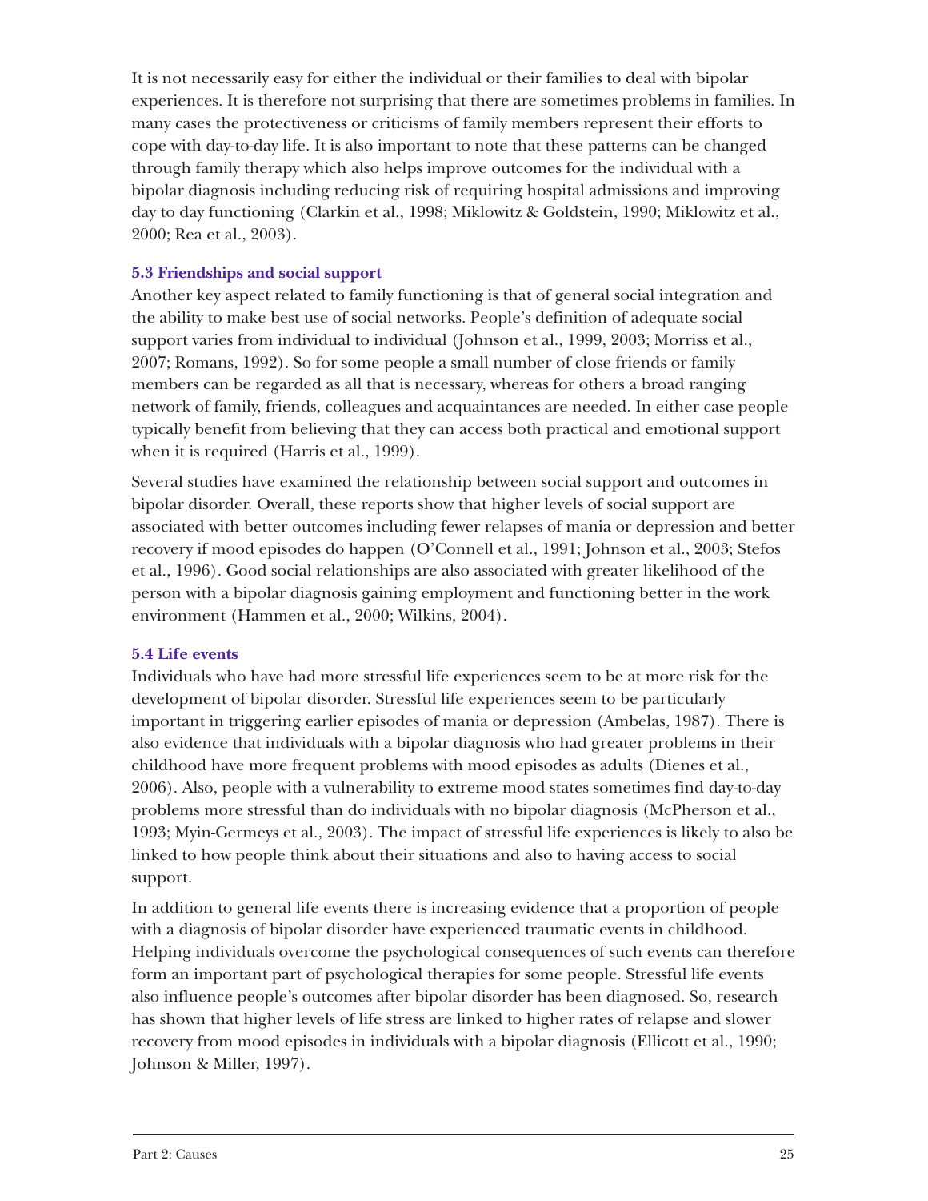It is not necessarily easy for either the individual or their families to deal with bipolar experiences. It is therefore not surprising that there are sometimes problems in families. In many cases the protectiveness or criticisms of family members represent their efforts to cope with day-to-day life. It is also important to note that these patterns can be changed through family therapy which also helps improve outcomes for the individual with a bipolar diagnosis including reducing risk of requiring hospital admissions and improving day to day functioning (Clarkin et al., 1998; Miklowitz & Goldstein, 1990; Miklowitz et al., 2000; Rea et al., 2003).

### 5.3 Friendships and social support

Another key aspect related to family functioning is that of general social integration and the ability to make best use of social networks. People's definition of adequate social support varies from individual to individual (Johnson et al., 1999, 2003; Morriss et al., 2007; Romans, 1992). So for some people a small number of close friends or family members can be regarded as all that is necessary, whereas for others a broad ranging network of family, friends, colleagues and acquaintances are needed. In either case people typically benefit from believing that they can access both practical and emotional support when it is required (Harris et al., 1999).

Several studies have examined the relationship between social support and outcomes in bipolar disorder. Overall, these reports show that higher levels of social support are associated with better outcomes including fewer relapses of mania or depression and better recovery if mood episodes do happen (O'Connell et al., 1991; Johnson et al., 2003; Stefos et al., 1996). Good social relationships are also associated with greater likelihood of the person with a bipolar diagnosis gaining employment and functioning better in the work environment (Hammen et al., 2000; Wilkins, 2004).

### 5.4 Life events

Individuals who have had more stressful life experiences seem to be at more risk for the development of bipolar disorder. Stressful life experiences seem to be particularly important in triggering earlier episodes of mania or depression (Ambelas, 1987). There is also evidence that individuals with a bipolar diagnosis who had greater problems in their childhood have more frequent problems with mood episodes as adults (Dienes et al., 2006). Also, people with a vulnerability to extreme mood states sometimes find day-to-day problems more stressful than do individuals with no bipolar diagnosis (McPherson et al., 1993; Myin-Germeys et al., 2003). The impact of stressful life experiences is likely to also be linked to how people think about their situations and also to having access to social support.

In addition to general life events there is increasing evidence that a proportion of people with a diagnosis of bipolar disorder have experienced traumatic events in childhood. Helping individuals overcome the psychological consequences of such events can therefore form an important part of psychological therapies for some people. Stressful life events also influence people's outcomes after bipolar disorder has been diagnosed. So, research has shown that higher levels of life stress are linked to higher rates of relapse and slower recovery from mood episodes in individuals with a bipolar diagnosis (Ellicott et al., 1990; Johnson & Miller, 1997).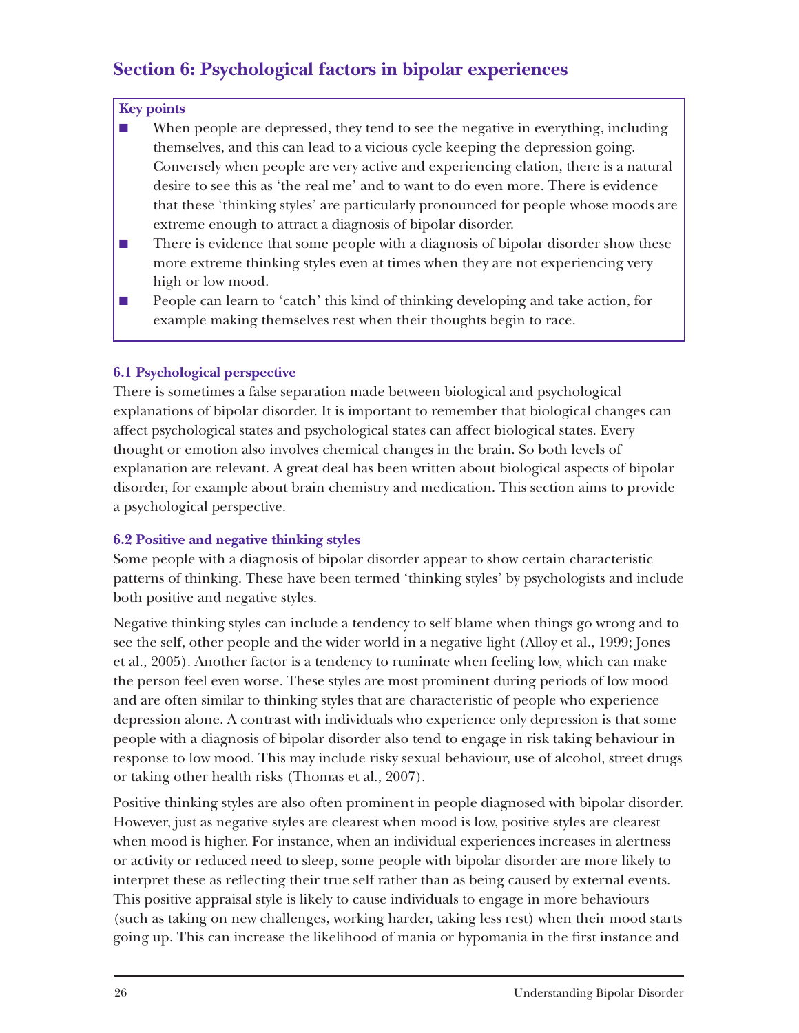## Section 6: Psychological factors in bipolar experiences

**Key points**

- When people are depressed, they tend to see the negative in everything, including themselves, and this can lead to a vicious cycle keeping the depression going. Conversely when people are very active and experiencing elation, there is a natural desire to see this as 'the real me' and to want to do even more. There is evidence that these 'thinking styles' are particularly pronounced for people whose moods are extreme enough to attract a diagnosis of bipolar disorder.
- There is evidence that some people with a diagnosis of bipolar disorder show these more extreme thinking styles even at times when they are not experiencing very high or low mood.
- People can learn to 'catch' this kind of thinking developing and take action, for example making themselves rest when their thoughts begin to race.

### 6.1 Psychological perspective

There is sometimes a false separation made between biological and psychological explanations of bipolar disorder. It is important to remember that biological changes can affect psychological states and psychological states can affect biological states. Every thought or emotion also involves chemical changes in the brain. So both levels of explanation are relevant. A great deal has been written about biological aspects of bipolar disorder, for example about brain chemistry and medication. This section aims to provide a psychological perspective.

### 6.2 Positive and negative thinking styles

Some people with a diagnosis of bipolar disorder appear to show certain characteristic patterns of thinking. These have been termed 'thinking styles' by psychologists and include both positive and negative styles.

Negative thinking styles can include a tendency to self blame when things go wrong and to see the self, other people and the wider world in a negative light (Alloy et al., 1999; Jones et al., 2005). Another factor is a tendency to ruminate when feeling low, which can make the person feel even worse. These styles are most prominent during periods of low mood and are often similar to thinking styles that are characteristic of people who experience depression alone. A contrast with individuals who experience only depression is that some people with a diagnosis of bipolar disorder also tend to engage in risk taking behaviour in response to low mood. This may include risky sexual behaviour, use of alcohol, street drugs or taking other health risks (Thomas et al., 2007).

Positive thinking styles are also often prominent in people diagnosed with bipolar disorder. However, just as negative styles are clearest when mood is low, positive styles are clearest when mood is higher. For instance, when an individual experiences increases in alertness or activity or reduced need to sleep, some people with bipolar disorder are more likely to interpret these as reflecting their true self rather than as being caused by external events. This positive appraisal style is likely to cause individuals to engage in more behaviours (such as taking on new challenges, working harder, taking less rest) when their mood starts going up. This can increase the likelihood of mania or hypomania in the first instance and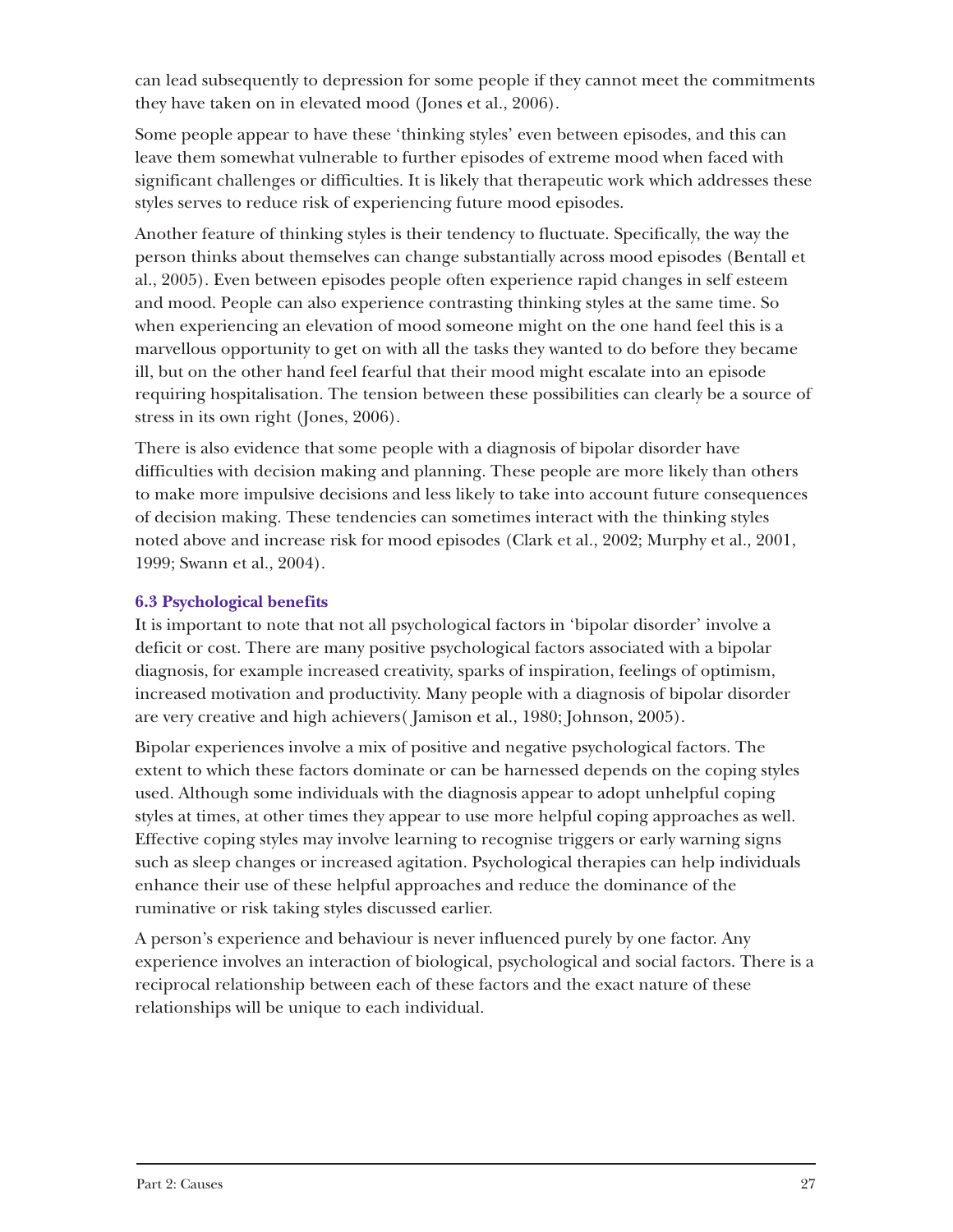can lead subsequently to depression for some people if they cannot meet the commitments they have taken on in elevated mood (Jones et al., 2006).

Some people appear to have these 'thinking styles' even between episodes, and this can leave them somewhat vulnerable to further episodes of extreme mood when faced with significant challenges or difficulties. It is likely that therapeutic work which addresses these styles serves to reduce risk of experiencing future mood episodes.

Another feature of thinking styles is their tendency to fluctuate. Specifically, the way the person thinks about themselves can change substantially across mood episodes (Bentall et al., 2005). Even between episodes people often experience rapid changes in self esteem and mood. People can also experience contrasting thinking styles at the same time. So when experiencing an elevation of mood someone might on the one hand feel this is a marvellous opportunity to get on with all the tasks they wanted to do before they became ill, but on the other hand feel fearful that their mood might escalate into an episode requiring hospitalisation. The tension between these possibilities can clearly be a source of stress in its own right (Jones, 2006).

There is also evidence that some people with a diagnosis of bipolar disorder have difficulties with decision making and planning. These people are more likely than others to make more impulsive decisions and less likely to take into account future consequences of decision making. These tendencies can sometimes interact with the thinking styles noted above and increase risk for mood episodes (Clark et al., 2002; Murphy et al., 2001, 1999; Swann et al., 2004).

### 6.3 Psychological benefits

It is important to note that not all psychological factors in 'bipolar disorder' involve a deficit or cost. There are many positive psychological factors associated with a bipolar diagnosis, for example increased creativity, sparks of inspiration, feelings of optimism, increased motivation and productivity. Many people with a diagnosis of bipolar disorder are very creative and high achievers( Jamison et al., 1980; Johnson, 2005).

Bipolar experiences involve a mix of positive and negative psychological factors. The extent to which these factors dominate or can be harnessed depends on the coping styles used. Although some individuals with the diagnosis appear to adopt unhelpful coping styles at times, at other times they appear to use more helpful coping approaches as well. Effective coping styles may involve learning to recognise triggers or early warning signs such as sleep changes or increased agitation. Psychological therapies can help individuals enhance their use of these helpful approaches and reduce the dominance of the ruminative or risk taking styles discussed earlier.

A person's experience and behaviour is never influenced purely by one factor. Any experience involves an interaction of biological, psychological and social factors. There is a reciprocal relationship between each of these factors and the exact nature of these relationships will be unique to each individual.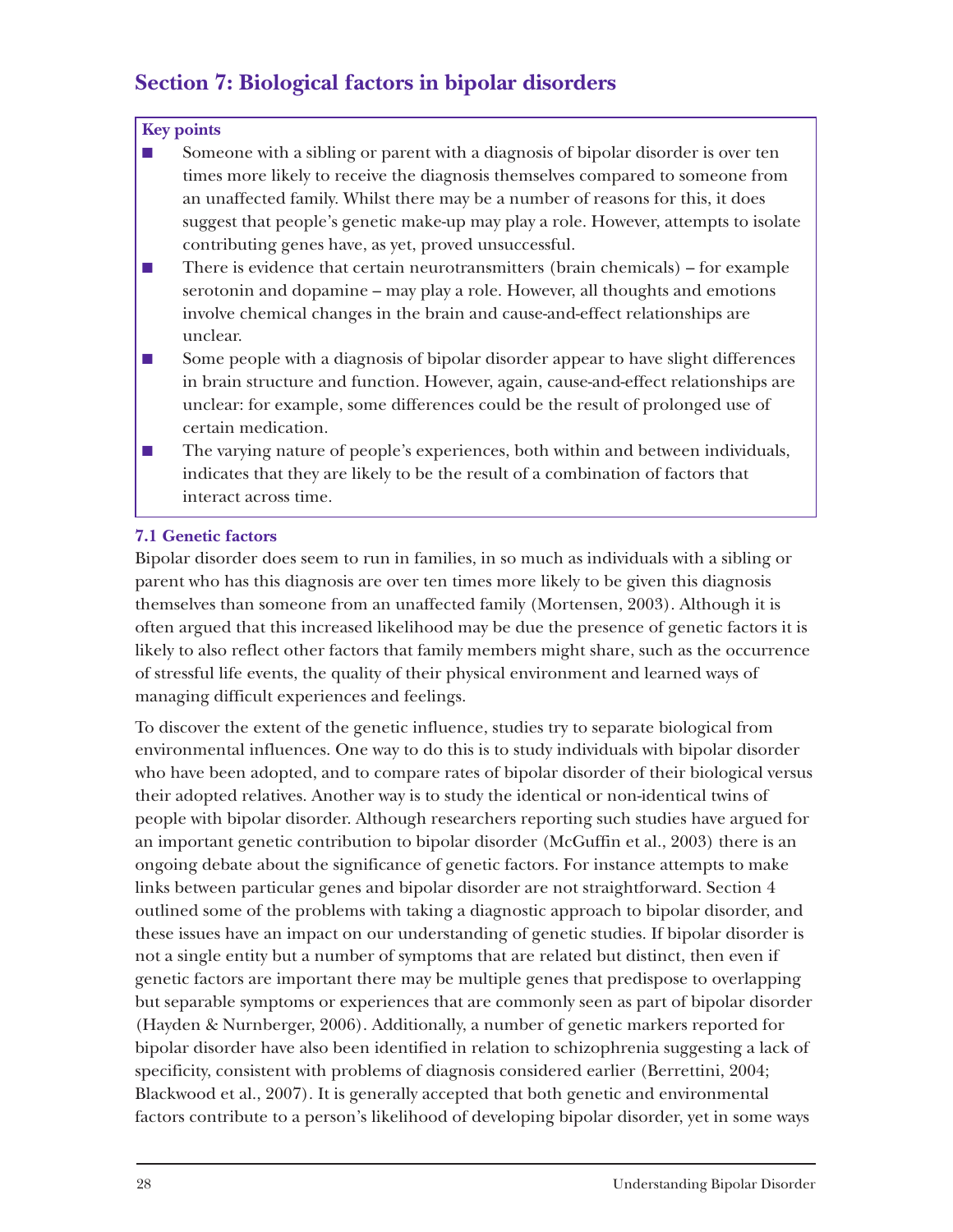## Section 7: Biological factors in bipolar disorders

**Key points**

- Someone with a sibling or parent with a diagnosis of bipolar disorder is over ten times more likely to receive the diagnosis themselves compared to someone from an unaffected family. Whilst there may be a number of reasons for this, it does suggest that people's genetic make-up may play a role. However, attempts to isolate contributing genes have, as yet, proved unsuccessful.
- There is evidence that certain neurotransmitters (brain chemicals) – for example serotonin and dopamine – may play a role. However, all thoughts and emotions involve chemical changes in the brain and cause-and-effect relationships are unclear.
- Some people with a diagnosis of bipolar disorder appear to have slight differences in brain structure and function. However, again, cause-and-effect relationships are unclear: for example, some differences could be the result of prolonged use of certain medication.
- The varying nature of people's experiences, both within and between individuals, indicates that they are likely to be the result of a combination of factors that interact across time.

### 7.1 Genetic factors

Bipolar disorder does seem to run in families, in so much as individuals with a sibling or parent who has this diagnosis are over ten times more likely to be given this diagnosis themselves than someone from an unaffected family (Mortensen, 2003). Although it is often argued that this increased likelihood may be due the presence of genetic factors it is likely to also reflect other factors that family members might share, such as the occurrence of stressful life events, the quality of their physical environment and learned ways of managing difficult experiences and feelings.

To discover the extent of the genetic influence, studies try to separate biological from environmental influences. One way to do this is to study individuals with bipolar disorder who have been adopted, and to compare rates of bipolar disorder of their biological versus their adopted relatives. Another way is to study the identical or non-identical twins of people with bipolar disorder. Although researchers reporting such studies have argued for an important genetic contribution to bipolar disorder (McGuffin et al., 2003) there is an ongoing debate about the significance of genetic factors. For instance attempts to make links between particular genes and bipolar disorder are not straightforward. Section 4 outlined some of the problems with taking a diagnostic approach to bipolar disorder, and these issues have an impact on our understanding of genetic studies. If bipolar disorder is not a single entity but a number of symptoms that are related but distinct, then even if genetic factors are important there may be multiple genes that predispose to overlapping but separable symptoms or experiences that are commonly seen as part of bipolar disorder (Hayden & Nurnberger, 2006). Additionally, a number of genetic markers reported for bipolar disorder have also been identified in relation to schizophrenia suggesting a lack of specificity, consistent with problems of diagnosis considered earlier (Berrettini, 2004; Blackwood et al., 2007). It is generally accepted that both genetic and environmental factors contribute to a person's likelihood of developing bipolar disorder, yet in some ways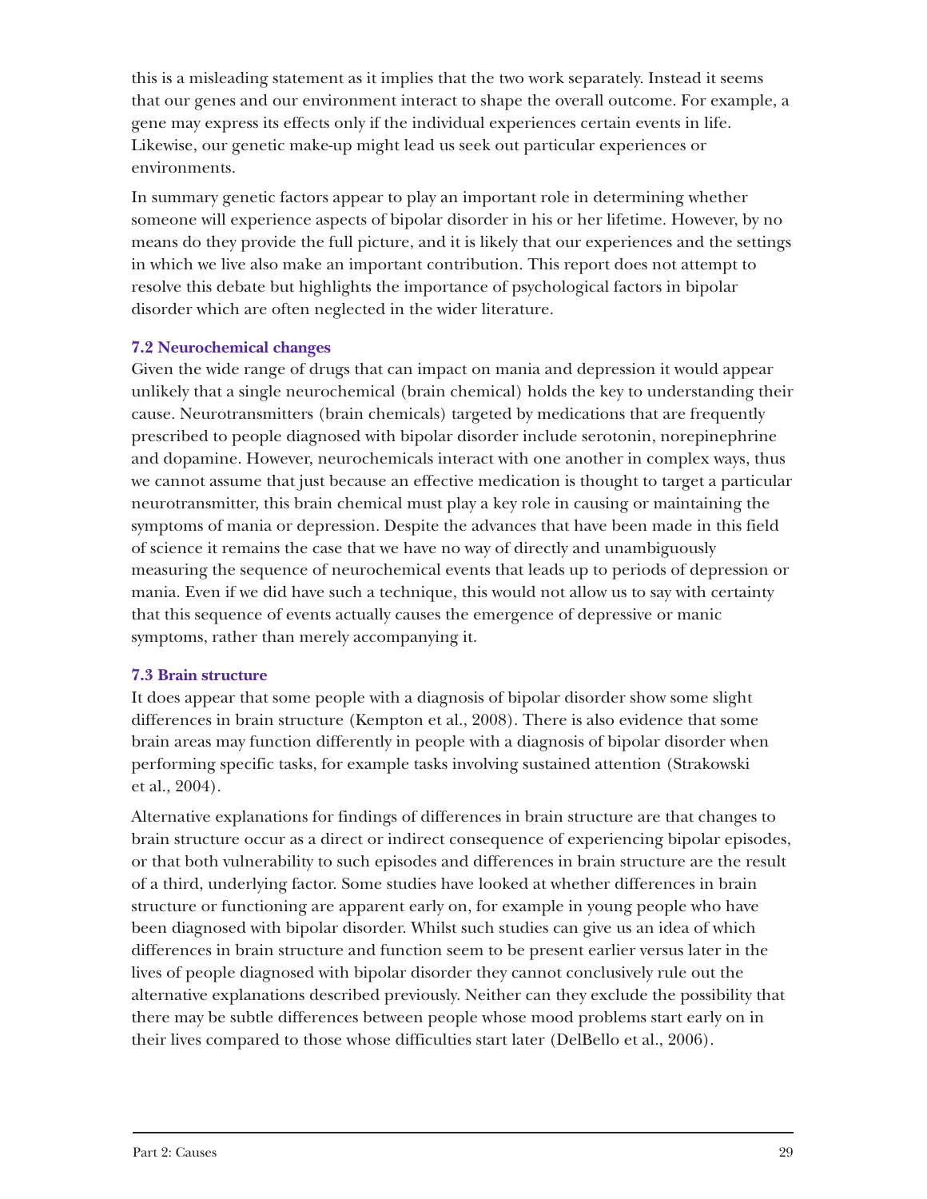this is a misleading statement as it implies that the two work separately. Instead it seems that our genes and our environment interact to shape the overall outcome. For example, a gene may express its effects only if the individual experiences certain events in life. Likewise, our genetic make-up might lead us seek out particular experiences or environments.

In summary genetic factors appear to play an important role in determining whether someone will experience aspects of bipolar disorder in his or her lifetime. However, by no means do they provide the full picture, and it is likely that our experiences and the settings in which we live also make an important contribution. This report does not attempt to resolve this debate but highlights the importance of psychological factors in bipolar disorder which are often neglected in the wider literature.

### 7.2 Neurochemical changes

Given the wide range of drugs that can impact on mania and depression it would appear unlikely that a single neurochemical (brain chemical) holds the key to understanding their cause. Neurotransmitters (brain chemicals) targeted by medications that are frequently prescribed to people diagnosed with bipolar disorder include serotonin, norepinephrine and dopamine. However, neurochemicals interact with one another in complex ways, thus we cannot assume that just because an effective medication is thought to target a particular neurotransmitter, this brain chemical must play a key role in causing or maintaining the symptoms of mania or depression. Despite the advances that have been made in this field of science it remains the case that we have no way of directly and unambiguously measuring the sequence of neurochemical events that leads up to periods of depression or mania. Even if we did have such a technique, this would not allow us to say with certainty that this sequence of events actually causes the emergence of depressive or manic symptoms, rather than merely accompanying it.

### 7.3 Brain structure

It does appear that some people with a diagnosis of bipolar disorder show some slight differences in brain structure (Kempton et al., 2008). There is also evidence that some brain areas may function differently in people with a diagnosis of bipolar disorder when performing specific tasks, for example tasks involving sustained attention (Strakowski et al., 2004).

Alternative explanations for findings of differences in brain structure are that changes to brain structure occur as a direct or indirect consequence of experiencing bipolar episodes, or that both vulnerability to such episodes and differences in brain structure are the result of a third, underlying factor. Some studies have looked at whether differences in brain structure or functioning are apparent early on, for example in young people who have been diagnosed with bipolar disorder. Whilst such studies can give us an idea of which differences in brain structure and function seem to be present earlier versus later in the lives of people diagnosed with bipolar disorder they cannot conclusively rule out the alternative explanations described previously. Neither can they exclude the possibility that there may be subtle differences between people whose mood problems start early on in their lives compared to those whose difficulties start later (DelBello et al., 2006).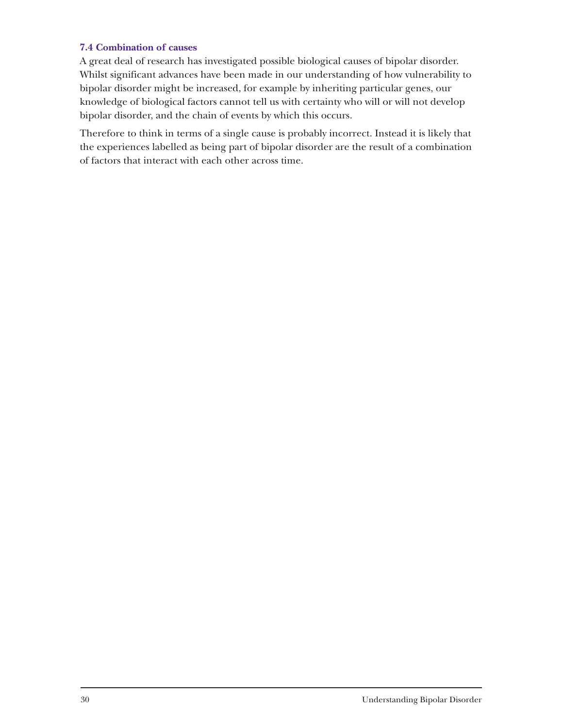### 7.4 Combination of causes

A great deal of research has investigated possible biological causes of bipolar disorder. Whilst significant advances have been made in our understanding of how vulnerability to bipolar disorder might be increased, for example by inheriting particular genes, our knowledge of biological factors cannot tell us with certainty who will or will not develop bipolar disorder, and the chain of events by which this occurs.

Therefore to think in terms of a single cause is probably incorrect. Instead it is likely that the experiences labelled as being part of bipolar disorder are the result of a combination of factors that interact with each other across time.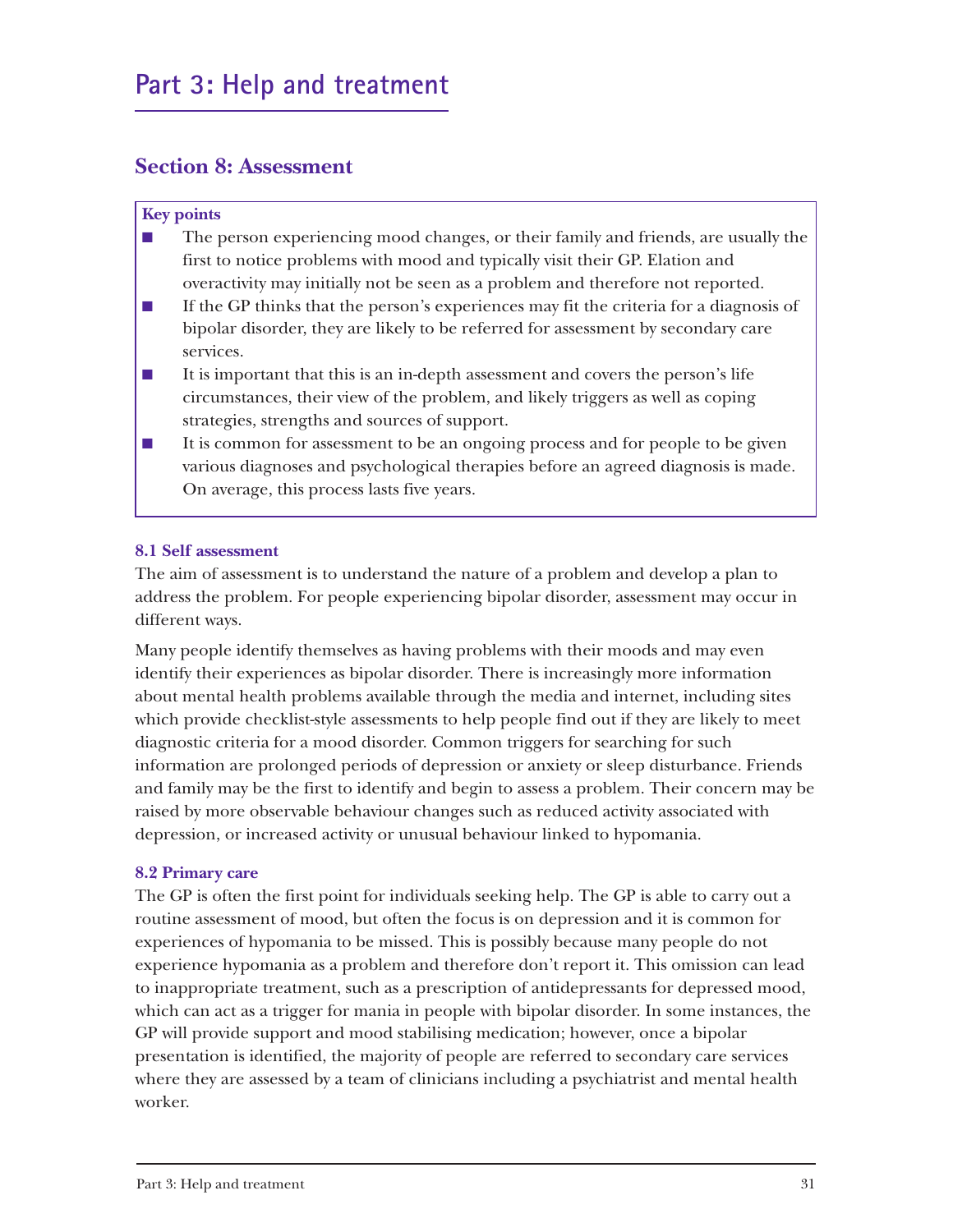# Part 3: Help and treatment

## Section 8: Assessment

**Key points**

- The person experiencing mood changes, or their family and friends, are usually the first to notice problems with mood and typically visit their GP. Elation and overactivity may initially not be seen as a problem and therefore not reported.
- If the GP thinks that the person's experiences may fit the criteria for a diagnosis of bipolar disorder, they are likely to be referred for assessment by secondary care services.
- It is important that this is an in-depth assessment and covers the person's life circumstances, their view of the problem, and likely triggers as well as coping strategies, strengths and sources of support.
- It is common for assessment to be an ongoing process and for people to be given various diagnoses and psychological therapies before an agreed diagnosis is made. On average, this process lasts five years.

### 8.1 Self assessment

The aim of assessment is to understand the nature of a problem and develop a plan to address the problem. For people experiencing bipolar disorder, assessment may occur in different ways.

Many people identify themselves as having problems with their moods and may even identify their experiences as bipolar disorder. There is increasingly more information about mental health problems available through the media and internet, including sites which provide checklist-style assessments to help people find out if they are likely to meet diagnostic criteria for a mood disorder. Common triggers for searching for such information are prolonged periods of depression or anxiety or sleep disturbance. Friends and family may be the first to identify and begin to assess a problem. Their concern may be raised by more observable behaviour changes such as reduced activity associated with depression, or increased activity or unusual behaviour linked to hypomania.

### 8.2 Primary care

The GP is often the first point for individuals seeking help. The GP is able to carry out a routine assessment of mood, but often the focus is on depression and it is common for experiences of hypomania to be missed. This is possibly because many people do not experience hypomania as a problem and therefore don't report it. This omission can lead to inappropriate treatment, such as a prescription of antidepressants for depressed mood, which can act as a trigger for mania in people with bipolar disorder. In some instances, the GP will provide support and mood stabilising medication; however, once a bipolar presentation is identified, the majority of people are referred to secondary care services where they are assessed by a team of clinicians including a psychiatrist and mental health worker.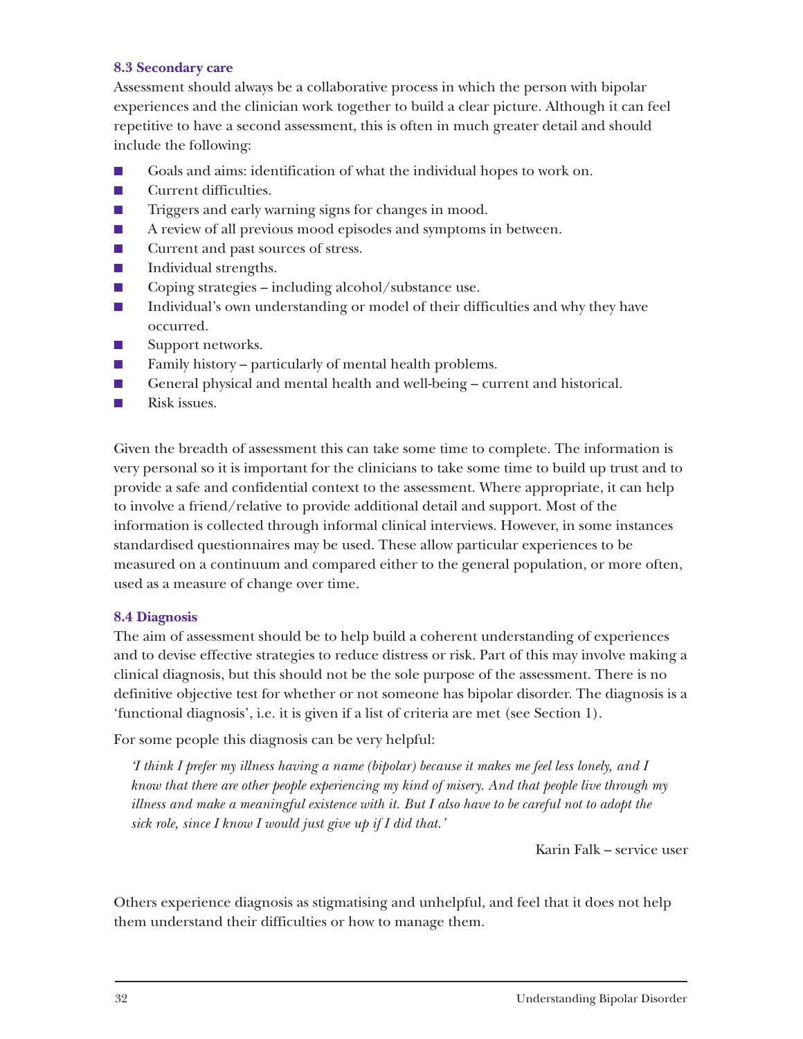### 8.3 Secondary care

Assessment should always be a collaborative process in which the person with bipolar experiences and the clinician work together to build a clear picture. Although it can feel repetitive to have a second assessment, this is often in much greater detail and should include the following:

- Goals and aims: identification of what the individual hopes to work on.
- Current difficulties.
- Triggers and early warning signs for changes in mood.
- A review of all previous mood episodes and symptoms in between.
- Current and past sources of stress.
- Individual strengths.
- Coping strategies – including alcohol/substance use.
- Individual's own understanding or model of their difficulties and why they have occurred.
- Support networks.
- Family history – particularly of mental health problems.
- General physical and mental health and well-being – current and historical.
- Risk issues.

Given the breadth of assessment this can take some time to complete. The information is very personal so it is important for the clinicians to take some time to build up trust and to provide a safe and confidential context to the assessment. Where appropriate, it can help to involve a friend/relative to provide additional detail and support. Most of the information is collected through informal clinical interviews. However, in some instances standardised questionnaires may be used. These allow particular experiences to be measured on a continuum and compared either to the general population, or more often, used as a measure of change over time.

### 8.4 Diagnosis

The aim of assessment should be to help build a coherent understanding of experiences and to devise effective strategies to reduce distress or risk. Part of this may involve making a clinical diagnosis, but this should not be the sole purpose of the assessment. There is no definitive objective test for whether or not someone has bipolar disorder. The diagnosis is a 'functional diagnosis', i.e. it is given if a list of criteria are met (see Section 1).

For some people this diagnosis can be very helpful:

> *'I think I prefer my illness having a name (bipolar) because it makes me feel less lonely, and I know that there are other people experiencing my kind of misery. And that people live through my illness and make a meaningful existence with it. But I also have to be careful not to adopt the sick role, since I know I would just give up if I did that.'*
>
> Karin Falk – service user

Others experience diagnosis as stigmatising and unhelpful, and feel that it does not help them understand their difficulties or how to manage them.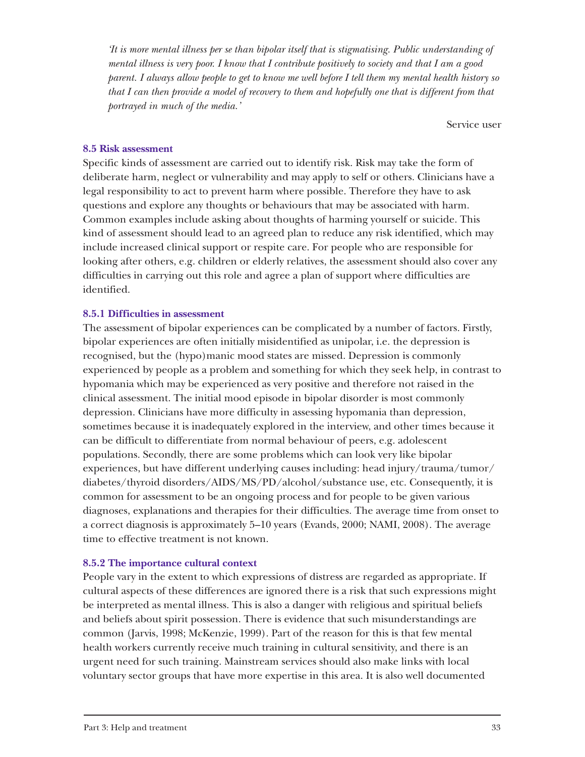*'It is more mental illness per se than bipolar itself that is stigmatising. Public understanding of mental illness is very poor. I know that I contribute positively to society and that I am a good parent. I always allow people to get to know me well before I tell them my mental health history so that I can then provide a model of recovery to them and hopefully one that is different from that portrayed in much of the media.'*

Service user

### 8.5 Risk assessment

Specific kinds of assessment are carried out to identify risk. Risk may take the form of deliberate harm, neglect or vulnerability and may apply to self or others. Clinicians have a legal responsibility to act to prevent harm where possible. Therefore they have to ask questions and explore any thoughts or behaviours that may be associated with harm. Common examples include asking about thoughts of harming yourself or suicide. This kind of assessment should lead to an agreed plan to reduce any risk identified, which may include increased clinical support or respite care. For people who are responsible for looking after others, e.g. children or elderly relatives, the assessment should also cover any difficulties in carrying out this role and agree a plan of support where difficulties are identified.

#### 8.5.1 Difficulties in assessment

The assessment of bipolar experiences can be complicated by a number of factors. Firstly, bipolar experiences are often initially misidentified as unipolar, i.e. the depression is recognised, but the (hypo)manic mood states are missed. Depression is commonly experienced by people as a problem and something for which they seek help, in contrast to hypomania which may be experienced as very positive and therefore not raised in the clinical assessment. The initial mood episode in bipolar disorder is most commonly depression. Clinicians have more difficulty in assessing hypomania than depression, sometimes because it is inadequately explored in the interview, and other times because it can be difficult to differentiate from normal behaviour of peers, e.g. adolescent populations. Secondly, there are some problems which can look very like bipolar experiences, but have different underlying causes including: head injury/trauma/tumor/diabetes/thyroid disorders/AIDS/MS/PD/alcohol/substance use, etc. Consequently, it is common for assessment to be an ongoing process and for people to be given various diagnoses, explanations and therapies for their difficulties. The average time from onset to a correct diagnosis is approximately 5–10 years (Evands, 2000; NAMI, 2008). The average time to effective treatment is not known.

#### 8.5.2 The importance cultural context

People vary in the extent to which expressions of distress are regarded as appropriate. If cultural aspects of these differences are ignored there is a risk that such expressions might be interpreted as mental illness. This is also a danger with religious and spiritual beliefs and beliefs about spirit possession. There is evidence that such misunderstandings are common (Jarvis, 1998; McKenzie, 1999). Part of the reason for this is that few mental health workers currently receive much training in cultural sensitivity, and there is an urgent need for such training. Mainstream services should also make links with local voluntary sector groups that have more expertise in this area. It is also well documented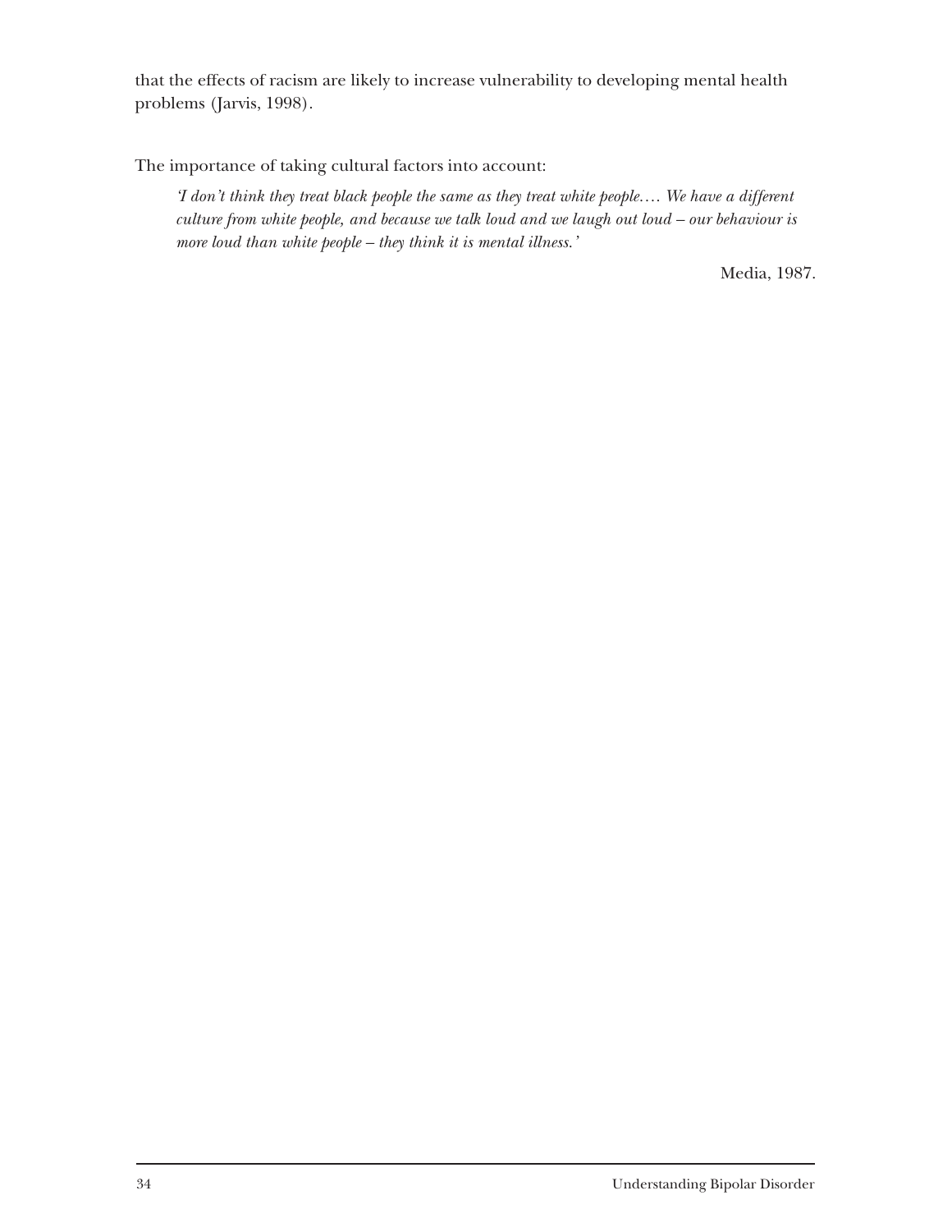that the effects of racism are likely to increase vulnerability to developing mental health problems (Jarvis, 1998).

The importance of taking cultural factors into account:

> *'I don't think they treat black people the same as they treat white people.… We have a different culture from white people, and because we talk loud and we laugh out loud – our behaviour is more loud than white people – they think it is mental illness.'*

Media, 1987.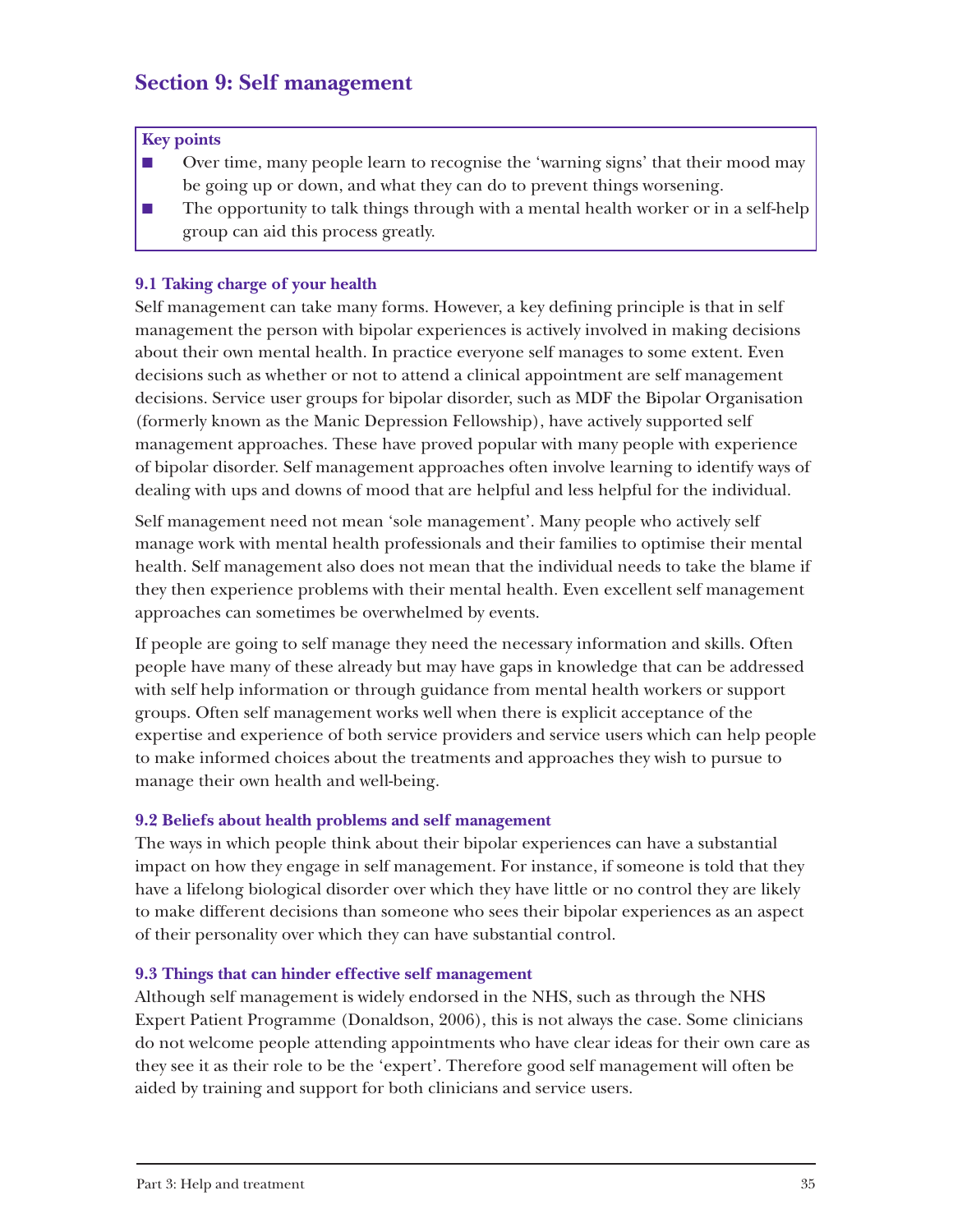## Section 9: Self management

**Key points**

- Over time, many people learn to recognise the 'warning signs' that their mood may be going up or down, and what they can do to prevent things worsening.
- The opportunity to talk things through with a mental health worker or in a self-help group can aid this process greatly.

### 9.1 Taking charge of your health

Self management can take many forms. However, a key defining principle is that in self management the person with bipolar experiences is actively involved in making decisions about their own mental health. In practice everyone self manages to some extent. Even decisions such as whether or not to attend a clinical appointment are self management decisions. Service user groups for bipolar disorder, such as MDF the Bipolar Organisation (formerly known as the Manic Depression Fellowship), have actively supported self management approaches. These have proved popular with many people with experience of bipolar disorder. Self management approaches often involve learning to identify ways of dealing with ups and downs of mood that are helpful and less helpful for the individual.

Self management need not mean 'sole management'. Many people who actively self manage work with mental health professionals and their families to optimise their mental health. Self management also does not mean that the individual needs to take the blame if they then experience problems with their mental health. Even excellent self management approaches can sometimes be overwhelmed by events.

If people are going to self manage they need the necessary information and skills. Often people have many of these already but may have gaps in knowledge that can be addressed with self help information or through guidance from mental health workers or support groups. Often self management works well when there is explicit acceptance of the expertise and experience of both service providers and service users which can help people to make informed choices about the treatments and approaches they wish to pursue to manage their own health and well-being.

### 9.2 Beliefs about health problems and self management

The ways in which people think about their bipolar experiences can have a substantial impact on how they engage in self management. For instance, if someone is told that they have a lifelong biological disorder over which they have little or no control they are likely to make different decisions than someone who sees their bipolar experiences as an aspect of their personality over which they can have substantial control.

### 9.3 Things that can hinder effective self management

Although self management is widely endorsed in the NHS, such as through the NHS Expert Patient Programme (Donaldson, 2006), this is not always the case. Some clinicians do not welcome people attending appointments who have clear ideas for their own care as they see it as their role to be the 'expert'. Therefore good self management will often be aided by training and support for both clinicians and service users.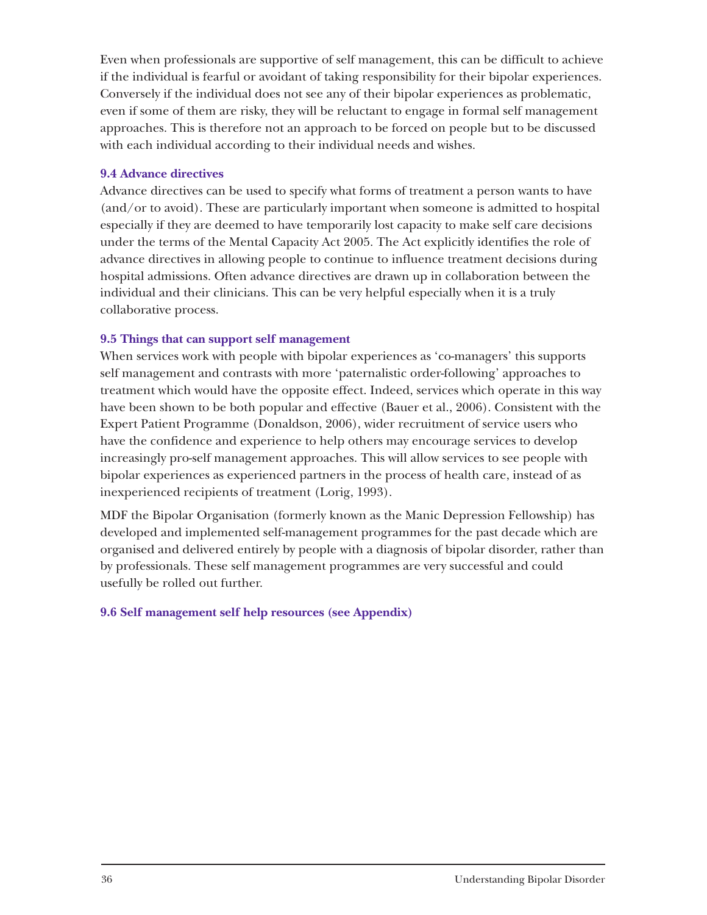Even when professionals are supportive of self management, this can be difficult to achieve if the individual is fearful or avoidant of taking responsibility for their bipolar experiences. Conversely if the individual does not see any of their bipolar experiences as problematic, even if some of them are risky, they will be reluctant to engage in formal self management approaches. This is therefore not an approach to be forced on people but to be discussed with each individual according to their individual needs and wishes.

### 9.4 Advance directives

Advance directives can be used to specify what forms of treatment a person wants to have (and/or to avoid). These are particularly important when someone is admitted to hospital especially if they are deemed to have temporarily lost capacity to make self care decisions under the terms of the Mental Capacity Act 2005. The Act explicitly identifies the role of advance directives in allowing people to continue to influence treatment decisions during hospital admissions. Often advance directives are drawn up in collaboration between the individual and their clinicians. This can be very helpful especially when it is a truly collaborative process.

### 9.5 Things that can support self management

When services work with people with bipolar experiences as 'co-managers' this supports self management and contrasts with more 'paternalistic order-following' approaches to treatment which would have the opposite effect. Indeed, services which operate in this way have been shown to be both popular and effective (Bauer et al., 2006). Consistent with the Expert Patient Programme (Donaldson, 2006), wider recruitment of service users who have the confidence and experience to help others may encourage services to develop increasingly pro-self management approaches. This will allow services to see people with bipolar experiences as experienced partners in the process of health care, instead of as inexperienced recipients of treatment (Lorig, 1993).

MDF the Bipolar Organisation (formerly known as the Manic Depression Fellowship) has developed and implemented self-management programmes for the past decade which are organised and delivered entirely by people with a diagnosis of bipolar disorder, rather than by professionals. These self management programmes are very successful and could usefully be rolled out further.

### 9.6 Self management self help resources (see Appendix)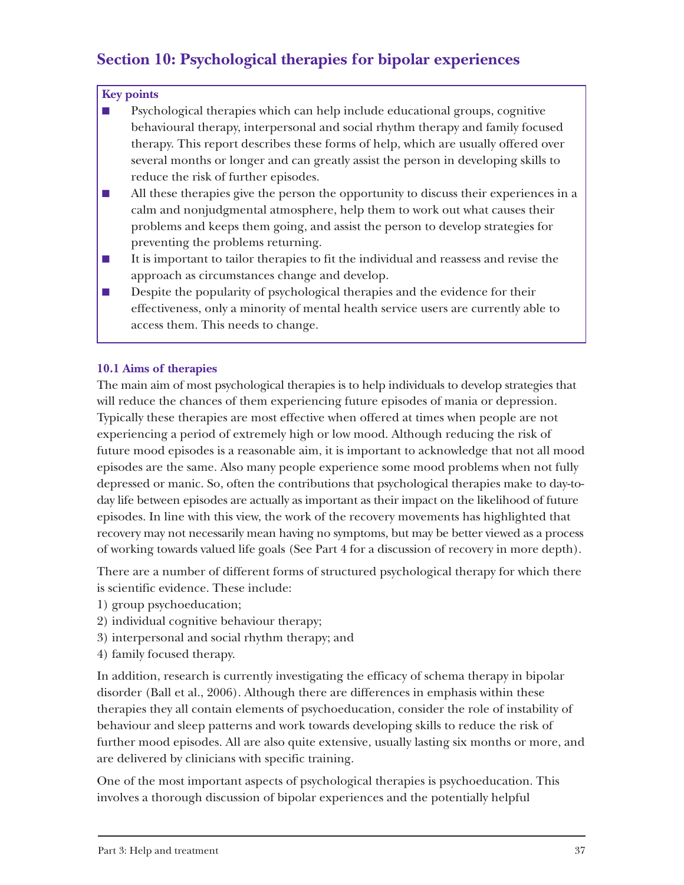## Section 10: Psychological therapies for bipolar experiences

**Key points**

- Psychological therapies which can help include educational groups, cognitive behavioural therapy, interpersonal and social rhythm therapy and family focused therapy. This report describes these forms of help, which are usually offered over several months or longer and can greatly assist the person in developing skills to reduce the risk of further episodes.
- All these therapies give the person the opportunity to discuss their experiences in a calm and nonjudgmental atmosphere, help them to work out what causes their problems and keeps them going, and assist the person to develop strategies for preventing the problems returning.
- It is important to tailor therapies to fit the individual and reassess and revise the approach as circumstances change and develop.
- Despite the popularity of psychological therapies and the evidence for their effectiveness, only a minority of mental health service users are currently able to access them. This needs to change.

### 10.1 Aims of therapies

The main aim of most psychological therapies is to help individuals to develop strategies that will reduce the chances of them experiencing future episodes of mania or depression. Typically these therapies are most effective when offered at times when people are not experiencing a period of extremely high or low mood. Although reducing the risk of future mood episodes is a reasonable aim, it is important to acknowledge that not all mood episodes are the same. Also many people experience some mood problems when not fully depressed or manic. So, often the contributions that psychological therapies make to day-to-day life between episodes are actually as important as their impact on the likelihood of future episodes. In line with this view, the work of the recovery movements has highlighted that recovery may not necessarily mean having no symptoms, but may be better viewed as a process of working towards valued life goals (See Part 4 for a discussion of recovery in more depth).

There are a number of different forms of structured psychological therapy for which there is scientific evidence. These include:

1) group psychoeducation;
2) individual cognitive behaviour therapy;
3) interpersonal and social rhythm therapy; and
4) family focused therapy.

In addition, research is currently investigating the efficacy of schema therapy in bipolar disorder (Ball et al., 2006). Although there are differences in emphasis within these therapies they all contain elements of psychoeducation, consider the role of instability of behaviour and sleep patterns and work towards developing skills to reduce the risk of further mood episodes. All are also quite extensive, usually lasting six months or more, and are delivered by clinicians with specific training.

One of the most important aspects of psychological therapies is psychoeducation. This involves a thorough discussion of bipolar experiences and the potentially helpful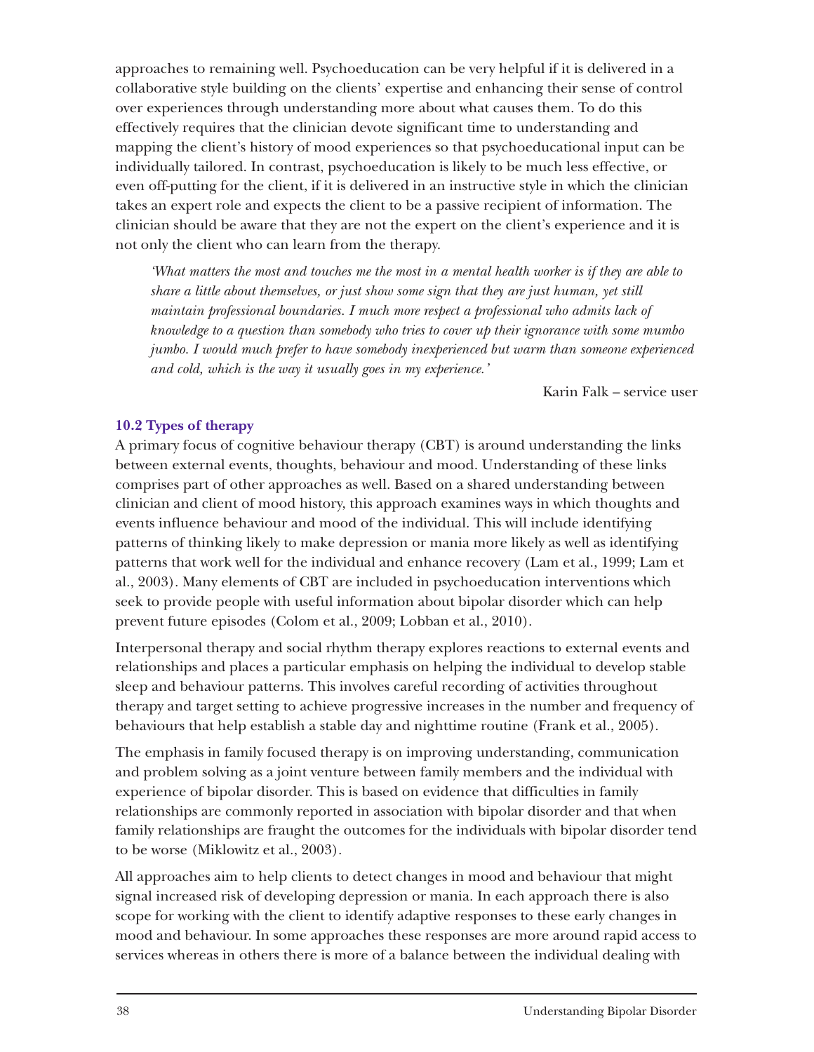approaches to remaining well. Psychoeducation can be very helpful if it is delivered in a collaborative style building on the clients' expertise and enhancing their sense of control over experiences through understanding more about what causes them. To do this effectively requires that the clinician devote significant time to understanding and mapping the client's history of mood experiences so that psychoeducational input can be individually tailored. In contrast, psychoeducation is likely to be much less effective, or even off-putting for the client, if it is delivered in an instructive style in which the clinician takes an expert role and expects the client to be a passive recipient of information. The clinician should be aware that they are not the expert on the client's experience and it is not only the client who can learn from the therapy.

> *'What matters the most and touches me the most in a mental health worker is if they are able to share a little about themselves, or just show some sign that they are just human, yet still maintain professional boundaries. I much more respect a professional who admits lack of knowledge to a question than somebody who tries to cover up their ignorance with some mumbo jumbo. I would much prefer to have somebody inexperienced but warm than someone experienced and cold, which is the way it usually goes in my experience.'*
>
> Karin Falk – service user

### 10.2 Types of therapy

A primary focus of cognitive behaviour therapy (CBT) is around understanding the links between external events, thoughts, behaviour and mood. Understanding of these links comprises part of other approaches as well. Based on a shared understanding between clinician and client of mood history, this approach examines ways in which thoughts and events influence behaviour and mood of the individual. This will include identifying patterns of thinking likely to make depression or mania more likely as well as identifying patterns that work well for the individual and enhance recovery (Lam et al., 1999; Lam et al., 2003). Many elements of CBT are included in psychoeducation interventions which seek to provide people with useful information about bipolar disorder which can help prevent future episodes (Colom et al., 2009; Lobban et al., 2010).

Interpersonal therapy and social rhythm therapy explores reactions to external events and relationships and places a particular emphasis on helping the individual to develop stable sleep and behaviour patterns. This involves careful recording of activities throughout therapy and target setting to achieve progressive increases in the number and frequency of behaviours that help establish a stable day and nighttime routine (Frank et al., 2005).

The emphasis in family focused therapy is on improving understanding, communication and problem solving as a joint venture between family members and the individual with experience of bipolar disorder. This is based on evidence that difficulties in family relationships are commonly reported in association with bipolar disorder and that when family relationships are fraught the outcomes for the individuals with bipolar disorder tend to be worse (Miklowitz et al., 2003).

All approaches aim to help clients to detect changes in mood and behaviour that might signal increased risk of developing depression or mania. In each approach there is also scope for working with the client to identify adaptive responses to these early changes in mood and behaviour. In some approaches these responses are more around rapid access to services whereas in others there is more of a balance between the individual dealing with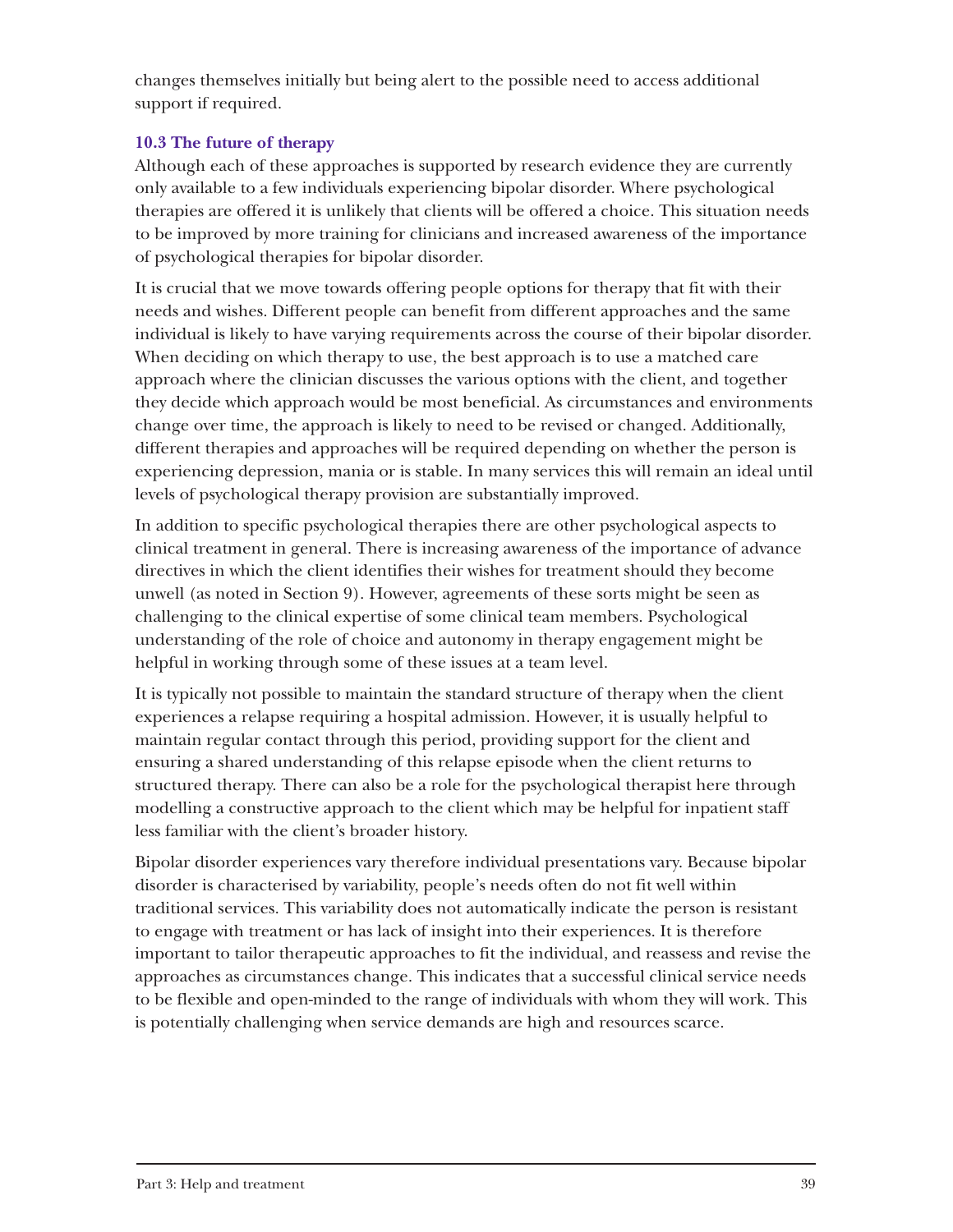changes themselves initially but being alert to the possible need to access additional support if required.

### 10.3 The future of therapy

Although each of these approaches is supported by research evidence they are currently only available to a few individuals experiencing bipolar disorder. Where psychological therapies are offered it is unlikely that clients will be offered a choice. This situation needs to be improved by more training for clinicians and increased awareness of the importance of psychological therapies for bipolar disorder.

It is crucial that we move towards offering people options for therapy that fit with their needs and wishes. Different people can benefit from different approaches and the same individual is likely to have varying requirements across the course of their bipolar disorder. When deciding on which therapy to use, the best approach is to use a matched care approach where the clinician discusses the various options with the client, and together they decide which approach would be most beneficial. As circumstances and environments change over time, the approach is likely to need to be revised or changed. Additionally, different therapies and approaches will be required depending on whether the person is experiencing depression, mania or is stable. In many services this will remain an ideal until levels of psychological therapy provision are substantially improved.

In addition to specific psychological therapies there are other psychological aspects to clinical treatment in general. There is increasing awareness of the importance of advance directives in which the client identifies their wishes for treatment should they become unwell (as noted in Section 9). However, agreements of these sorts might be seen as challenging to the clinical expertise of some clinical team members. Psychological understanding of the role of choice and autonomy in therapy engagement might be helpful in working through some of these issues at a team level.

It is typically not possible to maintain the standard structure of therapy when the client experiences a relapse requiring a hospital admission. However, it is usually helpful to maintain regular contact through this period, providing support for the client and ensuring a shared understanding of this relapse episode when the client returns to structured therapy. There can also be a role for the psychological therapist here through modelling a constructive approach to the client which may be helpful for inpatient staff less familiar with the client's broader history.

Bipolar disorder experiences vary therefore individual presentations vary. Because bipolar disorder is characterised by variability, people's needs often do not fit well within traditional services. This variability does not automatically indicate the person is resistant to engage with treatment or has lack of insight into their experiences. It is therefore important to tailor therapeutic approaches to fit the individual, and reassess and revise the approaches as circumstances change. This indicates that a successful clinical service needs to be flexible and open-minded to the range of individuals with whom they will work. This is potentially challenging when service demands are high and resources scarce.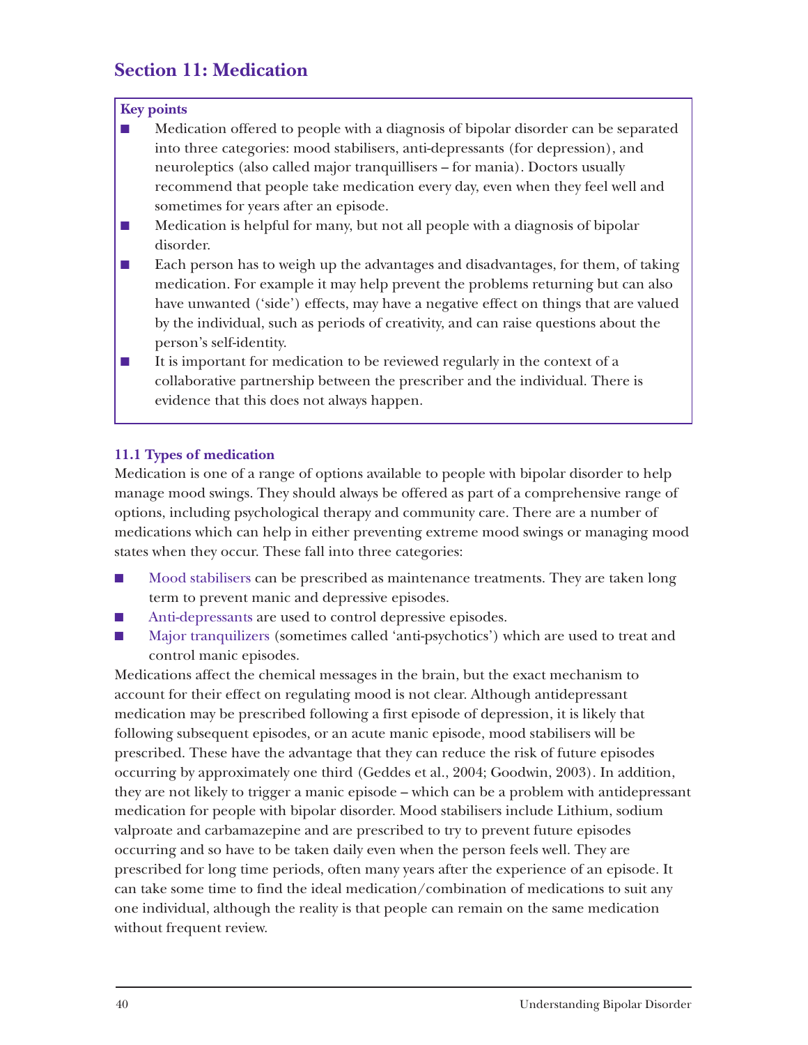## Section 11: Medication

**Key points**

- Medication offered to people with a diagnosis of bipolar disorder can be separated into three categories: mood stabilisers, anti-depressants (for depression), and neuroleptics (also called major tranquillisers – for mania). Doctors usually recommend that people take medication every day, even when they feel well and sometimes for years after an episode.
- Medication is helpful for many, but not all people with a diagnosis of bipolar disorder.
- Each person has to weigh up the advantages and disadvantages, for them, of taking medication. For example it may help prevent the problems returning but can also have unwanted ('side') effects, may have a negative effect on things that are valued by the individual, such as periods of creativity, and can raise questions about the person's self-identity.
- It is important for medication to be reviewed regularly in the context of a collaborative partnership between the prescriber and the individual. There is evidence that this does not always happen.

### 11.1 Types of medication

Medication is one of a range of options available to people with bipolar disorder to help manage mood swings. They should always be offered as part of a comprehensive range of options, including psychological therapy and community care. There are a number of medications which can help in either preventing extreme mood swings or managing mood states when they occur. These fall into three categories:

- Mood stabilisers can be prescribed as maintenance treatments. They are taken long term to prevent manic and depressive episodes.
- Anti-depressants are used to control depressive episodes.
- Major tranquilizers (sometimes called 'anti-psychotics') which are used to treat and control manic episodes.

Medications affect the chemical messages in the brain, but the exact mechanism to account for their effect on regulating mood is not clear. Although antidepressant medication may be prescribed following a first episode of depression, it is likely that following subsequent episodes, or an acute manic episode, mood stabilisers will be prescribed. These have the advantage that they can reduce the risk of future episodes occurring by approximately one third (Geddes et al., 2004; Goodwin, 2003). In addition, they are not likely to trigger a manic episode – which can be a problem with antidepressant medication for people with bipolar disorder. Mood stabilisers include Lithium, sodium valproate and carbamazepine and are prescribed to try to prevent future episodes occurring and so have to be taken daily even when the person feels well. They are prescribed for long time periods, often many years after the experience of an episode. It can take some time to find the ideal medication/combination of medications to suit any one individual, although the reality is that people can remain on the same medication without frequent review.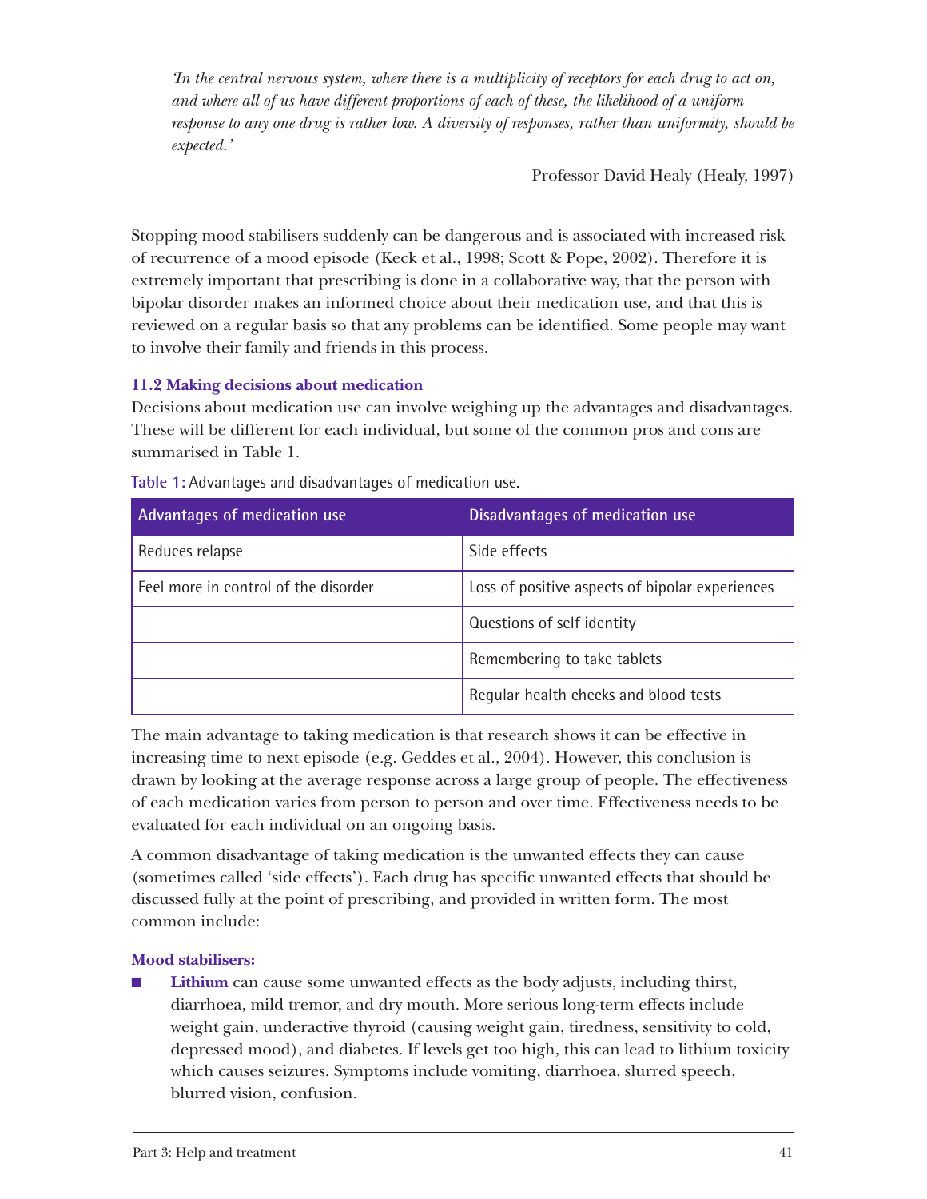> *'In the central nervous system, where there is a multiplicity of receptors for each drug to act on, and where all of us have different proportions of each of these, the likelihood of a uniform response to any one drug is rather low. A diversity of responses, rather than uniformity, should be expected.'*
>
> Professor David Healy (Healy, 1997)

Stopping mood stabilisers suddenly can be dangerous and is associated with increased risk of recurrence of a mood episode (Keck et al., 1998; Scott & Pope, 2002). Therefore it is extremely important that prescribing is done in a collaborative way, that the person with bipolar disorder makes an informed choice about their medication use, and that this is reviewed on a regular basis so that any problems can be identified. Some people may want to involve their family and friends in this process.

### 11.2 Making decisions about medication

Decisions about medication use can involve weighing up the advantages and disadvantages. These will be different for each individual, but some of the common pros and cons are summarised in Table 1.

Table 1: Advantages and disadvantages of medication use.

| Advantages of medication use | Disadvantages of medication use |
|---|---|
| Reduces relapse | Side effects |
| Feel more in control of the disorder | Loss of positive aspects of bipolar experiences |
| | Questions of self identity |
| | Remembering to take tablets |
| | Regular health checks and blood tests |

The main advantage to taking medication is that research shows it can be effective in increasing time to next episode (e.g. Geddes et al., 2004). However, this conclusion is drawn by looking at the average response across a large group of people. The effectiveness of each medication varies from person to person and over time. Effectiveness needs to be evaluated for each individual on an ongoing basis.

A common disadvantage of taking medication is the unwanted effects they can cause (sometimes called 'side effects'). Each drug has specific unwanted effects that should be discussed fully at the point of prescribing, and provided in written form. The most common include:

**Mood stabilisers:**

- **Lithium** can cause some unwanted effects as the body adjusts, including thirst, diarrhoea, mild tremor, and dry mouth. More serious long-term effects include weight gain, underactive thyroid (causing weight gain, tiredness, sensitivity to cold, depressed mood), and diabetes. If levels get too high, this can lead to lithium toxicity which causes seizures. Symptoms include vomiting, diarrhoea, slurred speech, blurred vision, confusion.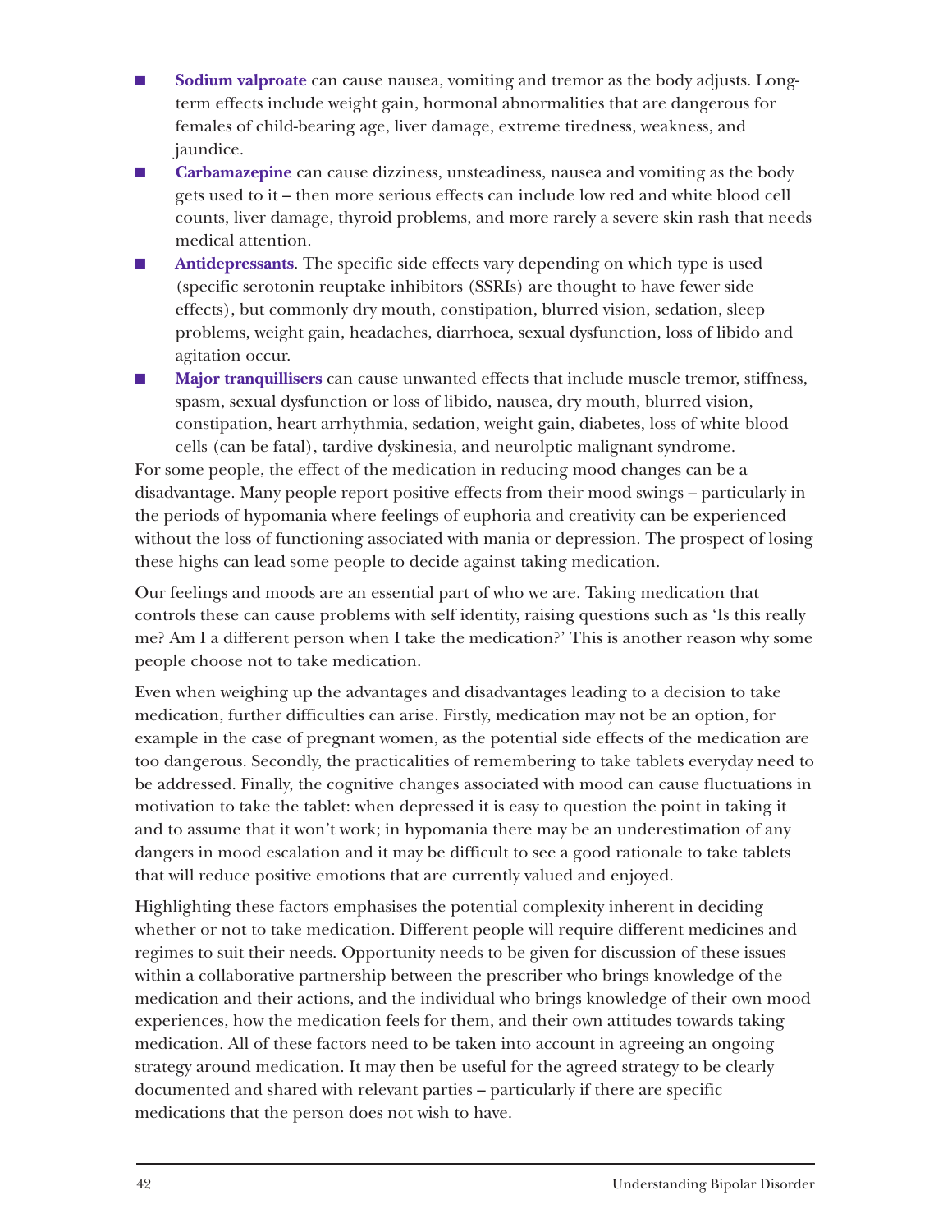- **Sodium valproate** can cause nausea, vomiting and tremor as the body adjusts. Long-term effects include weight gain, hormonal abnormalities that are dangerous for females of child-bearing age, liver damage, extreme tiredness, weakness, and jaundice.
- **Carbamazepine** can cause dizziness, unsteadiness, nausea and vomiting as the body gets used to it – then more serious effects can include low red and white blood cell counts, liver damage, thyroid problems, and more rarely a severe skin rash that needs medical attention.
- **Antidepressants**. The specific side effects vary depending on which type is used (specific serotonin reuptake inhibitors (SSRIs) are thought to have fewer side effects), but commonly dry mouth, constipation, blurred vision, sedation, sleep problems, weight gain, headaches, diarrhoea, sexual dysfunction, loss of libido and agitation occur.
- **Major tranquillisers** can cause unwanted effects that include muscle tremor, stiffness, spasm, sexual dysfunction or loss of libido, nausea, dry mouth, blurred vision, constipation, heart arrhythmia, sedation, weight gain, diabetes, loss of white blood cells (can be fatal), tardive dyskinesia, and neurolptic malignant syndrome.

For some people, the effect of the medication in reducing mood changes can be a disadvantage. Many people report positive effects from their mood swings – particularly in the periods of hypomania where feelings of euphoria and creativity can be experienced without the loss of functioning associated with mania or depression. The prospect of losing these highs can lead some people to decide against taking medication.

Our feelings and moods are an essential part of who we are. Taking medication that controls these can cause problems with self identity, raising questions such as 'Is this really me? Am I a different person when I take the medication?' This is another reason why some people choose not to take medication.

Even when weighing up the advantages and disadvantages leading to a decision to take medication, further difficulties can arise. Firstly, medication may not be an option, for example in the case of pregnant women, as the potential side effects of the medication are too dangerous. Secondly, the practicalities of remembering to take tablets everyday need to be addressed. Finally, the cognitive changes associated with mood can cause fluctuations in motivation to take the tablet: when depressed it is easy to question the point in taking it and to assume that it won't work; in hypomania there may be an underestimation of any dangers in mood escalation and it may be difficult to see a good rationale to take tablets that will reduce positive emotions that are currently valued and enjoyed.

Highlighting these factors emphasises the potential complexity inherent in deciding whether or not to take medication. Different people will require different medicines and regimes to suit their needs. Opportunity needs to be given for discussion of these issues within a collaborative partnership between the prescriber who brings knowledge of the medication and their actions, and the individual who brings knowledge of their own mood experiences, how the medication feels for them, and their own attitudes towards taking medication. All of these factors need to be taken into account in agreeing an ongoing strategy around medication. It may then be useful for the agreed strategy to be clearly documented and shared with relevant parties – particularly if there are specific medications that the person does not wish to have.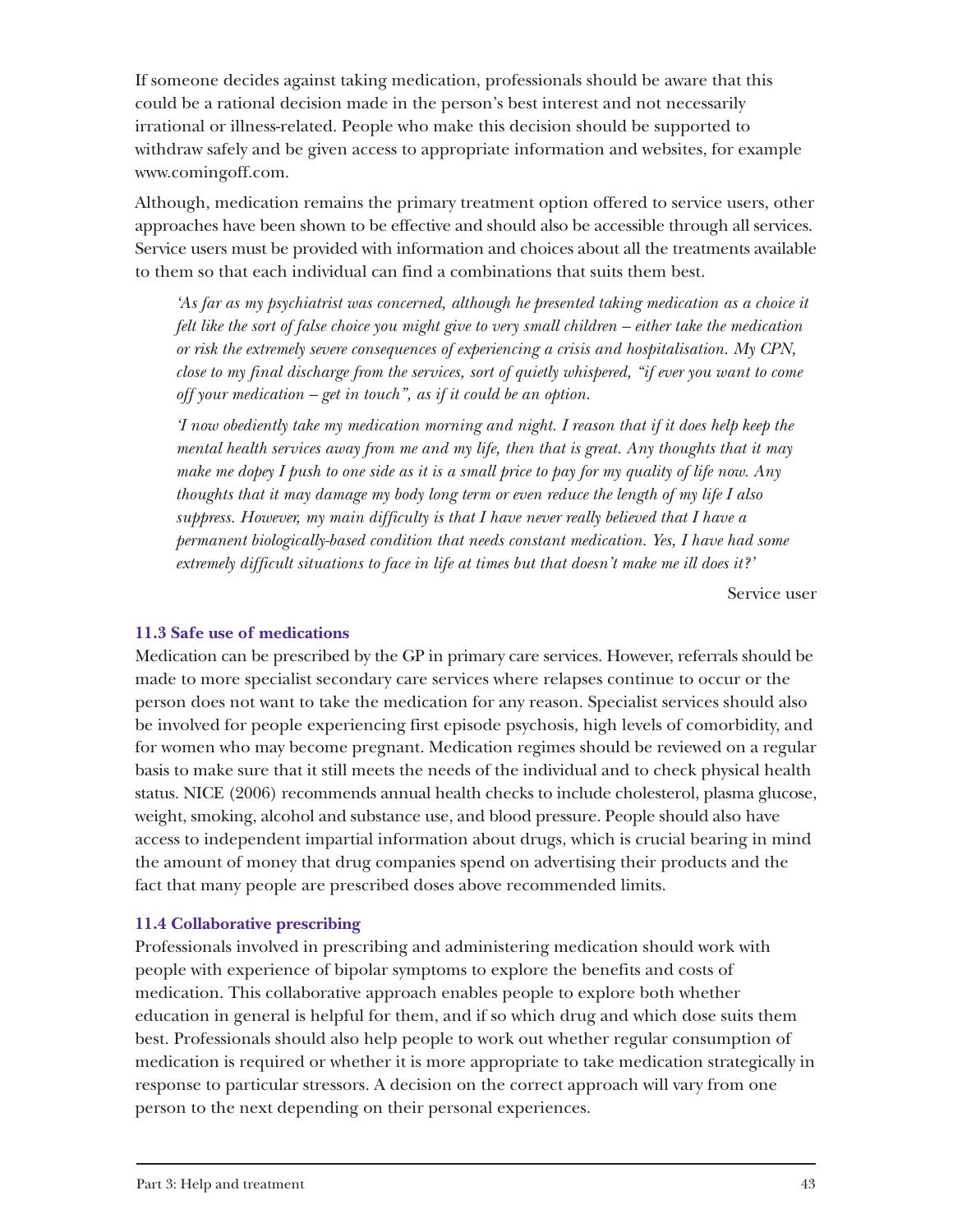If someone decides against taking medication, professionals should be aware that this could be a rational decision made in the person's best interest and not necessarily irrational or illness-related. People who make this decision should be supported to withdraw safely and be given access to appropriate information and websites, for example www.comingoff.com.

Although, medication remains the primary treatment option offered to service users, other approaches have been shown to be effective and should also be accessible through all services. Service users must be provided with information and choices about all the treatments available to them so that each individual can find a combinations that suits them best.

> *'As far as my psychiatrist was concerned, although he presented taking medication as a choice it felt like the sort of false choice you might give to very small children – either take the medication or risk the extremely severe consequences of experiencing a crisis and hospitalisation. My CPN, close to my final discharge from the services, sort of quietly whispered, "if ever you want to come off your medication – get in touch", as if it could be an option.*
>
> *'I now obediently take my medication morning and night. I reason that if it does help keep the mental health services away from me and my life, then that is great. Any thoughts that it may make me dopey I push to one side as it is a small price to pay for my quality of life now. Any thoughts that it may damage my body long term or even reduce the length of my life I also suppress. However, my main difficulty is that I have never really believed that I have a permanent biologically-based condition that needs constant medication. Yes, I have had some extremely difficult situations to face in life at times but that doesn't make me ill does it?'*
>
> Service user

### 11.3 Safe use of medications

Medication can be prescribed by the GP in primary care services. However, referrals should be made to more specialist secondary care services where relapses continue to occur or the person does not want to take the medication for any reason. Specialist services should also be involved for people experiencing first episode psychosis, high levels of comorbidity, and for women who may become pregnant. Medication regimes should be reviewed on a regular basis to make sure that it still meets the needs of the individual and to check physical health status. NICE (2006) recommends annual health checks to include cholesterol, plasma glucose, weight, smoking, alcohol and substance use, and blood pressure. People should also have access to independent impartial information about drugs, which is crucial bearing in mind the amount of money that drug companies spend on advertising their products and the fact that many people are prescribed doses above recommended limits.

### 11.4 Collaborative prescribing

Professionals involved in prescribing and administering medication should work with people with experience of bipolar symptoms to explore the benefits and costs of medication. This collaborative approach enables people to explore both whether education in general is helpful for them, and if so which drug and which dose suits them best. Professionals should also help people to work out whether regular consumption of medication is required or whether it is more appropriate to take medication strategically in response to particular stressors. A decision on the correct approach will vary from one person to the next depending on their personal experiences.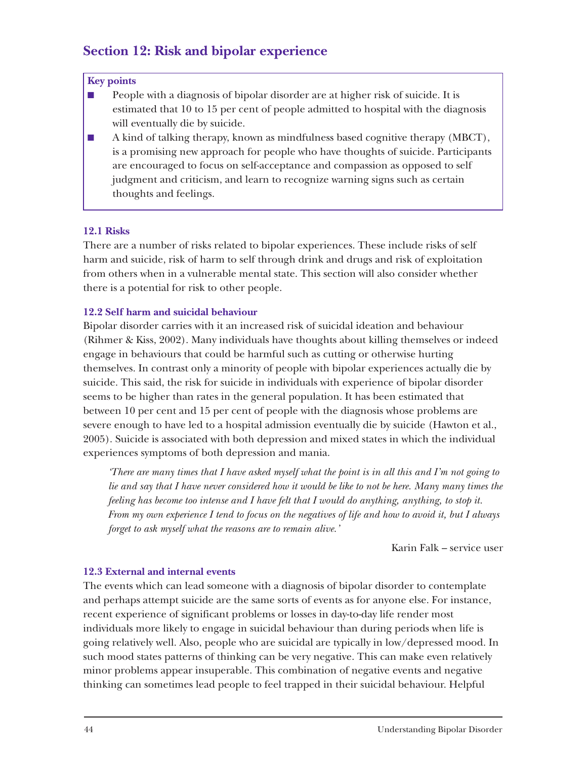## Section 12: Risk and bipolar experience

**Key points**

- People with a diagnosis of bipolar disorder are at higher risk of suicide. It is estimated that 10 to 15 per cent of people admitted to hospital with the diagnosis will eventually die by suicide.
- A kind of talking therapy, known as mindfulness based cognitive therapy (MBCT), is a promising new approach for people who have thoughts of suicide. Participants are encouraged to focus on self-acceptance and compassion as opposed to self judgment and criticism, and learn to recognize warning signs such as certain thoughts and feelings.

### 12.1 Risks

There are a number of risks related to bipolar experiences. These include risks of self harm and suicide, risk of harm to self through drink and drugs and risk of exploitation from others when in a vulnerable mental state. This section will also consider whether there is a potential for risk to other people.

### 12.2 Self harm and suicidal behaviour

Bipolar disorder carries with it an increased risk of suicidal ideation and behaviour (Rihmer & Kiss, 2002). Many individuals have thoughts about killing themselves or indeed engage in behaviours that could be harmful such as cutting or otherwise hurting themselves. In contrast only a minority of people with bipolar experiences actually die by suicide. This said, the risk for suicide in individuals with experience of bipolar disorder seems to be higher than rates in the general population. It has been estimated that between 10 per cent and 15 per cent of people with the diagnosis whose problems are severe enough to have led to a hospital admission eventually die by suicide (Hawton et al., 2005). Suicide is associated with both depression and mixed states in which the individual experiences symptoms of both depression and mania.

> *'There are many times that I have asked myself what the point is in all this and I'm not going to lie and say that I have never considered how it would be like to not be here. Many many times the feeling has become too intense and I have felt that I would do anything, anything, to stop it. From my own experience I tend to focus on the negatives of life and how to avoid it, but I always forget to ask myself what the reasons are to remain alive.'*
>
> Karin Falk – service user

### 12.3 External and internal events

The events which can lead someone with a diagnosis of bipolar disorder to contemplate and perhaps attempt suicide are the same sorts of events as for anyone else. For instance, recent experience of significant problems or losses in day-to-day life render most individuals more likely to engage in suicidal behaviour than during periods when life is going relatively well. Also, people who are suicidal are typically in low/depressed mood. In such mood states patterns of thinking can be very negative. This can make even relatively minor problems appear insuperable. This combination of negative events and negative thinking can sometimes lead people to feel trapped in their suicidal behaviour. Helpful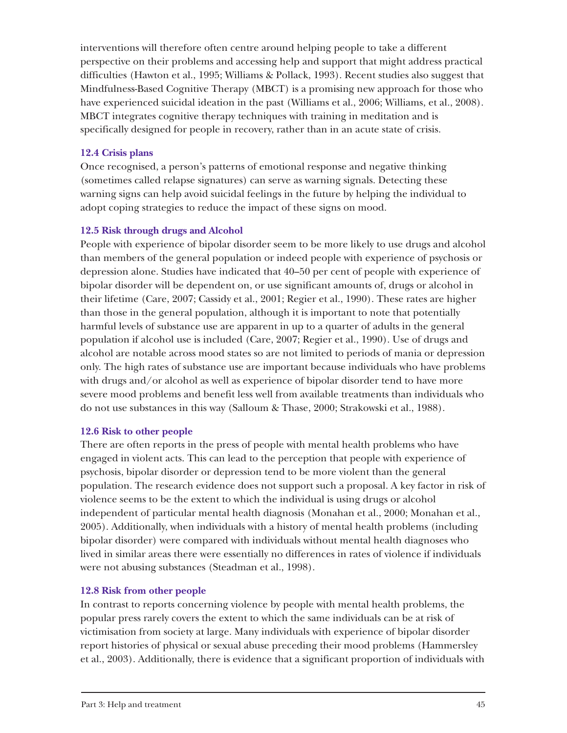interventions will therefore often centre around helping people to take a different perspective on their problems and accessing help and support that might address practical difficulties (Hawton et al., 1995; Williams & Pollack, 1993). Recent studies also suggest that Mindfulness-Based Cognitive Therapy (MBCT) is a promising new approach for those who have experienced suicidal ideation in the past (Williams et al., 2006; Williams, et al., 2008). MBCT integrates cognitive therapy techniques with training in meditation and is specifically designed for people in recovery, rather than in an acute state of crisis.

### 12.4 Crisis plans

Once recognised, a person's patterns of emotional response and negative thinking (sometimes called relapse signatures) can serve as warning signals. Detecting these warning signs can help avoid suicidal feelings in the future by helping the individual to adopt coping strategies to reduce the impact of these signs on mood.

### 12.5 Risk through drugs and Alcohol

People with experience of bipolar disorder seem to be more likely to use drugs and alcohol than members of the general population or indeed people with experience of psychosis or depression alone. Studies have indicated that 40–50 per cent of people with experience of bipolar disorder will be dependent on, or use significant amounts of, drugs or alcohol in their lifetime (Care, 2007; Cassidy et al., 2001; Regier et al., 1990). These rates are higher than those in the general population, although it is important to note that potentially harmful levels of substance use are apparent in up to a quarter of adults in the general population if alcohol use is included (Care, 2007; Regier et al., 1990). Use of drugs and alcohol are notable across mood states so are not limited to periods of mania or depression only. The high rates of substance use are important because individuals who have problems with drugs and/or alcohol as well as experience of bipolar disorder tend to have more severe mood problems and benefit less well from available treatments than individuals who do not use substances in this way (Salloum & Thase, 2000; Strakowski et al., 1988).

### 12.6 Risk to other people

There are often reports in the press of people with mental health problems who have engaged in violent acts. This can lead to the perception that people with experience of psychosis, bipolar disorder or depression tend to be more violent than the general population. The research evidence does not support such a proposal. A key factor in risk of violence seems to be the extent to which the individual is using drugs or alcohol independent of particular mental health diagnosis (Monahan et al., 2000; Monahan et al., 2005). Additionally, when individuals with a history of mental health problems (including bipolar disorder) were compared with individuals without mental health diagnoses who lived in similar areas there were essentially no differences in rates of violence if individuals were not abusing substances (Steadman et al., 1998).

### 12.8 Risk from other people

In contrast to reports concerning violence by people with mental health problems, the popular press rarely covers the extent to which the same individuals can be at risk of victimisation from society at large. Many individuals with experience of bipolar disorder report histories of physical or sexual abuse preceding their mood problems (Hammersley et al., 2003). Additionally, there is evidence that a significant proportion of individuals with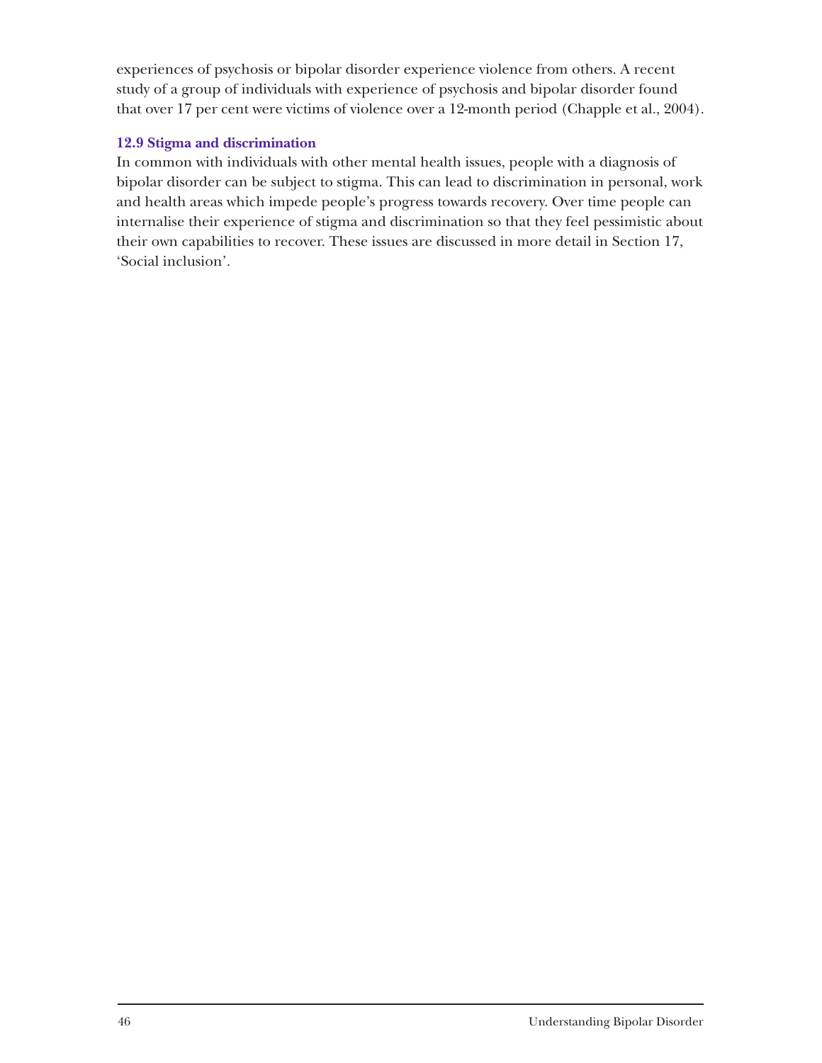experiences of psychosis or bipolar disorder experience violence from others. A recent study of a group of individuals with experience of psychosis and bipolar disorder found that over 17 per cent were victims of violence over a 12-month period (Chapple et al., 2004).

### 12.9 Stigma and discrimination

In common with individuals with other mental health issues, people with a diagnosis of bipolar disorder can be subject to stigma. This can lead to discrimination in personal, work and health areas which impede people's progress towards recovery. Over time people can internalise their experience of stigma and discrimination so that they feel pessimistic about their own capabilities to recover. These issues are discussed in more detail in Section 17, 'Social inclusion'.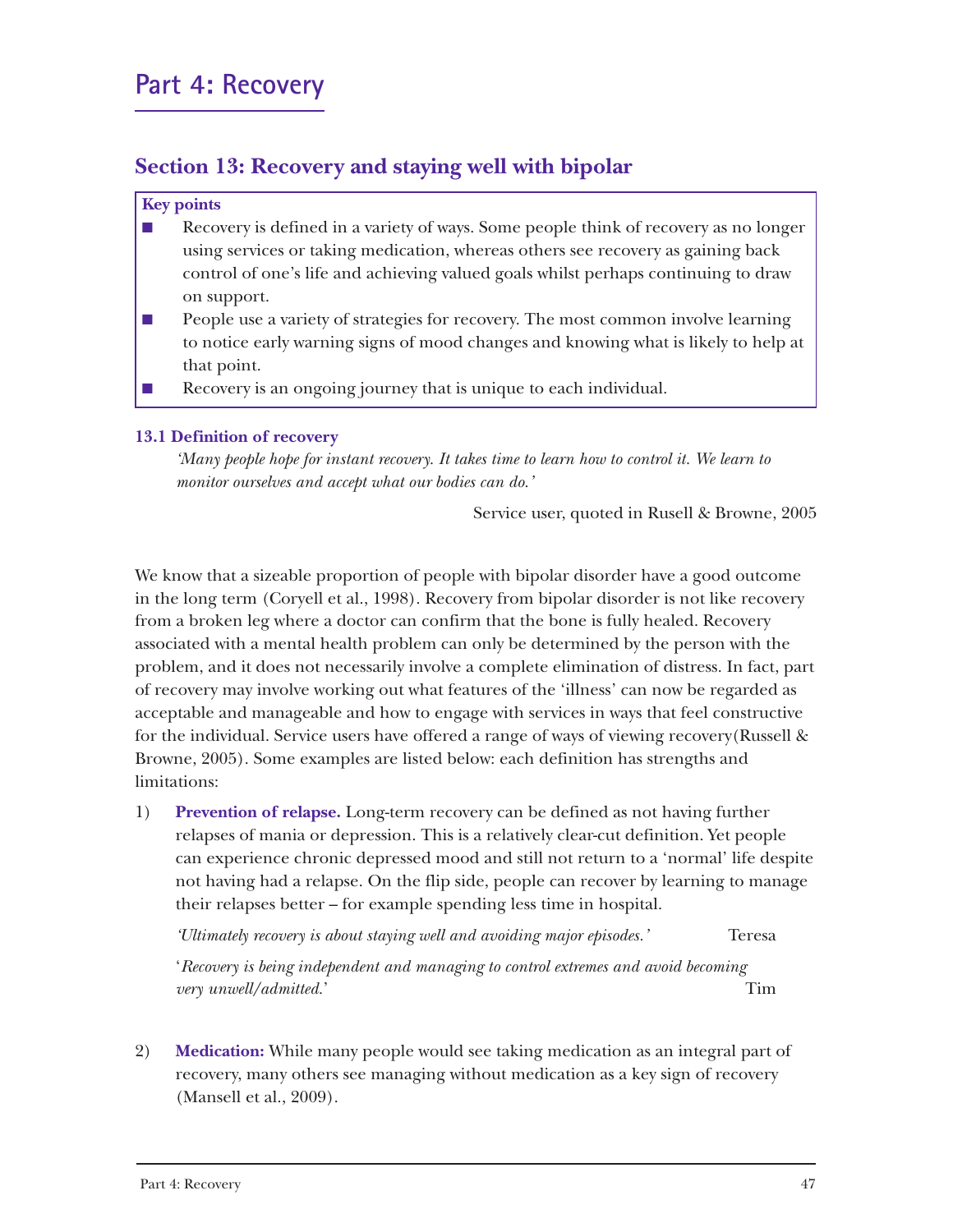# Part 4: Recovery

## Section 13: Recovery and staying well with bipolar

**Key points**

- Recovery is defined in a variety of ways. Some people think of recovery as no longer using services or taking medication, whereas others see recovery as gaining back control of one's life and achieving valued goals whilst perhaps continuing to draw on support.
- People use a variety of strategies for recovery. The most common involve learning to notice early warning signs of mood changes and knowing what is likely to help at that point.
- Recovery is an ongoing journey that is unique to each individual.

### 13.1 Definition of recovery

*'Many people hope for instant recovery. It takes time to learn how to control it. We learn to monitor ourselves and accept what our bodies can do.'*

Service user, quoted in Rusell & Browne, 2005

We know that a sizeable proportion of people with bipolar disorder have a good outcome in the long term (Coryell et al., 1998). Recovery from bipolar disorder is not like recovery from a broken leg where a doctor can confirm that the bone is fully healed. Recovery associated with a mental health problem can only be determined by the person with the problem, and it does not necessarily involve a complete elimination of distress. In fact, part of recovery may involve working out what features of the 'illness' can now be regarded as acceptable and manageable and how to engage with services in ways that feel constructive for the individual. Service users have offered a range of ways of viewing recovery(Russell & Browne, 2005). Some examples are listed below: each definition has strengths and limitations:

1) **Prevention of relapse.** Long-term recovery can be defined as not having further relapses of mania or depression. This is a relatively clear-cut definition. Yet people can experience chronic depressed mood and still not return to a 'normal' life despite not having had a relapse. On the flip side, people can recover by learning to manage their relapses better – for example spending less time in hospital.

   *'Ultimately recovery is about staying well and avoiding major episodes.'* Teresa

   '*Recovery is being independent and managing to control extremes and avoid becoming very unwell/admitted.*' Tim

2) **Medication:** While many people would see taking medication as an integral part of recovery, many others see managing without medication as a key sign of recovery (Mansell et al., 2009).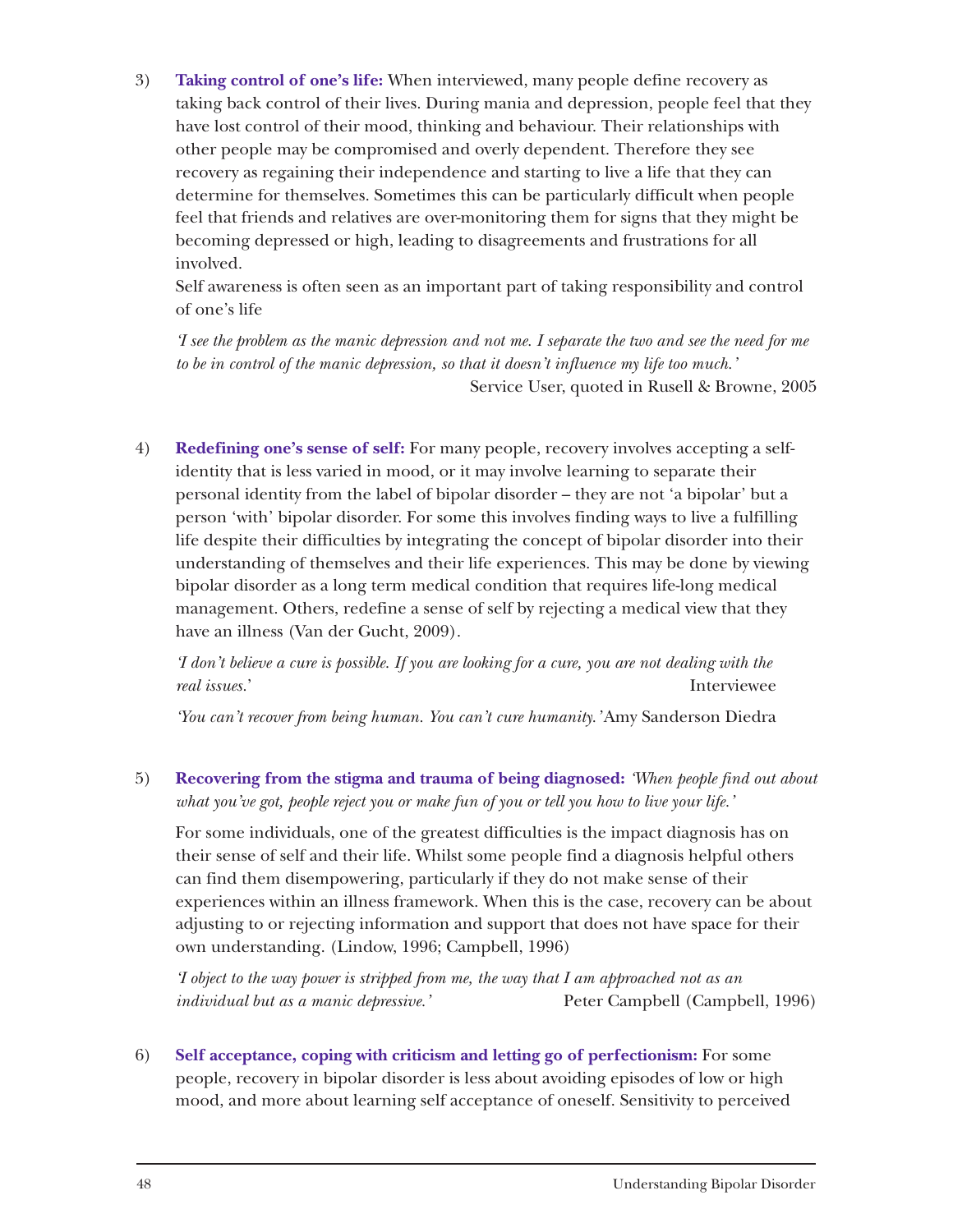3) **Taking control of one's life:** When interviewed, many people define recovery as taking back control of their lives. During mania and depression, people feel that they have lost control of their mood, thinking and behaviour. Their relationships with other people may be compromised and overly dependent. Therefore they see recovery as regaining their independence and starting to live a life that they can determine for themselves. Sometimes this can be particularly difficult when people feel that friends and relatives are over-monitoring them for signs that they might be becoming depressed or high, leading to disagreements and frustrations for all involved.

   Self awareness is often seen as an important part of taking responsibility and control of one's life

   *'I see the problem as the manic depression and not me. I separate the two and see the need for me to be in control of the manic depression, so that it doesn't influence my life too much.'*
   Service User, quoted in Rusell & Browne, 2005

4) **Redefining one's sense of self:** For many people, recovery involves accepting a self-identity that is less varied in mood, or it may involve learning to separate their personal identity from the label of bipolar disorder – they are not 'a bipolar' but a person 'with' bipolar disorder. For some this involves finding ways to live a fulfilling life despite their difficulties by integrating the concept of bipolar disorder into their understanding of themselves and their life experiences. This may be done by viewing bipolar disorder as a long term medical condition that requires life-long medical management. Others, redefine a sense of self by rejecting a medical view that they have an illness (Van der Gucht, 2009).

   *'I don't believe a cure is possible. If you are looking for a cure, you are not dealing with the real issues.'* Interviewee

   *'You can't recover from being human. You can't cure humanity.'* Amy Sanderson Diedra

5) **Recovering from the stigma and trauma of being diagnosed:** *'When people find out about what you've got, people reject you or make fun of you or tell you how to live your life.'*

   For some individuals, one of the greatest difficulties is the impact diagnosis has on their sense of self and their life. Whilst some people find a diagnosis helpful others can find them disempowering, particularly if they do not make sense of their experiences within an illness framework. When this is the case, recovery can be about adjusting to or rejecting information and support that does not have space for their own understanding. (Lindow, 1996; Campbell, 1996)

   *'I object to the way power is stripped from me, the way that I am approached not as an individual but as a manic depressive.'* Peter Campbell (Campbell, 1996)

6) **Self acceptance, coping with criticism and letting go of perfectionism:** For some people, recovery in bipolar disorder is less about avoiding episodes of low or high mood, and more about learning self acceptance of oneself. Sensitivity to perceived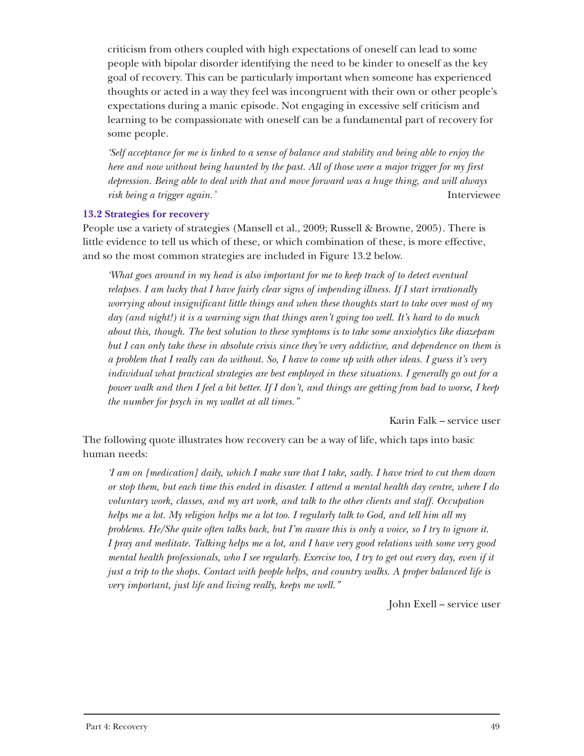criticism from others coupled with high expectations of oneself can lead to some people with bipolar disorder identifying the need to be kinder to oneself as the key goal of recovery. This can be particularly important when someone has experienced thoughts or acted in a way they feel was incongruent with their own or other people's expectations during a manic episode. Not engaging in excessive self criticism and learning to be compassionate with oneself can be a fundamental part of recovery for some people.

> *'Self acceptance for me is linked to a sense of balance and stability and being able to enjoy the here and now without being haunted by the past. All of those were a major trigger for my first depression. Being able to deal with that and move forward was a huge thing, and will always risk being a trigger again.'*
>
> Interviewee

### 13.2 Strategies for recovery

People use a variety of strategies (Mansell et al., 2009; Russell & Browne, 2005). There is little evidence to tell us which of these, or which combination of these, is more effective, and so the most common strategies are included in Figure 13.2 below.

> *'What goes around in my head is also important for me to keep track of to detect eventual relapses. I am lucky that I have fairly clear signs of impending illness. If I start irrationally worrying about insignificant little things and when these thoughts start to take over most of my day (and night!) it is a warning sign that things aren't going too well. It's hard to do much about this, though. The best solution to these symptoms is to take some anxiolytics like diazepam but I can only take these in absolute crisis since they're very addictive, and dependence on them is a problem that I really can do without. So, I have to come up with other ideas. I guess it's very individual what practical strategies are best employed in these situations. I generally go out for a power walk and then I feel a bit better. If I don't, and things are getting from bad to worse, I keep the number for psych in my wallet at all times."*
>
> Karin Falk – service user

The following quote illustrates how recovery can be a way of life, which taps into basic human needs:

> *'I am on [medication] daily, which I make sure that I take, sadly. I have tried to cut them down or stop them, but each time this ended in disaster. I attend a mental health day centre, where I do voluntary work, classes, and my art work, and talk to the other clients and staff. Occupation helps me a lot. My religion helps me a lot too. I regularly talk to God, and tell him all my problems. He/She quite often talks back, but I'm aware this is only a voice, so I try to ignore it. I pray and meditate. Talking helps me a lot, and I have very good relations with some very good mental health professionals, who I see regularly. Exercise too, I try to get out every day, even if it just a trip to the shops. Contact with people helps, and country walks. A proper balanced life is very important, just life and living really, keeps me well."*
>
> John Exell – service user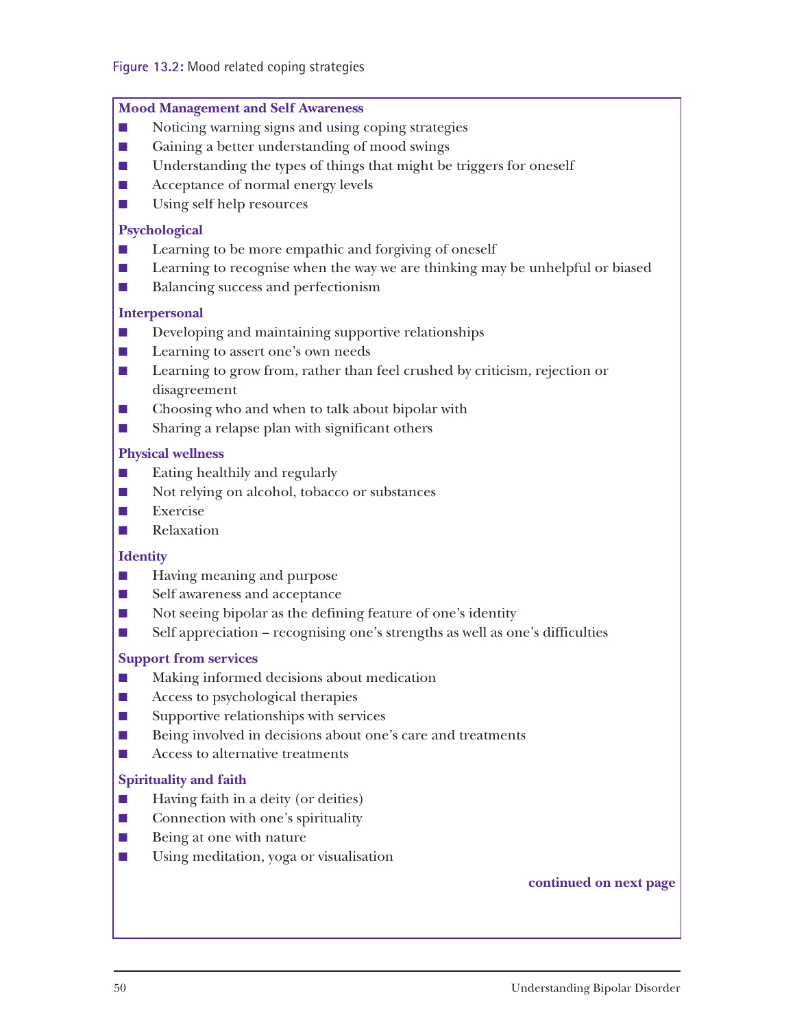**Figure 13.2:** Mood related coping strategies

**Mood Management and Self Awareness**

- Noticing warning signs and using coping strategies
- Gaining a better understanding of mood swings
- Understanding the types of things that might be triggers for oneself
- Acceptance of normal energy levels
- Using self help resources

**Psychological**

- Learning to be more empathic and forgiving of oneself
- Learning to recognise when the way we are thinking may be unhelpful or biased
- Balancing success and perfectionism

**Interpersonal**

- Developing and maintaining supportive relationships
- Learning to assert one's own needs
- Learning to grow from, rather than feel crushed by criticism, rejection or disagreement
- Choosing who and when to talk about bipolar with
- Sharing a relapse plan with significant others

**Physical wellness**

- Eating healthily and regularly
- Not relying on alcohol, tobacco or substances
- Exercise
- Relaxation

**Identity**

- Having meaning and purpose
- Self awareness and acceptance
- Not seeing bipolar as the defining feature of one's identity
- Self appreciation – recognising one's strengths as well as one's difficulties

**Support from services**

- Making informed decisions about medication
- Access to psychological therapies
- Supportive relationships with services
- Being involved in decisions about one's care and treatments
- Access to alternative treatments

**Spirituality and faith**

- Having faith in a deity (or deities)
- Connection with one's spirituality
- Being at one with nature
- Using meditation, yoga or visualisation

**continued on next page**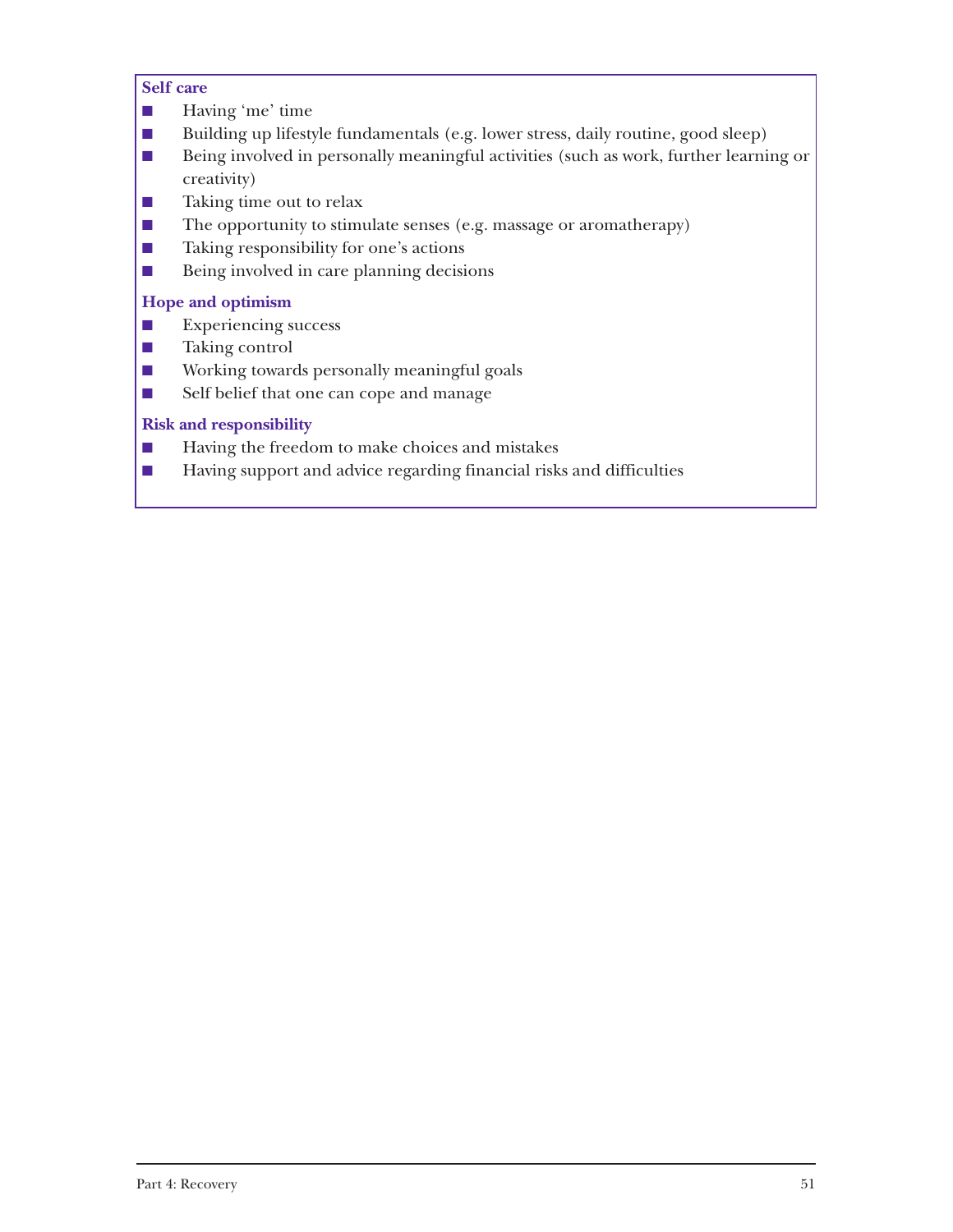**Self care**

- Having 'me' time
- Building up lifestyle fundamentals (e.g. lower stress, daily routine, good sleep)
- Being involved in personally meaningful activities (such as work, further learning or creativity)
- Taking time out to relax
- The opportunity to stimulate senses (e.g. massage or aromatherapy)
- Taking responsibility for one's actions
- Being involved in care planning decisions

**Hope and optimism**

- Experiencing success
- Taking control
- Working towards personally meaningful goals
- Self belief that one can cope and manage

**Risk and responsibility**

- Having the freedom to make choices and mistakes
- Having support and advice regarding financial risks and difficulties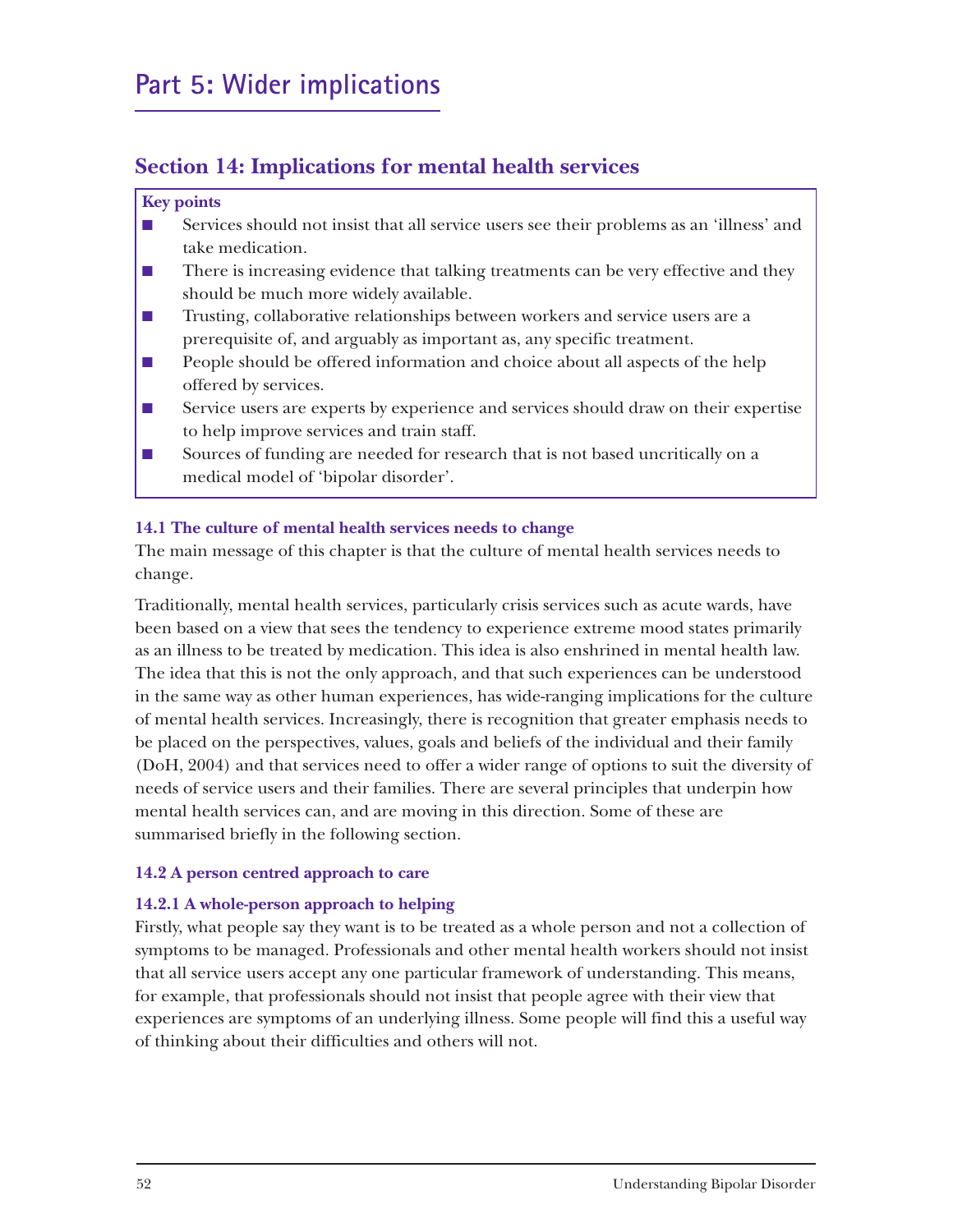# Part 5: Wider implications

## Section 14: Implications for mental health services

**Key points**

- Services should not insist that all service users see their problems as an 'illness' and take medication.
- There is increasing evidence that talking treatments can be very effective and they should be much more widely available.
- Trusting, collaborative relationships between workers and service users are a prerequisite of, and arguably as important as, any specific treatment.
- People should be offered information and choice about all aspects of the help offered by services.
- Service users are experts by experience and services should draw on their expertise to help improve services and train staff.
- Sources of funding are needed for research that is not based uncritically on a medical model of 'bipolar disorder'.

### 14.1 The culture of mental health services needs to change

The main message of this chapter is that the culture of mental health services needs to change.

Traditionally, mental health services, particularly crisis services such as acute wards, have been based on a view that sees the tendency to experience extreme mood states primarily as an illness to be treated by medication. This idea is also enshrined in mental health law. The idea that this is not the only approach, and that such experiences can be understood in the same way as other human experiences, has wide-ranging implications for the culture of mental health services. Increasingly, there is recognition that greater emphasis needs to be placed on the perspectives, values, goals and beliefs of the individual and their family (DoH, 2004) and that services need to offer a wider range of options to suit the diversity of needs of service users and their families. There are several principles that underpin how mental health services can, and are moving in this direction. Some of these are summarised briefly in the following section.

### 14.2 A person centred approach to care

#### 14.2.1 A whole-person approach to helping

Firstly, what people say they want is to be treated as a whole person and not a collection of symptoms to be managed. Professionals and other mental health workers should not insist that all service users accept any one particular framework of understanding. This means, for example, that professionals should not insist that people agree with their view that experiences are symptoms of an underlying illness. Some people will find this a useful way of thinking about their difficulties and others will not.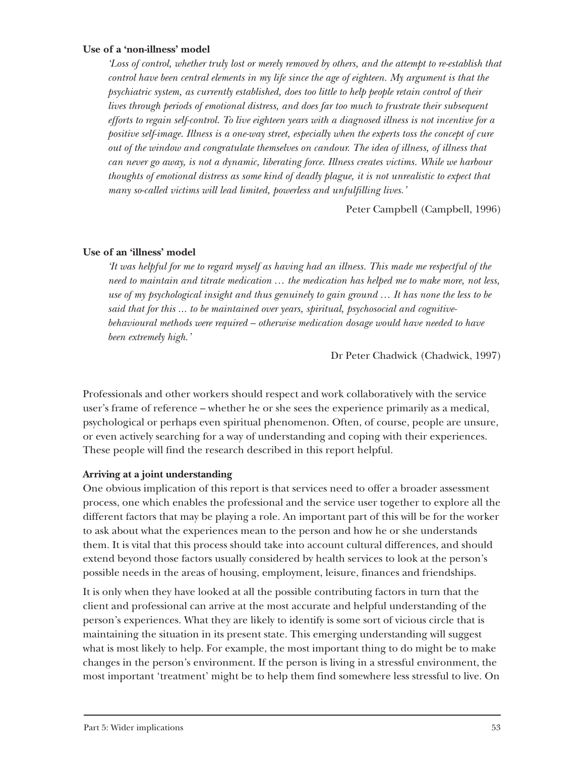**Use of a 'non-illness' model**

> *'Loss of control, whether truly lost or merely removed by others, and the attempt to re-establish that control have been central elements in my life since the age of eighteen. My argument is that the psychiatric system, as currently established, does too little to help people retain control of their lives through periods of emotional distress, and does far too much to frustrate their subsequent efforts to regain self-control. To live eighteen years with a diagnosed illness is not incentive for a positive self-image. Illness is a one-way street, especially when the experts toss the concept of cure out of the window and congratulate themselves on candour. The idea of illness, of illness that can never go away, is not a dynamic, liberating force. Illness creates victims. While we harbour thoughts of emotional distress as some kind of deadly plague, it is not unrealistic to expect that many so-called victims will lead limited, powerless and unfulfilling lives.'*
>
> Peter Campbell (Campbell, 1996)

**Use of an 'illness' model**

> *'It was helpful for me to regard myself as having had an illness. This made me respectful of the need to maintain and titrate medication … the medication has helped me to make more, not less, use of my psychological insight and thus genuinely to gain ground … It has none the less to be said that for this ... to be maintained over years, spiritual, psychosocial and cognitive-behavioural methods were required – otherwise medication dosage would have needed to have been extremely high.'*
>
> Dr Peter Chadwick (Chadwick, 1997)

Professionals and other workers should respect and work collaboratively with the service user's frame of reference – whether he or she sees the experience primarily as a medical, psychological or perhaps even spiritual phenomenon. Often, of course, people are unsure, or even actively searching for a way of understanding and coping with their experiences. These people will find the research described in this report helpful.

**Arriving at a joint understanding**

One obvious implication of this report is that services need to offer a broader assessment process, one which enables the professional and the service user together to explore all the different factors that may be playing a role. An important part of this will be for the worker to ask about what the experiences mean to the person and how he or she understands them. It is vital that this process should take into account cultural differences, and should extend beyond those factors usually considered by health services to look at the person's possible needs in the areas of housing, employment, leisure, finances and friendships.

It is only when they have looked at all the possible contributing factors in turn that the client and professional can arrive at the most accurate and helpful understanding of the person's experiences. What they are likely to identify is some sort of vicious circle that is maintaining the situation in its present state. This emerging understanding will suggest what is most likely to help. For example, the most important thing to do might be to make changes in the person's environment. If the person is living in a stressful environment, the most important 'treatment' might be to help them find somewhere less stressful to live. On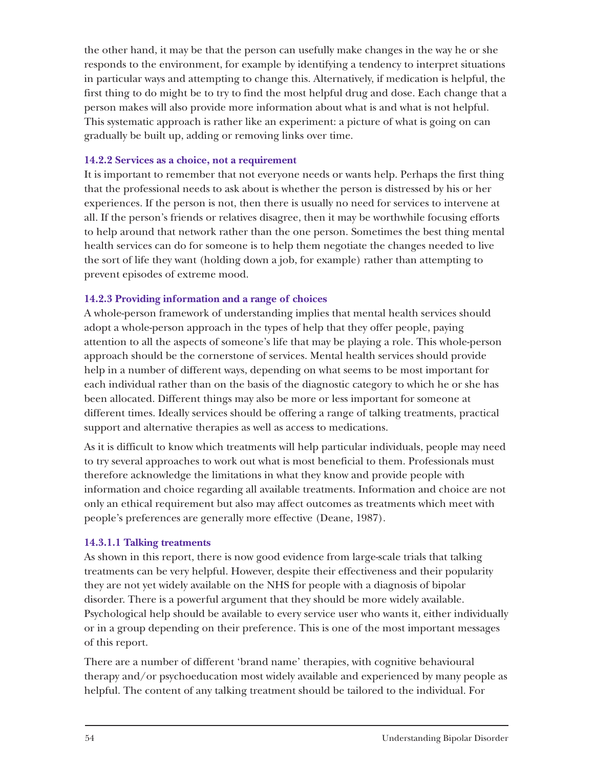the other hand, it may be that the person can usefully make changes in the way he or she responds to the environment, for example by identifying a tendency to interpret situations in particular ways and attempting to change this. Alternatively, if medication is helpful, the first thing to do might be to try to find the most helpful drug and dose. Each change that a person makes will also provide more information about what is and what is not helpful. This systematic approach is rather like an experiment: a picture of what is going on can gradually be built up, adding or removing links over time.

#### 14.2.2 Services as a choice, not a requirement

It is important to remember that not everyone needs or wants help. Perhaps the first thing that the professional needs to ask about is whether the person is distressed by his or her experiences. If the person is not, then there is usually no need for services to intervene at all. If the person's friends or relatives disagree, then it may be worthwhile focusing efforts to help around that network rather than the one person. Sometimes the best thing mental health services can do for someone is to help them negotiate the changes needed to live the sort of life they want (holding down a job, for example) rather than attempting to prevent episodes of extreme mood.

#### 14.2.3 Providing information and a range of choices

A whole-person framework of understanding implies that mental health services should adopt a whole-person approach in the types of help that they offer people, paying attention to all the aspects of someone's life that may be playing a role. This whole-person approach should be the cornerstone of services. Mental health services should provide help in a number of different ways, depending on what seems to be most important for each individual rather than on the basis of the diagnostic category to which he or she has been allocated. Different things may also be more or less important for someone at different times. Ideally services should be offering a range of talking treatments, practical support and alternative therapies as well as access to medications.

As it is difficult to know which treatments will help particular individuals, people may need to try several approaches to work out what is most beneficial to them. Professionals must therefore acknowledge the limitations in what they know and provide people with information and choice regarding all available treatments. Information and choice are not only an ethical requirement but also may affect outcomes as treatments which meet with people's preferences are generally more effective (Deane, 1987).

#### 14.3.1.1 Talking treatments

As shown in this report, there is now good evidence from large-scale trials that talking treatments can be very helpful. However, despite their effectiveness and their popularity they are not yet widely available on the NHS for people with a diagnosis of bipolar disorder. There is a powerful argument that they should be more widely available. Psychological help should be available to every service user who wants it, either individually or in a group depending on their preference. This is one of the most important messages of this report.

There are a number of different 'brand name' therapies, with cognitive behavioural therapy and/or psychoeducation most widely available and experienced by many people as helpful. The content of any talking treatment should be tailored to the individual. For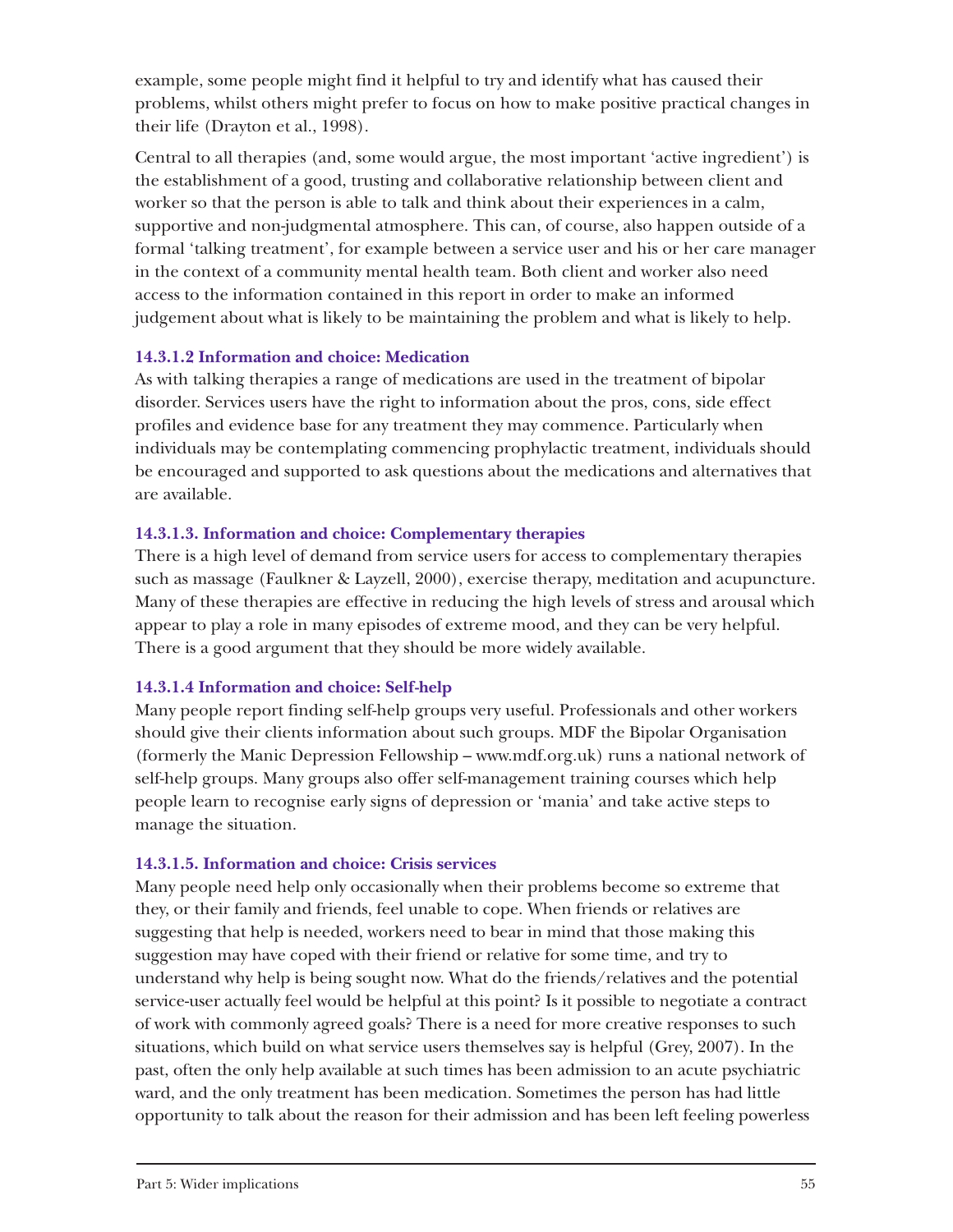example, some people might find it helpful to try and identify what has caused their problems, whilst others might prefer to focus on how to make positive practical changes in their life (Drayton et al., 1998).

Central to all therapies (and, some would argue, the most important 'active ingredient') is the establishment of a good, trusting and collaborative relationship between client and worker so that the person is able to talk and think about their experiences in a calm, supportive and non-judgmental atmosphere. This can, of course, also happen outside of a formal 'talking treatment', for example between a service user and his or her care manager in the context of a community mental health team. Both client and worker also need access to the information contained in this report in order to make an informed judgement about what is likely to be maintaining the problem and what is likely to help.

#### 14.3.1.2 Information and choice: Medication

As with talking therapies a range of medications are used in the treatment of bipolar disorder. Services users have the right to information about the pros, cons, side effect profiles and evidence base for any treatment they may commence. Particularly when individuals may be contemplating commencing prophylactic treatment, individuals should be encouraged and supported to ask questions about the medications and alternatives that are available.

#### 14.3.1.3. Information and choice: Complementary therapies

There is a high level of demand from service users for access to complementary therapies such as massage (Faulkner & Layzell, 2000), exercise therapy, meditation and acupuncture. Many of these therapies are effective in reducing the high levels of stress and arousal which appear to play a role in many episodes of extreme mood, and they can be very helpful. There is a good argument that they should be more widely available.

#### 14.3.1.4 Information and choice: Self-help

Many people report finding self-help groups very useful. Professionals and other workers should give their clients information about such groups. MDF the Bipolar Organisation (formerly the Manic Depression Fellowship – www.mdf.org.uk) runs a national network of self-help groups. Many groups also offer self-management training courses which help people learn to recognise early signs of depression or 'mania' and take active steps to manage the situation.

#### 14.3.1.5. Information and choice: Crisis services

Many people need help only occasionally when their problems become so extreme that they, or their family and friends, feel unable to cope. When friends or relatives are suggesting that help is needed, workers need to bear in mind that those making this suggestion may have coped with their friend or relative for some time, and try to understand why help is being sought now. What do the friends/relatives and the potential service-user actually feel would be helpful at this point? Is it possible to negotiate a contract of work with commonly agreed goals? There is a need for more creative responses to such situations, which build on what service users themselves say is helpful (Grey, 2007). In the past, often the only help available at such times has been admission to an acute psychiatric ward, and the only treatment has been medication. Sometimes the person has had little opportunity to talk about the reason for their admission and has been left feeling powerless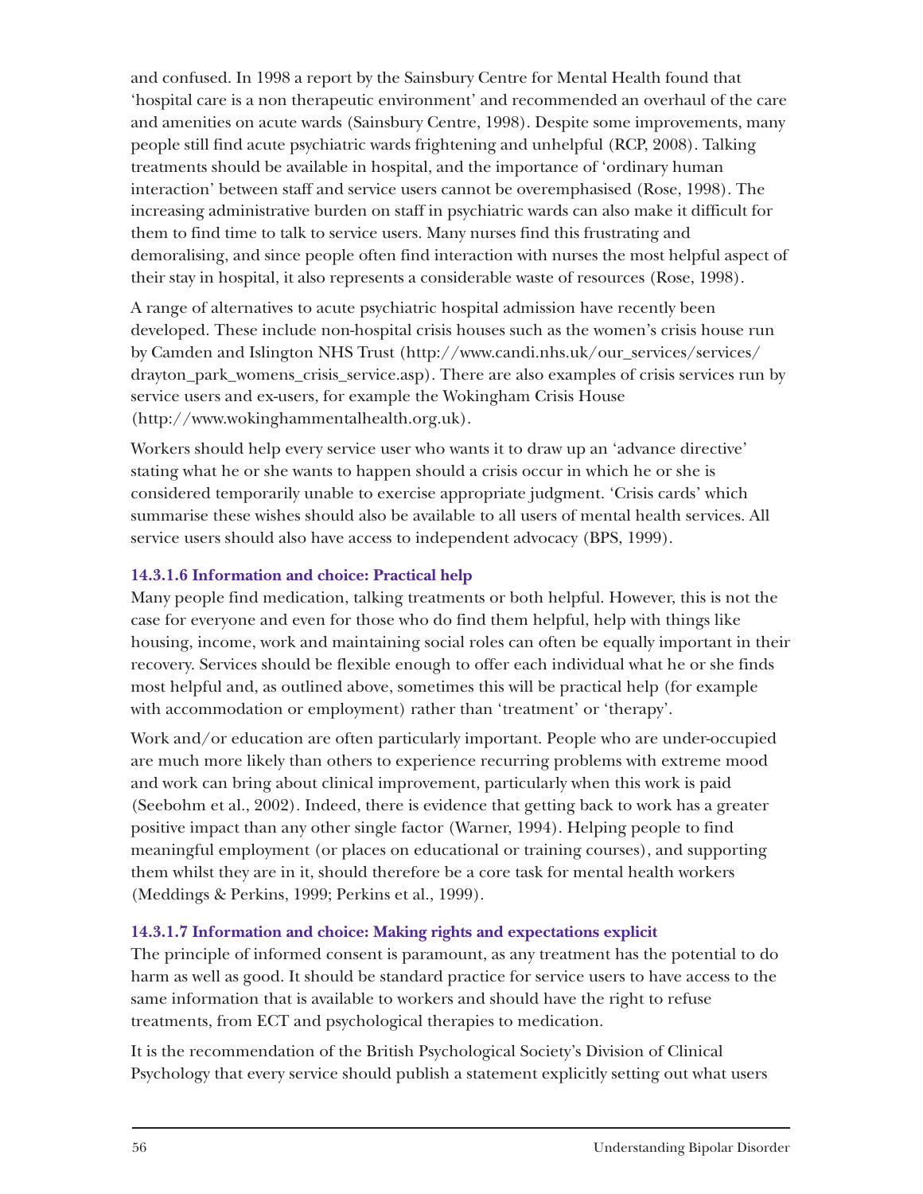and confused. In 1998 a report by the Sainsbury Centre for Mental Health found that 'hospital care is a non therapeutic environment' and recommended an overhaul of the care and amenities on acute wards (Sainsbury Centre, 1998). Despite some improvements, many people still find acute psychiatric wards frightening and unhelpful (RCP, 2008). Talking treatments should be available in hospital, and the importance of 'ordinary human interaction' between staff and service users cannot be overemphasised (Rose, 1998). The increasing administrative burden on staff in psychiatric wards can also make it difficult for them to find time to talk to service users. Many nurses find this frustrating and demoralising, and since people often find interaction with nurses the most helpful aspect of their stay in hospital, it also represents a considerable waste of resources (Rose, 1998).

A range of alternatives to acute psychiatric hospital admission have recently been developed. These include non-hospital crisis houses such as the women's crisis house run by Camden and Islington NHS Trust (http://www.candi.nhs.uk/our_services/services/drayton_park_womens_crisis_service.asp). There are also examples of crisis services run by service users and ex-users, for example the Wokingham Crisis House (http://www.wokinghammentalhealth.org.uk).

Workers should help every service user who wants it to draw up an 'advance directive' stating what he or she wants to happen should a crisis occur in which he or she is considered temporarily unable to exercise appropriate judgment. 'Crisis cards' which summarise these wishes should also be available to all users of mental health services. All service users should also have access to independent advocacy (BPS, 1999).

#### 14.3.1.6 Information and choice: Practical help

Many people find medication, talking treatments or both helpful. However, this is not the case for everyone and even for those who do find them helpful, help with things like housing, income, work and maintaining social roles can often be equally important in their recovery. Services should be flexible enough to offer each individual what he or she finds most helpful and, as outlined above, sometimes this will be practical help (for example with accommodation or employment) rather than 'treatment' or 'therapy'.

Work and/or education are often particularly important. People who are under-occupied are much more likely than others to experience recurring problems with extreme mood and work can bring about clinical improvement, particularly when this work is paid (Seebohm et al., 2002). Indeed, there is evidence that getting back to work has a greater positive impact than any other single factor (Warner, 1994). Helping people to find meaningful employment (or places on educational or training courses), and supporting them whilst they are in it, should therefore be a core task for mental health workers (Meddings & Perkins, 1999; Perkins et al., 1999).

#### 14.3.1.7 Information and choice: Making rights and expectations explicit

The principle of informed consent is paramount, as any treatment has the potential to do harm as well as good. It should be standard practice for service users to have access to the same information that is available to workers and should have the right to refuse treatments, from ECT and psychological therapies to medication.

It is the recommendation of the British Psychological Society's Division of Clinical Psychology that every service should publish a statement explicitly setting out what users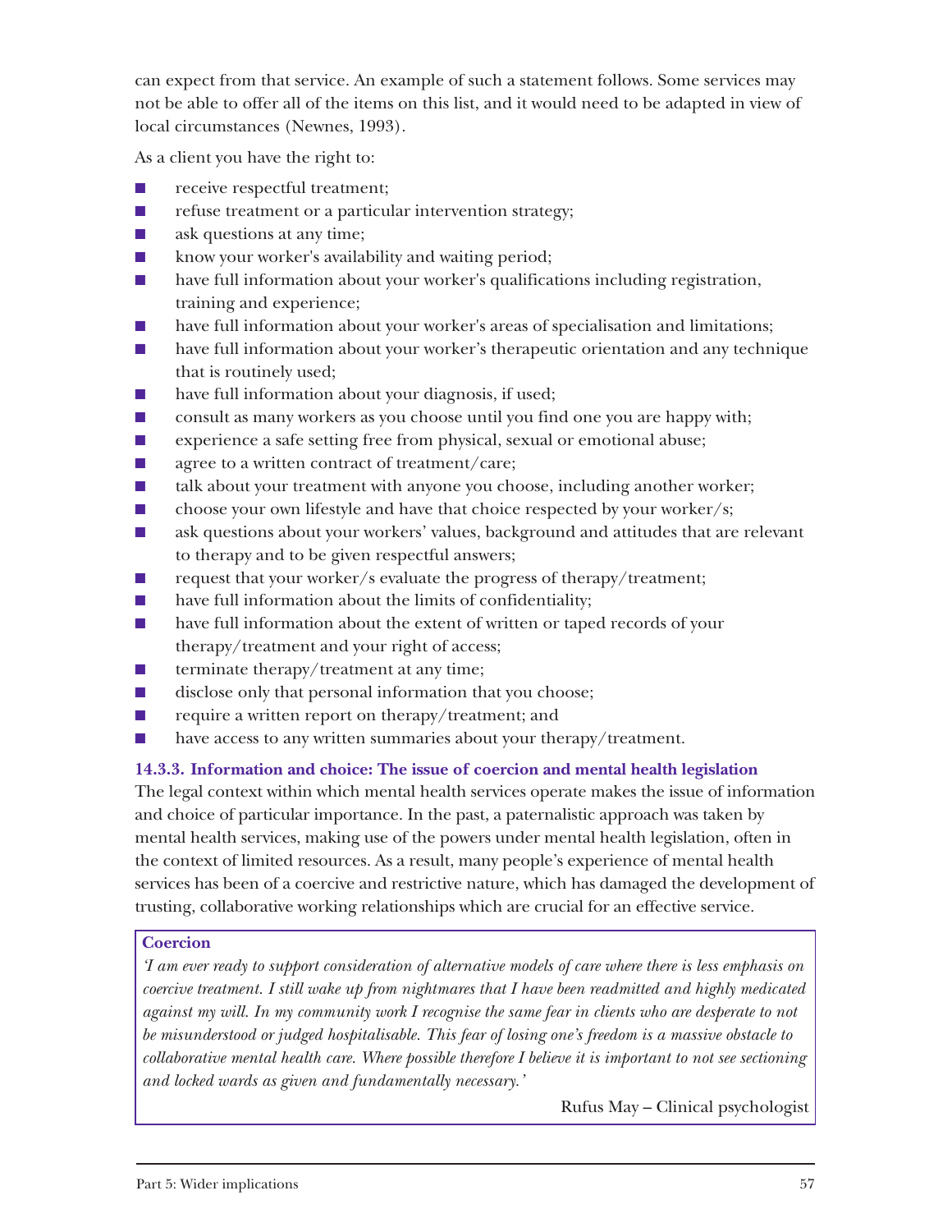can expect from that service. An example of such a statement follows. Some services may not be able to offer all of the items on this list, and it would need to be adapted in view of local circumstances (Newnes, 1993).

As a client you have the right to:

- receive respectful treatment;
- refuse treatment or a particular intervention strategy;
- ask questions at any time;
- know your worker's availability and waiting period;
- have full information about your worker's qualifications including registration, training and experience;
- have full information about your worker's areas of specialisation and limitations;
- have full information about your worker's therapeutic orientation and any technique that is routinely used;
- have full information about your diagnosis, if used;
- consult as many workers as you choose until you find one you are happy with;
- experience a safe setting free from physical, sexual or emotional abuse;
- agree to a written contract of treatment/care;
- talk about your treatment with anyone you choose, including another worker;
- choose your own lifestyle and have that choice respected by your worker/s;
- ask questions about your workers' values, background and attitudes that are relevant to therapy and to be given respectful answers;
- request that your worker/s evaluate the progress of therapy/treatment;
- have full information about the limits of confidentiality;
- have full information about the extent of written or taped records of your therapy/treatment and your right of access;
- terminate therapy/treatment at any time;
- disclose only that personal information that you choose;
- require a written report on therapy/treatment; and
- have access to any written summaries about your therapy/treatment.

### 14.3.3. Information and choice: The issue of coercion and mental health legislation

The legal context within which mental health services operate makes the issue of information and choice of particular importance. In the past, a paternalistic approach was taken by mental health services, making use of the powers under mental health legislation, often in the context of limited resources. As a result, many people's experience of mental health services has been of a coercive and restrictive nature, which has damaged the development of trusting, collaborative working relationships which are crucial for an effective service.

> **Coercion**
>
> *'I am ever ready to support consideration of alternative models of care where there is less emphasis on coercive treatment. I still wake up from nightmares that I have been readmitted and highly medicated against my will. In my community work I recognise the same fear in clients who are desperate to not be misunderstood or judged hospitalisable. This fear of losing one's freedom is a massive obstacle to collaborative mental health care. Where possible therefore I believe it is important to not see sectioning and locked wards as given and fundamentally necessary.'*
>
> Rufus May – Clinical psychologist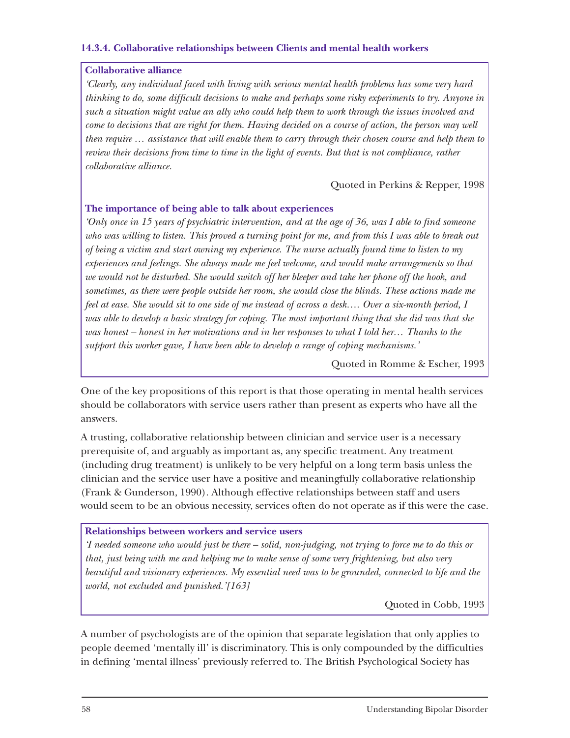### 14.3.4. Collaborative relationships between Clients and mental health workers

**Collaborative alliance**

*'Clearly, any individual faced with living with serious mental health problems has some very hard thinking to do, some difficult decisions to make and perhaps some risky experiments to try. Anyone in such a situation might value an ally who could help them to work through the issues involved and come to decisions that are right for them. Having decided on a course of action, the person may well then require … assistance that will enable them to carry through their chosen course and help them to review their decisions from time to time in the light of events. But that is not compliance, rather collaborative alliance.*

Quoted in Perkins & Repper, 1998

**The importance of being able to talk about experiences**

*'Only once in 15 years of psychiatric intervention, and at the age of 36, was I able to find someone who was willing to listen. This proved a turning point for me, and from this I was able to break out of being a victim and start owning my experience. The nurse actually found time to listen to my experiences and feelings. She always made me feel welcome, and would make arrangements so that we would not be disturbed. She would switch off her bleeper and take her phone off the hook, and sometimes, as there were people outside her room, she would close the blinds. These actions made me feel at ease. She would sit to one side of me instead of across a desk…. Over a six-month period, I was able to develop a basic strategy for coping. The most important thing that she did was that she was honest – honest in her motivations and in her responses to what I told her… Thanks to the support this worker gave, I have been able to develop a range of coping mechanisms.'*

Quoted in Romme & Escher, 1993

One of the key propositions of this report is that those operating in mental health services should be collaborators with service users rather than present as experts who have all the answers.

A trusting, collaborative relationship between clinician and service user is a necessary prerequisite of, and arguably as important as, any specific treatment. Any treatment (including drug treatment) is unlikely to be very helpful on a long term basis unless the clinician and the service user have a positive and meaningfully collaborative relationship (Frank & Gunderson, 1990). Although effective relationships between staff and users would seem to be an obvious necessity, services often do not operate as if this were the case.

**Relationships between workers and service users**

*'I needed someone who would just be there – solid, non-judging, not trying to force me to do this or that, just being with me and helping me to make sense of some very frightening, but also very beautiful and visionary experiences. My essential need was to be grounded, connected to life and the world, not excluded and punished.'[163]*

Quoted in Cobb, 1993

A number of psychologists are of the opinion that separate legislation that only applies to people deemed 'mentally ill' is discriminatory. This is only compounded by the difficulties in defining 'mental illness' previously referred to. The British Psychological Society has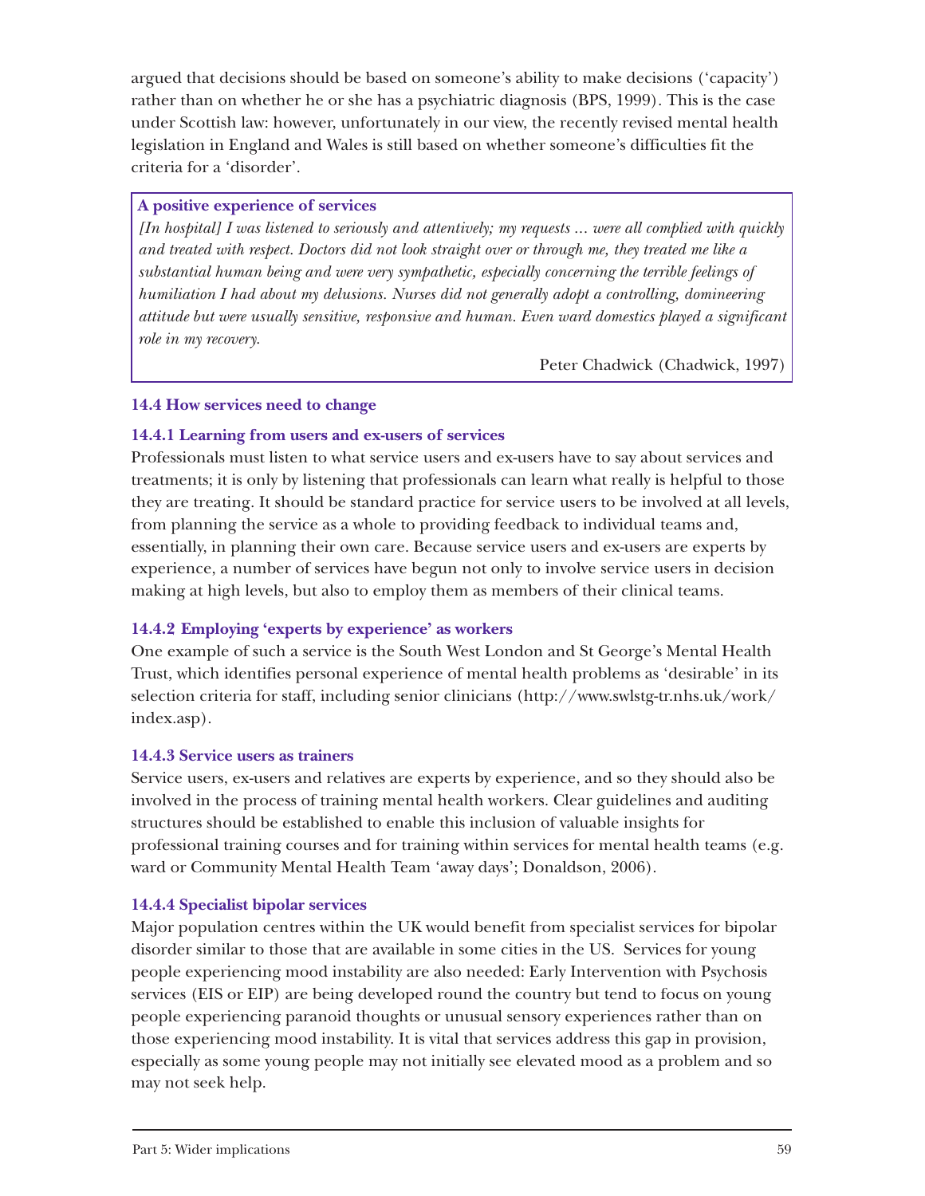argued that decisions should be based on someone's ability to make decisions ('capacity') rather than on whether he or she has a psychiatric diagnosis (BPS, 1999). This is the case under Scottish law: however, unfortunately in our view, the recently revised mental health legislation in England and Wales is still based on whether someone's difficulties fit the criteria for a 'disorder'.

> **A positive experience of services**
>
> *[In hospital] I was listened to seriously and attentively; my requests ... were all complied with quickly and treated with respect. Doctors did not look straight over or through me, they treated me like a substantial human being and were very sympathetic, especially concerning the terrible feelings of humiliation I had about my delusions. Nurses did not generally adopt a controlling, domineering attitude but were usually sensitive, responsive and human. Even ward domestics played a significant role in my recovery.*
>
> Peter Chadwick (Chadwick, 1997)

### 14.4 How services need to change

#### 14.4.1 Learning from users and ex-users of services

Professionals must listen to what service users and ex-users have to say about services and treatments; it is only by listening that professionals can learn what really is helpful to those they are treating. It should be standard practice for service users to be involved at all levels, from planning the service as a whole to providing feedback to individual teams and, essentially, in planning their own care. Because service users and ex-users are experts by experience, a number of services have begun not only to involve service users in decision making at high levels, but also to employ them as members of their clinical teams.

#### 14.4.2 Employing 'experts by experience' as workers

One example of such a service is the South West London and St George's Mental Health Trust, which identifies personal experience of mental health problems as 'desirable' in its selection criteria for staff, including senior clinicians (http://www.swlstg-tr.nhs.uk/work/index.asp).

#### 14.4.3 Service users as trainers

Service users, ex-users and relatives are experts by experience, and so they should also be involved in the process of training mental health workers. Clear guidelines and auditing structures should be established to enable this inclusion of valuable insights for professional training courses and for training within services for mental health teams (e.g. ward or Community Mental Health Team 'away days'; Donaldson, 2006).

#### 14.4.4 Specialist bipolar services

Major population centres within the UK would benefit from specialist services for bipolar disorder similar to those that are available in some cities in the US. Services for young people experiencing mood instability are also needed: Early Intervention with Psychosis services (EIS or EIP) are being developed round the country but tend to focus on young people experiencing paranoid thoughts or unusual sensory experiences rather than on those experiencing mood instability. It is vital that services address this gap in provision, especially as some young people may not initially see elevated mood as a problem and so may not seek help.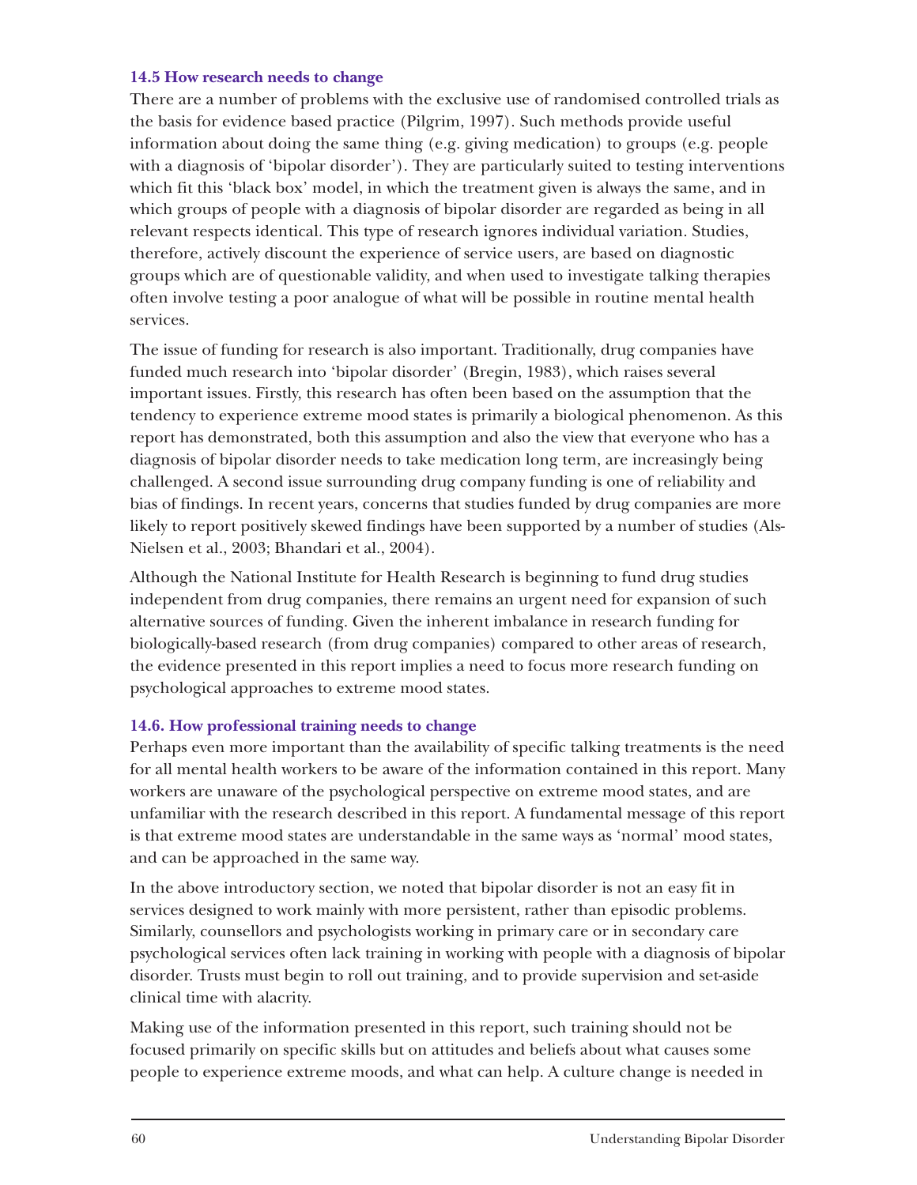### 14.5 How research needs to change

There are a number of problems with the exclusive use of randomised controlled trials as the basis for evidence based practice (Pilgrim, 1997). Such methods provide useful information about doing the same thing (e.g. giving medication) to groups (e.g. people with a diagnosis of 'bipolar disorder'). They are particularly suited to testing interventions which fit this 'black box' model, in which the treatment given is always the same, and in which groups of people with a diagnosis of bipolar disorder are regarded as being in all relevant respects identical. This type of research ignores individual variation. Studies, therefore, actively discount the experience of service users, are based on diagnostic groups which are of questionable validity, and when used to investigate talking therapies often involve testing a poor analogue of what will be possible in routine mental health services.

The issue of funding for research is also important. Traditionally, drug companies have funded much research into 'bipolar disorder' (Bregin, 1983), which raises several important issues. Firstly, this research has often been based on the assumption that the tendency to experience extreme mood states is primarily a biological phenomenon. As this report has demonstrated, both this assumption and also the view that everyone who has a diagnosis of bipolar disorder needs to take medication long term, are increasingly being challenged. A second issue surrounding drug company funding is one of reliability and bias of findings. In recent years, concerns that studies funded by drug companies are more likely to report positively skewed findings have been supported by a number of studies (Als-Nielsen et al., 2003; Bhandari et al., 2004).

Although the National Institute for Health Research is beginning to fund drug studies independent from drug companies, there remains an urgent need for expansion of such alternative sources of funding. Given the inherent imbalance in research funding for biologically-based research (from drug companies) compared to other areas of research, the evidence presented in this report implies a need to focus more research funding on psychological approaches to extreme mood states.

### 14.6. How professional training needs to change

Perhaps even more important than the availability of specific talking treatments is the need for all mental health workers to be aware of the information contained in this report. Many workers are unaware of the psychological perspective on extreme mood states, and are unfamiliar with the research described in this report. A fundamental message of this report is that extreme mood states are understandable in the same ways as 'normal' mood states, and can be approached in the same way.

In the above introductory section, we noted that bipolar disorder is not an easy fit in services designed to work mainly with more persistent, rather than episodic problems. Similarly, counsellors and psychologists working in primary care or in secondary care psychological services often lack training in working with people with a diagnosis of bipolar disorder. Trusts must begin to roll out training, and to provide supervision and set-aside clinical time with alacrity.

Making use of the information presented in this report, such training should not be focused primarily on specific skills but on attitudes and beliefs about what causes some people to experience extreme moods, and what can help. A culture change is needed in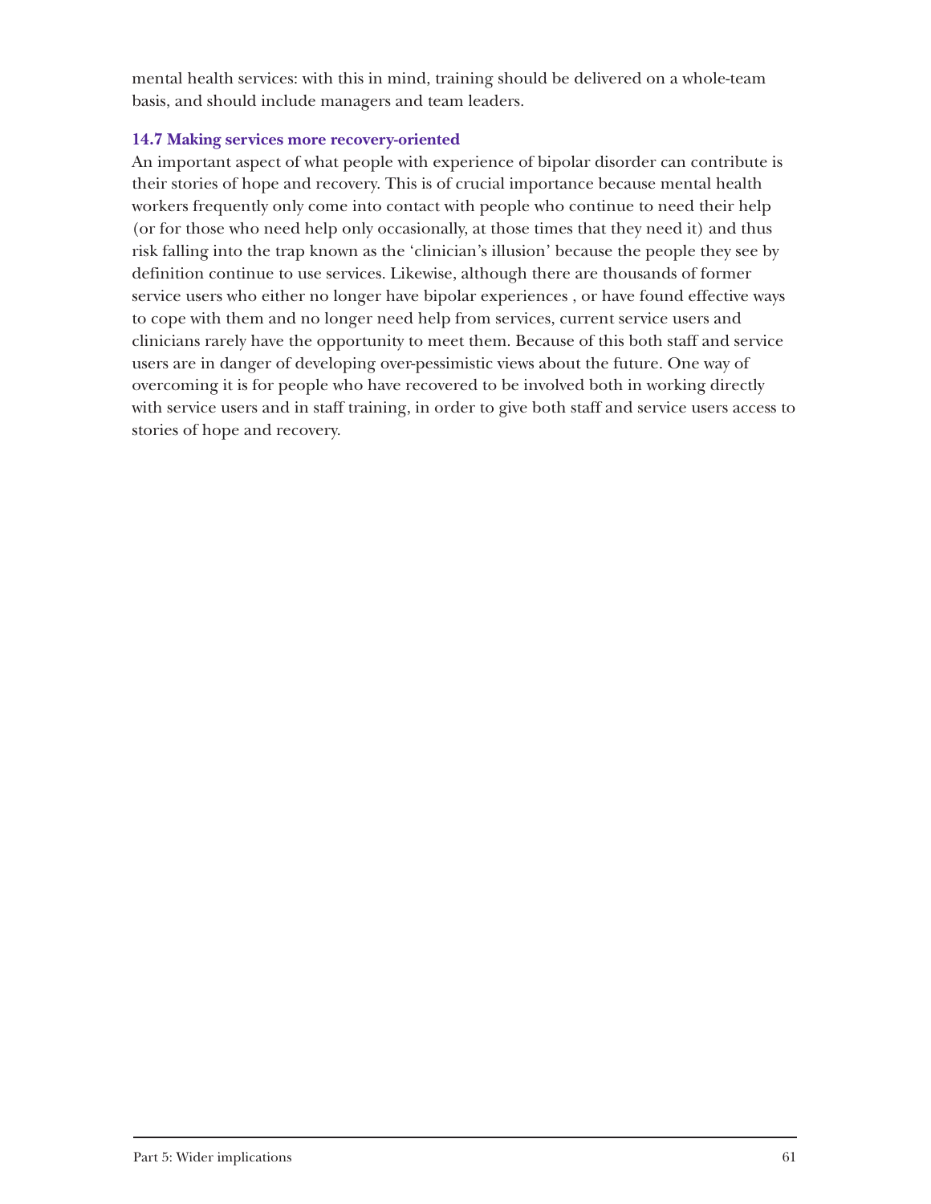mental health services: with this in mind, training should be delivered on a whole-team basis, and should include managers and team leaders.

### 14.7 Making services more recovery-oriented

An important aspect of what people with experience of bipolar disorder can contribute is their stories of hope and recovery. This is of crucial importance because mental health workers frequently only come into contact with people who continue to need their help (or for those who need help only occasionally, at those times that they need it) and thus risk falling into the trap known as the 'clinician's illusion' because the people they see by definition continue to use services. Likewise, although there are thousands of former service users who either no longer have bipolar experiences , or have found effective ways to cope with them and no longer need help from services, current service users and clinicians rarely have the opportunity to meet them. Because of this both staff and service users are in danger of developing over-pessimistic views about the future. One way of overcoming it is for people who have recovered to be involved both in working directly with service users and in staff training, in order to give both staff and service users access to stories of hope and recovery.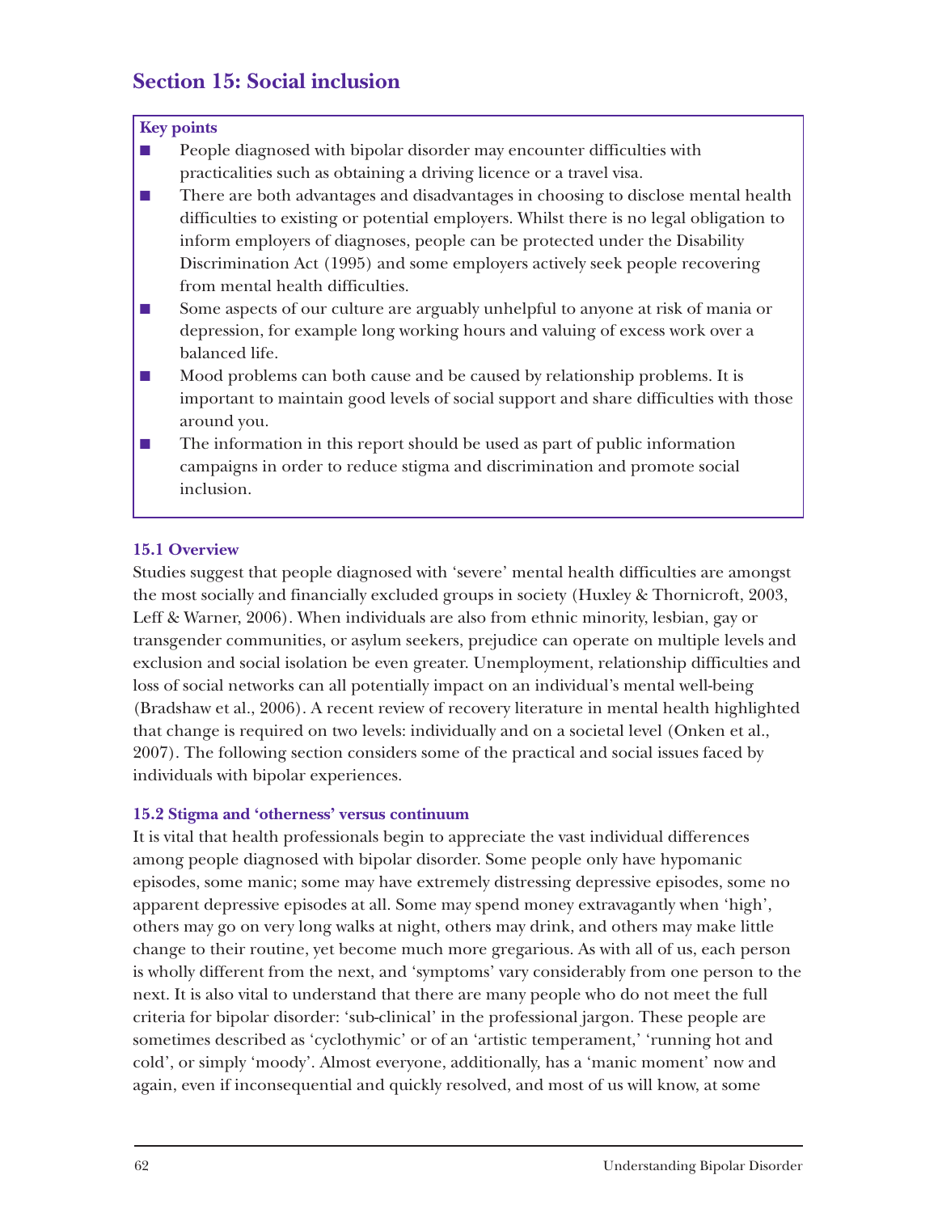## Section 15: Social inclusion

**Key points**

- People diagnosed with bipolar disorder may encounter difficulties with practicalities such as obtaining a driving licence or a travel visa.
- There are both advantages and disadvantages in choosing to disclose mental health difficulties to existing or potential employers. Whilst there is no legal obligation to inform employers of diagnoses, people can be protected under the Disability Discrimination Act (1995) and some employers actively seek people recovering from mental health difficulties.
- Some aspects of our culture are arguably unhelpful to anyone at risk of mania or depression, for example long working hours and valuing of excess work over a balanced life.
- Mood problems can both cause and be caused by relationship problems. It is important to maintain good levels of social support and share difficulties with those around you.
- The information in this report should be used as part of public information campaigns in order to reduce stigma and discrimination and promote social inclusion.

### 15.1 Overview

Studies suggest that people diagnosed with 'severe' mental health difficulties are amongst the most socially and financially excluded groups in society (Huxley & Thornicroft, 2003, Leff & Warner, 2006). When individuals are also from ethnic minority, lesbian, gay or transgender communities, or asylum seekers, prejudice can operate on multiple levels and exclusion and social isolation be even greater. Unemployment, relationship difficulties and loss of social networks can all potentially impact on an individual's mental well-being (Bradshaw et al., 2006). A recent review of recovery literature in mental health highlighted that change is required on two levels: individually and on a societal level (Onken et al., 2007). The following section considers some of the practical and social issues faced by individuals with bipolar experiences.

### 15.2 Stigma and 'otherness' versus continuum

It is vital that health professionals begin to appreciate the vast individual differences among people diagnosed with bipolar disorder. Some people only have hypomanic episodes, some manic; some may have extremely distressing depressive episodes, some no apparent depressive episodes at all. Some may spend money extravagantly when 'high', others may go on very long walks at night, others may drink, and others may make little change to their routine, yet become much more gregarious. As with all of us, each person is wholly different from the next, and 'symptoms' vary considerably from one person to the next. It is also vital to understand that there are many people who do not meet the full criteria for bipolar disorder: 'sub-clinical' in the professional jargon. These people are sometimes described as 'cyclothymic' or of an 'artistic temperament,' 'running hot and cold', or simply 'moody'. Almost everyone, additionally, has a 'manic moment' now and again, even if inconsequential and quickly resolved, and most of us will know, at some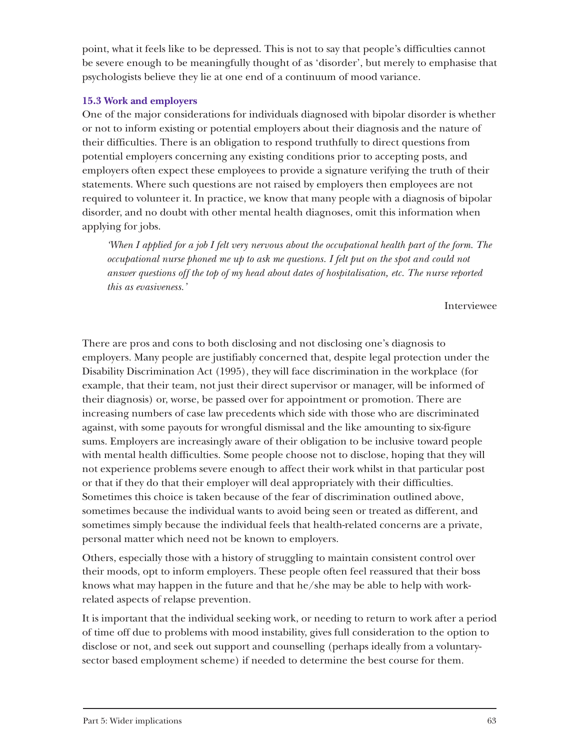point, what it feels like to be depressed. This is not to say that people's difficulties cannot be severe enough to be meaningfully thought of as 'disorder', but merely to emphasise that psychologists believe they lie at one end of a continuum of mood variance.

### 15.3 Work and employers

One of the major considerations for individuals diagnosed with bipolar disorder is whether or not to inform existing or potential employers about their diagnosis and the nature of their difficulties. There is an obligation to respond truthfully to direct questions from potential employers concerning any existing conditions prior to accepting posts, and employers often expect these employees to provide a signature verifying the truth of their statements. Where such questions are not raised by employers then employees are not required to volunteer it. In practice, we know that many people with a diagnosis of bipolar disorder, and no doubt with other mental health diagnoses, omit this information when applying for jobs.

> *'When I applied for a job I felt very nervous about the occupational health part of the form. The occupational nurse phoned me up to ask me questions. I felt put on the spot and could not answer questions off the top of my head about dates of hospitalisation, etc. The nurse reported this as evasiveness.'*
>
> Interviewee

There are pros and cons to both disclosing and not disclosing one's diagnosis to employers. Many people are justifiably concerned that, despite legal protection under the Disability Discrimination Act (1995), they will face discrimination in the workplace (for example, that their team, not just their direct supervisor or manager, will be informed of their diagnosis) or, worse, be passed over for appointment or promotion. There are increasing numbers of case law precedents which side with those who are discriminated against, with some payouts for wrongful dismissal and the like amounting to six-figure sums. Employers are increasingly aware of their obligation to be inclusive toward people with mental health difficulties. Some people choose not to disclose, hoping that they will not experience problems severe enough to affect their work whilst in that particular post or that if they do that their employer will deal appropriately with their difficulties. Sometimes this choice is taken because of the fear of discrimination outlined above, sometimes because the individual wants to avoid being seen or treated as different, and sometimes simply because the individual feels that health-related concerns are a private, personal matter which need not be known to employers.

Others, especially those with a history of struggling to maintain consistent control over their moods, opt to inform employers. These people often feel reassured that their boss knows what may happen in the future and that he/she may be able to help with work-related aspects of relapse prevention.

It is important that the individual seeking work, or needing to return to work after a period of time off due to problems with mood instability, gives full consideration to the option to disclose or not, and seek out support and counselling (perhaps ideally from a voluntary-sector based employment scheme) if needed to determine the best course for them.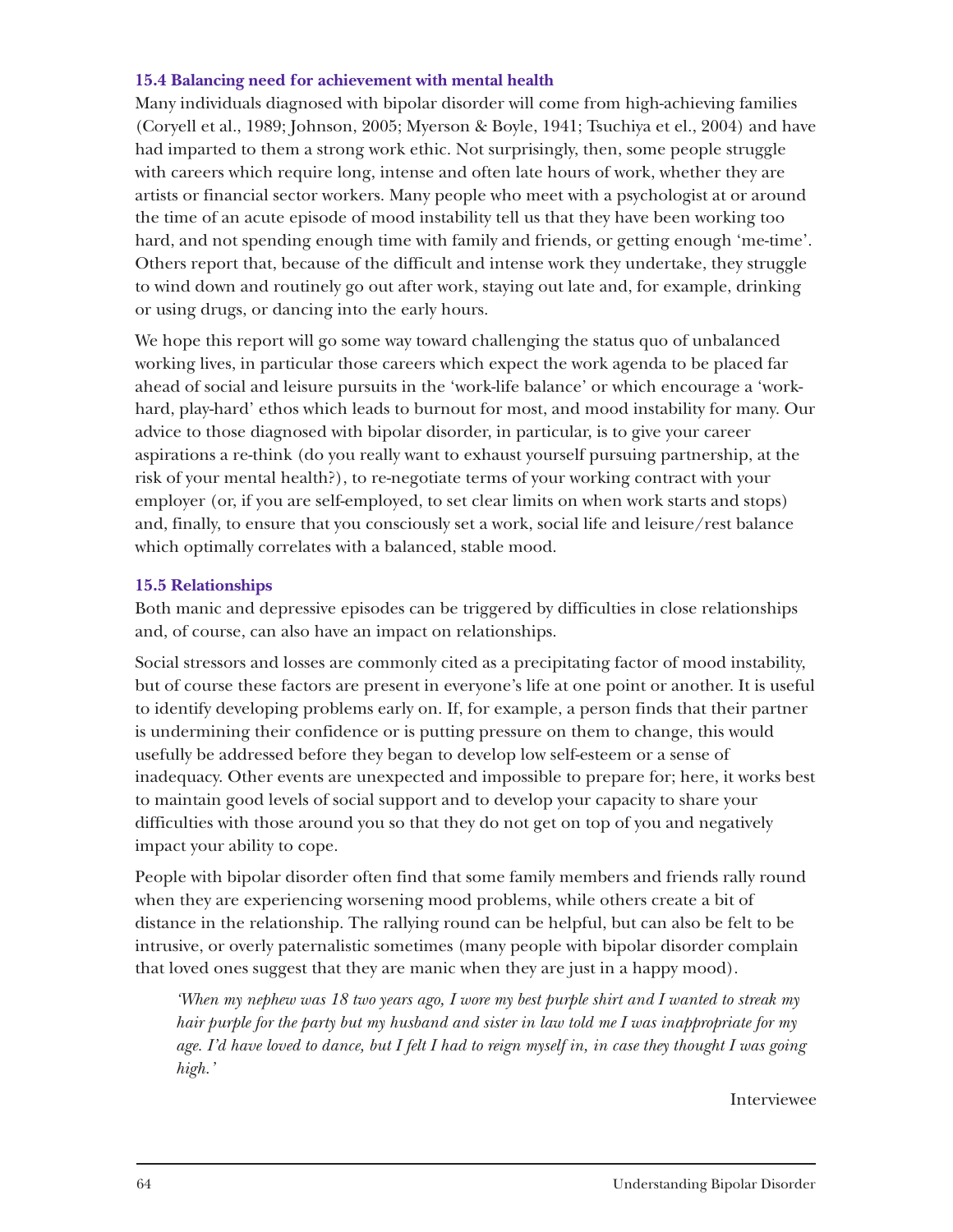### 15.4 Balancing need for achievement with mental health

Many individuals diagnosed with bipolar disorder will come from high-achieving families (Coryell et al., 1989; Johnson, 2005; Myerson & Boyle, 1941; Tsuchiya et el., 2004) and have had imparted to them a strong work ethic. Not surprisingly, then, some people struggle with careers which require long, intense and often late hours of work, whether they are artists or financial sector workers. Many people who meet with a psychologist at or around the time of an acute episode of mood instability tell us that they have been working too hard, and not spending enough time with family and friends, or getting enough 'me-time'. Others report that, because of the difficult and intense work they undertake, they struggle to wind down and routinely go out after work, staying out late and, for example, drinking or using drugs, or dancing into the early hours.

We hope this report will go some way toward challenging the status quo of unbalanced working lives, in particular those careers which expect the work agenda to be placed far ahead of social and leisure pursuits in the 'work-life balance' or which encourage a 'work-hard, play-hard' ethos which leads to burnout for most, and mood instability for many. Our advice to those diagnosed with bipolar disorder, in particular, is to give your career aspirations a re-think (do you really want to exhaust yourself pursuing partnership, at the risk of your mental health?), to re-negotiate terms of your working contract with your employer (or, if you are self-employed, to set clear limits on when work starts and stops) and, finally, to ensure that you consciously set a work, social life and leisure/rest balance which optimally correlates with a balanced, stable mood.

### 15.5 Relationships

Both manic and depressive episodes can be triggered by difficulties in close relationships and, of course, can also have an impact on relationships.

Social stressors and losses are commonly cited as a precipitating factor of mood instability, but of course these factors are present in everyone's life at one point or another. It is useful to identify developing problems early on. If, for example, a person finds that their partner is undermining their confidence or is putting pressure on them to change, this would usefully be addressed before they began to develop low self-esteem or a sense of inadequacy. Other events are unexpected and impossible to prepare for; here, it works best to maintain good levels of social support and to develop your capacity to share your difficulties with those around you so that they do not get on top of you and negatively impact your ability to cope.

People with bipolar disorder often find that some family members and friends rally round when they are experiencing worsening mood problems, while others create a bit of distance in the relationship. The rallying round can be helpful, but can also be felt to be intrusive, or overly paternalistic sometimes (many people with bipolar disorder complain that loved ones suggest that they are manic when they are just in a happy mood).

> *'When my nephew was 18 two years ago, I wore my best purple shirt and I wanted to streak my hair purple for the party but my husband and sister in law told me I was inappropriate for my age. I'd have loved to dance, but I felt I had to reign myself in, in case they thought I was going high.'*
>
> Interviewee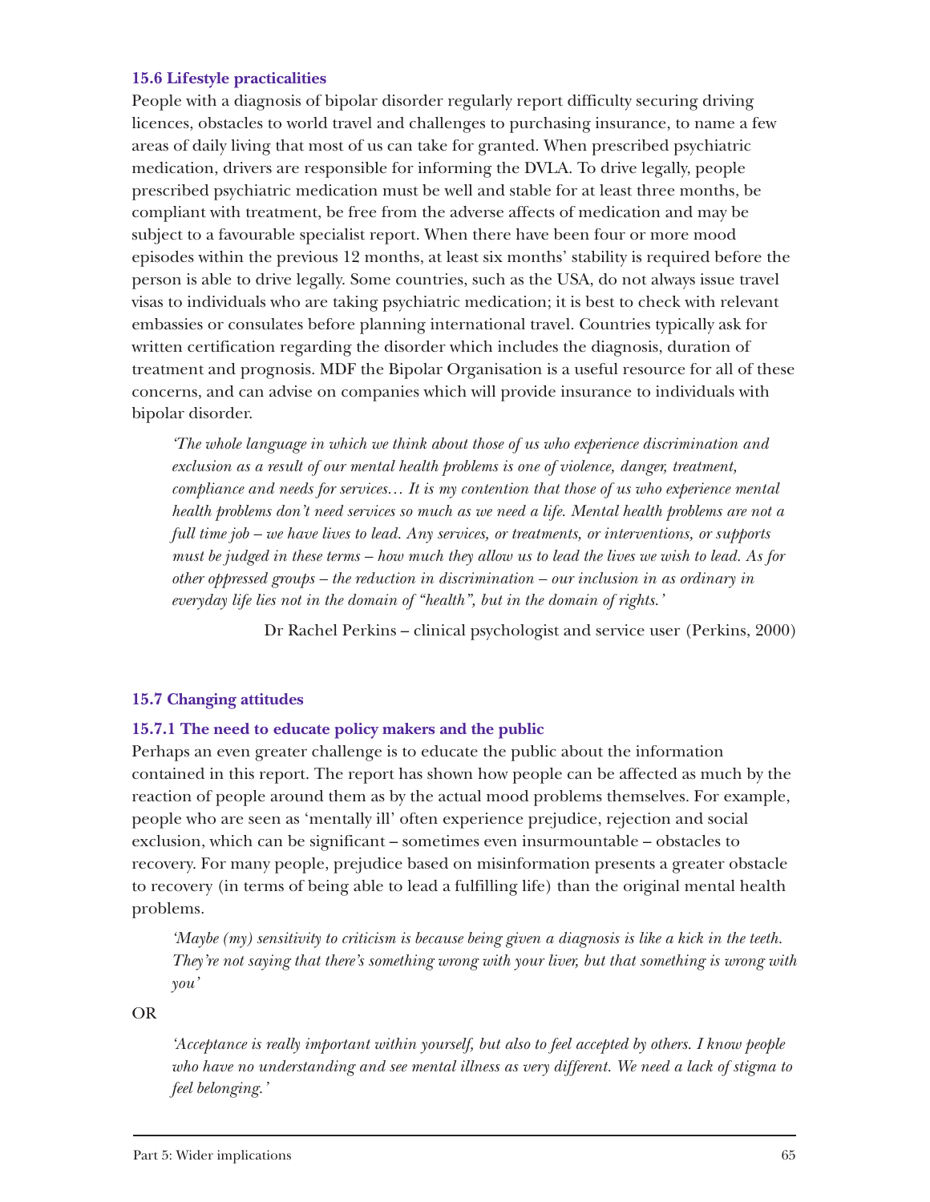### 15.6 Lifestyle practicalities

People with a diagnosis of bipolar disorder regularly report difficulty securing driving licences, obstacles to world travel and challenges to purchasing insurance, to name a few areas of daily living that most of us can take for granted. When prescribed psychiatric medication, drivers are responsible for informing the DVLA. To drive legally, people prescribed psychiatric medication must be well and stable for at least three months, be compliant with treatment, be free from the adverse affects of medication and may be subject to a favourable specialist report. When there have been four or more mood episodes within the previous 12 months, at least six months' stability is required before the person is able to drive legally. Some countries, such as the USA, do not always issue travel visas to individuals who are taking psychiatric medication; it is best to check with relevant embassies or consulates before planning international travel. Countries typically ask for written certification regarding the disorder which includes the diagnosis, duration of treatment and prognosis. MDF the Bipolar Organisation is a useful resource for all of these concerns, and can advise on companies which will provide insurance to individuals with bipolar disorder.

> *'The whole language in which we think about those of us who experience discrimination and exclusion as a result of our mental health problems is one of violence, danger, treatment, compliance and needs for services… It is my contention that those of us who experience mental health problems don't need services so much as we need a life. Mental health problems are not a full time job – we have lives to lead. Any services, or treatments, or interventions, or supports must be judged in these terms – how much they allow us to lead the lives we wish to lead. As for other oppressed groups – the reduction in discrimination – our inclusion in as ordinary in everyday life lies not in the domain of "health", but in the domain of rights.'*
>
> Dr Rachel Perkins – clinical psychologist and service user (Perkins, 2000)

### 15.7 Changing attitudes

#### 15.7.1 The need to educate policy makers and the public

Perhaps an even greater challenge is to educate the public about the information contained in this report. The report has shown how people can be affected as much by the reaction of people around them as by the actual mood problems themselves. For example, people who are seen as 'mentally ill' often experience prejudice, rejection and social exclusion, which can be significant – sometimes even insurmountable – obstacles to recovery. For many people, prejudice based on misinformation presents a greater obstacle to recovery (in terms of being able to lead a fulfilling life) than the original mental health problems.

> *'Maybe (my) sensitivity to criticism is because being given a diagnosis is like a kick in the teeth. They're not saying that there's something wrong with your liver, but that something is wrong with you'*

OR

> *'Acceptance is really important within yourself, but also to feel accepted by others. I know people who have no understanding and see mental illness as very different. We need a lack of stigma to feel belonging.'*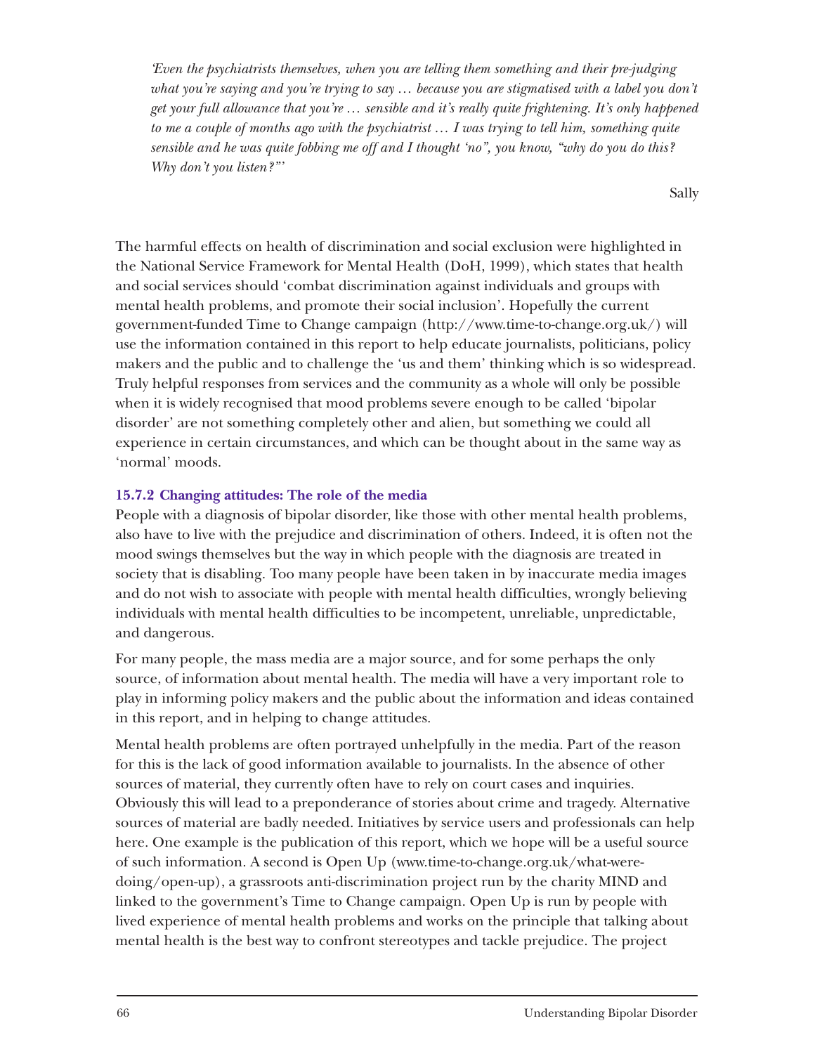*'Even the psychiatrists themselves, when you are telling them something and their pre-judging what you're saying and you're trying to say … because you are stigmatised with a label you don't get your full allowance that you're … sensible and it's really quite frightening. It's only happened to me a couple of months ago with the psychiatrist … I was trying to tell him, something quite sensible and he was quite fobbing me off and I thought 'no", you know, "why do you do this? Why don't you listen?"'*

Sally

The harmful effects on health of discrimination and social exclusion were highlighted in the National Service Framework for Mental Health (DoH, 1999), which states that health and social services should 'combat discrimination against individuals and groups with mental health problems, and promote their social inclusion'. Hopefully the current government-funded Time to Change campaign (http://www.time-to-change.org.uk/) will use the information contained in this report to help educate journalists, politicians, policy makers and the public and to challenge the 'us and them' thinking which is so widespread. Truly helpful responses from services and the community as a whole will only be possible when it is widely recognised that mood problems severe enough to be called 'bipolar disorder' are not something completely other and alien, but something we could all experience in certain circumstances, and which can be thought about in the same way as 'normal' moods.

### 15.7.2 Changing attitudes: The role of the media

People with a diagnosis of bipolar disorder, like those with other mental health problems, also have to live with the prejudice and discrimination of others. Indeed, it is often not the mood swings themselves but the way in which people with the diagnosis are treated in society that is disabling. Too many people have been taken in by inaccurate media images and do not wish to associate with people with mental health difficulties, wrongly believing individuals with mental health difficulties to be incompetent, unreliable, unpredictable, and dangerous.

For many people, the mass media are a major source, and for some perhaps the only source, of information about mental health. The media will have a very important role to play in informing policy makers and the public about the information and ideas contained in this report, and in helping to change attitudes.

Mental health problems are often portrayed unhelpfully in the media. Part of the reason for this is the lack of good information available to journalists. In the absence of other sources of material, they currently often have to rely on court cases and inquiries. Obviously this will lead to a preponderance of stories about crime and tragedy. Alternative sources of material are badly needed. Initiatives by service users and professionals can help here. One example is the publication of this report, which we hope will be a useful source of such information. A second is Open Up (www.time-to-change.org.uk/what-were-doing/open-up), a grassroots anti-discrimination project run by the charity MIND and linked to the government's Time to Change campaign. Open Up is run by people with lived experience of mental health problems and works on the principle that talking about mental health is the best way to confront stereotypes and tackle prejudice. The project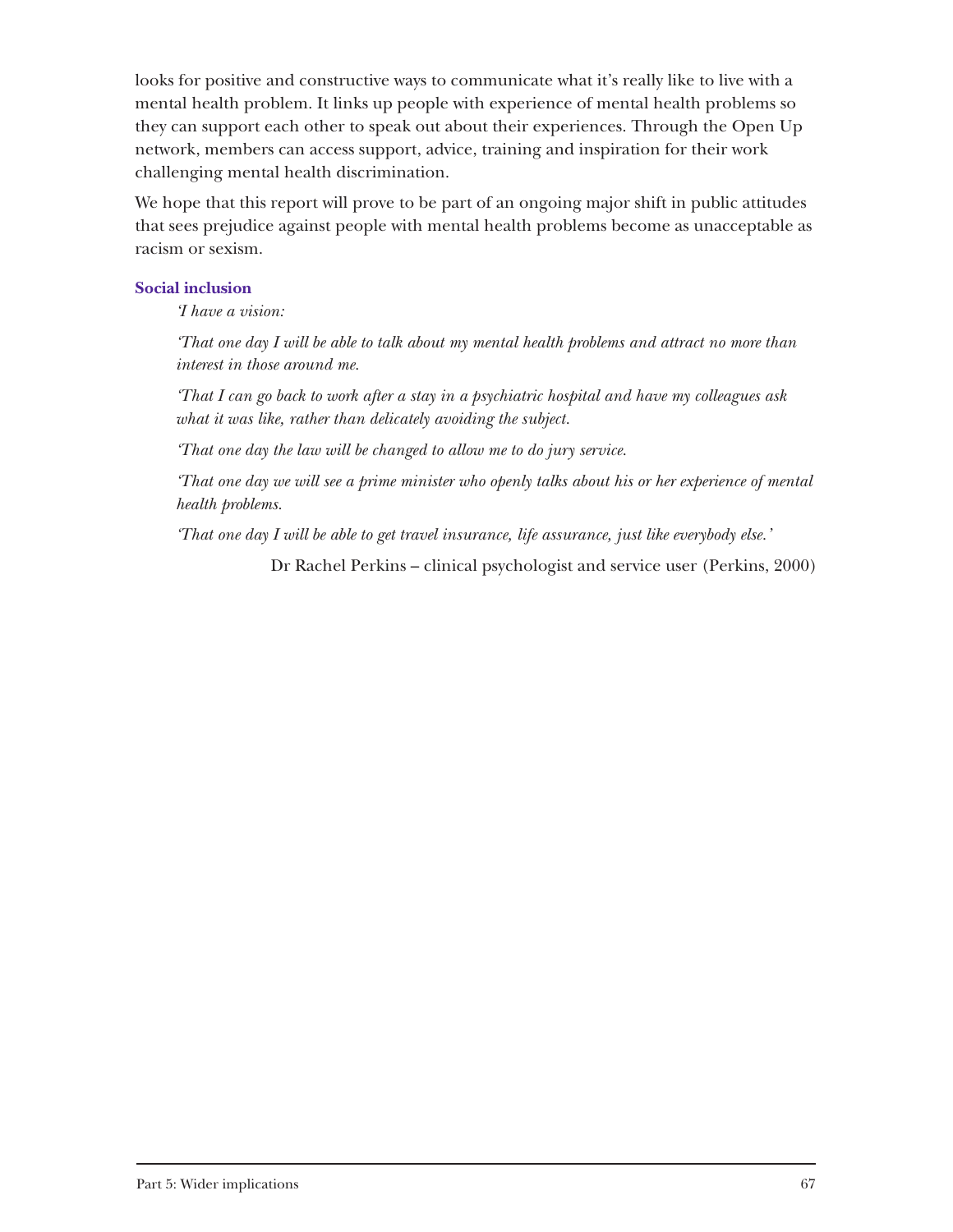looks for positive and constructive ways to communicate what it's really like to live with a mental health problem. It links up people with experience of mental health problems so they can support each other to speak out about their experiences. Through the Open Up network, members can access support, advice, training and inspiration for their work challenging mental health discrimination.

We hope that this report will prove to be part of an ongoing major shift in public attitudes that sees prejudice against people with mental health problems become as unacceptable as racism or sexism.

### Social inclusion

> *'I have a vision:*
>
> *'That one day I will be able to talk about my mental health problems and attract no more than interest in those around me.*
>
> *'That I can go back to work after a stay in a psychiatric hospital and have my colleagues ask what it was like, rather than delicately avoiding the subject.*
>
> *'That one day the law will be changed to allow me to do jury service.*
>
> *'That one day we will see a prime minister who openly talks about his or her experience of mental health problems.*
>
> *'That one day I will be able to get travel insurance, life assurance, just like everybody else.'*
>
> Dr Rachel Perkins – clinical psychologist and service user (Perkins, 2000)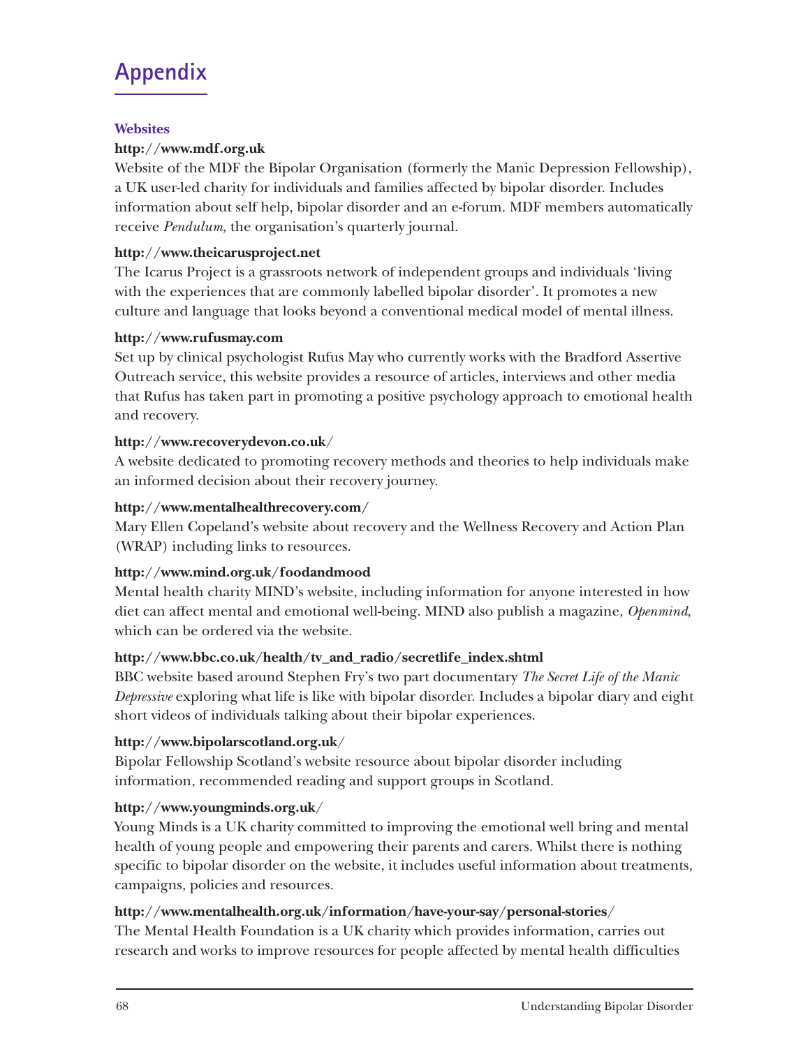# Appendix

### Websites

**http://www.mdf.org.uk**
Website of the MDF the Bipolar Organisation (formerly the Manic Depression Fellowship), a UK user-led charity for individuals and families affected by bipolar disorder. Includes information about self help, bipolar disorder and an e-forum. MDF members automatically receive *Pendulum,* the organisation's quarterly journal.

**http://www.theicarusproject.net**
The Icarus Project is a grassroots network of independent groups and individuals 'living with the experiences that are commonly labelled bipolar disorder'. It promotes a new culture and language that looks beyond a conventional medical model of mental illness.

**http://www.rufusmay.com**
Set up by clinical psychologist Rufus May who currently works with the Bradford Assertive Outreach service, this website provides a resource of articles, interviews and other media that Rufus has taken part in promoting a positive psychology approach to emotional health and recovery.

**http://www.recoverydevon.co.uk/**
A website dedicated to promoting recovery methods and theories to help individuals make an informed decision about their recovery journey.

**http://www.mentalhealthrecovery.com/**
Mary Ellen Copeland's website about recovery and the Wellness Recovery and Action Plan (WRAP) including links to resources.

**http://www.mind.org.uk/foodandmood**
Mental health charity MIND's website, including information for anyone interested in how diet can affect mental and emotional well-being. MIND also publish a magazine, *Openmind*, which can be ordered via the website.

**http://www.bbc.co.uk/health/tv_and_radio/secretlife_index.shtml**
BBC website based around Stephen Fry's two part documentary *The Secret Life of the Manic Depressive* exploring what life is like with bipolar disorder. Includes a bipolar diary and eight short videos of individuals talking about their bipolar experiences.

**http://www.bipolarscotland.org.uk/**
Bipolar Fellowship Scotland's website resource about bipolar disorder including information, recommended reading and support groups in Scotland.

**http://www.youngminds.org.uk/**
Young Minds is a UK charity committed to improving the emotional well bring and mental health of young people and empowering their parents and carers. Whilst there is nothing specific to bipolar disorder on the website, it includes useful information about treatments, campaigns, policies and resources.

**http://www.mentalhealth.org.uk/information/have-your-say/personal-stories/**
The Mental Health Foundation is a UK charity which provides information, carries out research and works to improve resources for people affected by mental health difficulties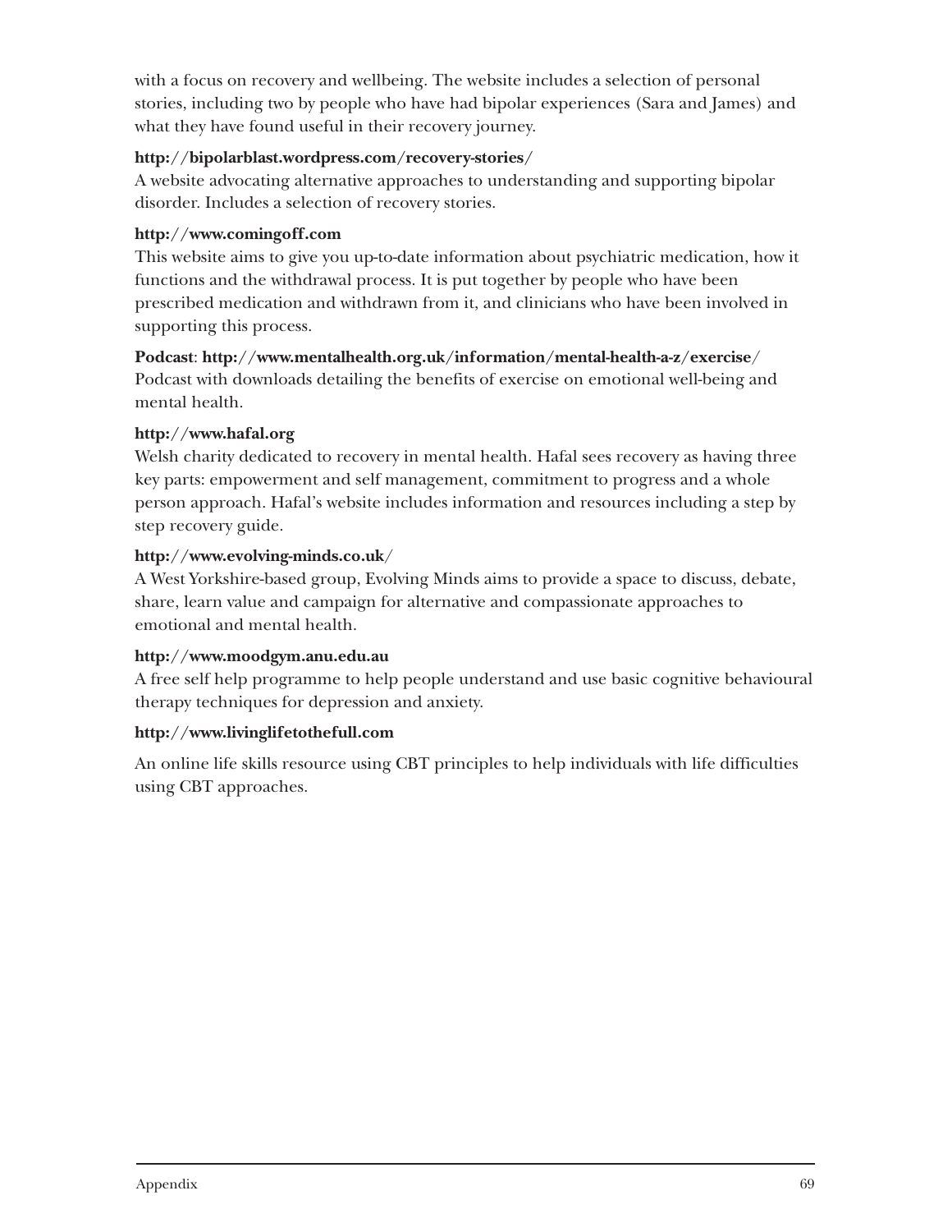with a focus on recovery and wellbeing. The website includes a selection of personal stories, including two by people who have had bipolar experiences (Sara and James) and what they have found useful in their recovery journey.

**http://bipolarblast.wordpress.com/recovery-stories/**
A website advocating alternative approaches to understanding and supporting bipolar disorder. Includes a selection of recovery stories.

**http://www.comingoff.com**
This website aims to give you up-to-date information about psychiatric medication, how it functions and the withdrawal process. It is put together by people who have been prescribed medication and withdrawn from it, and clinicians who have been involved in supporting this process.

**Podcast**: **http://www.mentalhealth.org.uk/information/mental-health-a-z/exercise/**
Podcast with downloads detailing the benefits of exercise on emotional well-being and mental health.

**http://www.hafal.org**
Welsh charity dedicated to recovery in mental health. Hafal sees recovery as having three key parts: empowerment and self management, commitment to progress and a whole person approach. Hafal's website includes information and resources including a step by step recovery guide.

**http://www.evolving-minds.co.uk/**
A West Yorkshire-based group, Evolving Minds aims to provide a space to discuss, debate, share, learn value and campaign for alternative and compassionate approaches to emotional and mental health.

**http://www.moodgym.anu.edu.au**
A free self help programme to help people understand and use basic cognitive behavioural therapy techniques for depression and anxiety.

**http://www.livinglifetothefull.com**

An online life skills resource using CBT principles to help individuals with life difficulties using CBT approaches.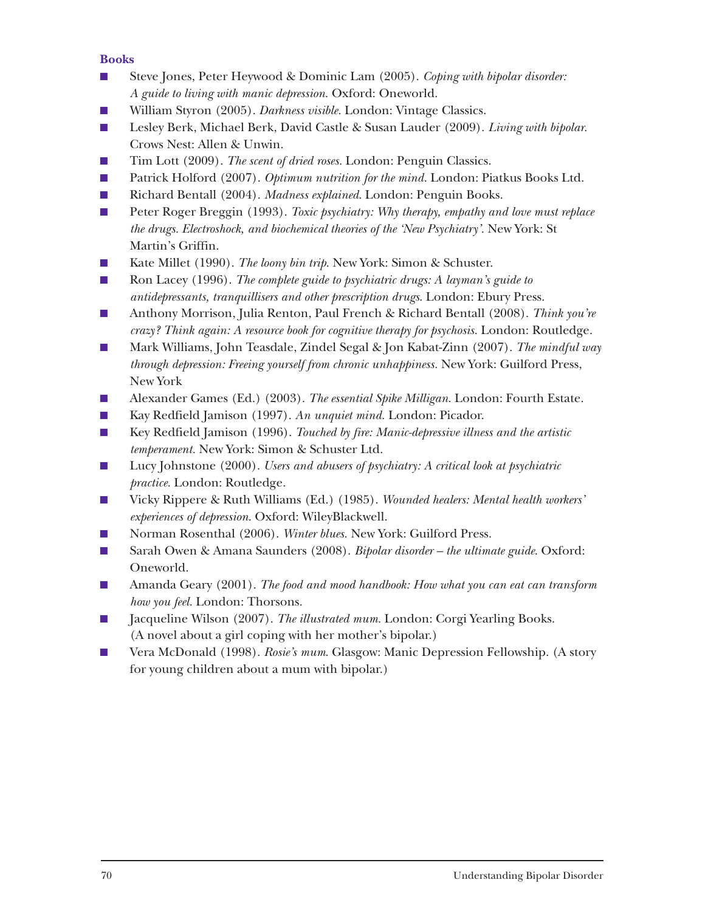### Books

- Steve Jones, Peter Heywood & Dominic Lam (2005). *Coping with bipolar disorder: A guide to living with manic depression.* Oxford: Oneworld.
- William Styron (2005). *Darkness visible.* London: Vintage Classics.
- Lesley Berk, Michael Berk, David Castle & Susan Lauder (2009). *Living with bipolar.* Crows Nest: Allen & Unwin.
- Tim Lott (2009). *The scent of dried roses.* London: Penguin Classics.
- Patrick Holford (2007). *Optimum nutrition for the mind.* London: Piatkus Books Ltd.
- Richard Bentall (2004). *Madness explained.* London: Penguin Books.
- Peter Roger Breggin (1993). *Toxic psychiatry: Why therapy, empathy and love must replace the drugs. Electroshock, and biochemical theories of the 'New Psychiatry'.* New York: St Martin's Griffin.
- Kate Millet (1990). *The loony bin trip.* New York: Simon & Schuster.
- Ron Lacey (1996). *The complete guide to psychiatric drugs: A layman's guide to antidepressants, tranquillisers and other prescription drugs.* London: Ebury Press.
- Anthony Morrison, Julia Renton, Paul French & Richard Bentall (2008). *Think you're crazy? Think again: A resource book for cognitive therapy for psychosis.* London: Routledge.
- Mark Williams, John Teasdale, Zindel Segal & Jon Kabat-Zinn (2007). *The mindful way through depression: Freeing yourself from chronic unhappiness.* New York: Guilford Press, New York
- Alexander Games (Ed.) (2003). *The essential Spike Milligan.* London: Fourth Estate.
- Kay Redfield Jamison (1997). *An unquiet mind.* London: Picador.
- Key Redfield Jamison (1996). *Touched by fire: Manic-depressive illness and the artistic temperament.* New York: Simon & Schuster Ltd.
- Lucy Johnstone (2000). *Users and abusers of psychiatry: A critical look at psychiatric practice.* London: Routledge.
- Vicky Rippere & Ruth Williams (Ed.) (1985). *Wounded healers: Mental health workers' experiences of depression.* Oxford: WileyBlackwell.
- Norman Rosenthal (2006). *Winter blues.* New York: Guilford Press.
- Sarah Owen & Amana Saunders (2008). *Bipolar disorder – the ultimate guide.* Oxford: Oneworld.
- Amanda Geary (2001). *The food and mood handbook: How what you can eat can transform how you feel.* London: Thorsons.
- Jacqueline Wilson (2007). *The illustrated mum.* London: Corgi Yearling Books. (A novel about a girl coping with her mother's bipolar.)
- Vera McDonald (1998). *Rosie's mum.* Glasgow: Manic Depression Fellowship. (A story for young children about a mum with bipolar.)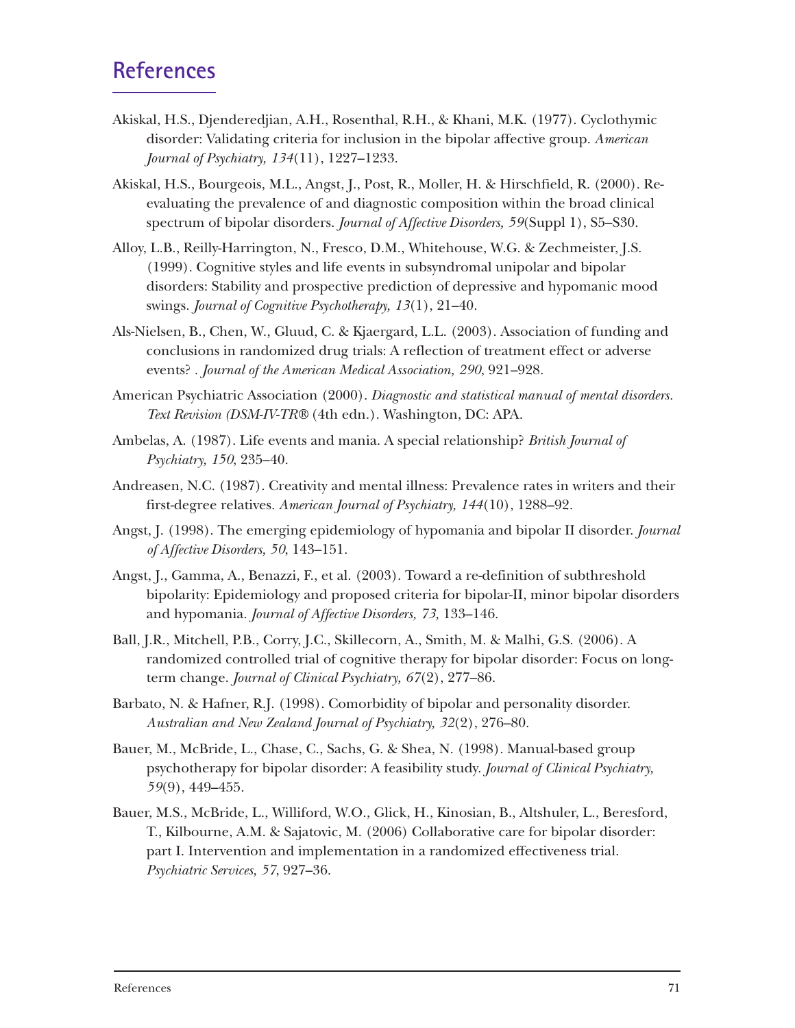## References

Akiskal, H.S., Djenderedjian, A.H., Rosenthal, R.H., & Khani, M.K. (1977). Cyclothymic disorder: Validating criteria for inclusion in the bipolar affective group. *American Journal of Psychiatry, 134*(11), 1227–1233.

Akiskal, H.S., Bourgeois, M.L., Angst, J., Post, R., Moller, H. & Hirschfield, R. (2000). Re-evaluating the prevalence of and diagnostic composition within the broad clinical spectrum of bipolar disorders. *Journal of Affective Disorders, 59*(Suppl 1), S5–S30.

Alloy, L.B., Reilly-Harrington, N., Fresco, D.M., Whitehouse, W.G. & Zechmeister, J.S. (1999). Cognitive styles and life events in subsyndromal unipolar and bipolar disorders: Stability and prospective prediction of depressive and hypomanic mood swings. *Journal of Cognitive Psychotherapy, 13*(1), 21–40.

Als-Nielsen, B., Chen, W., Gluud, C. & Kjaergard, L.L. (2003). Association of funding and conclusions in randomized drug trials: A reflection of treatment effect or adverse events? . *Journal of the American Medical Association, 290*, 921–928.

American Psychiatric Association (2000). *Diagnostic and statistical manual of mental disorders. Text Revision (DSM-IV-TR®* (4th edn.). Washington, DC: APA.

Ambelas, A. (1987). Life events and mania. A special relationship? *British Journal of Psychiatry, 150*, 235–40.

Andreasen, N.C. (1987). Creativity and mental illness: Prevalence rates in writers and their first-degree relatives. *American Journal of Psychiatry, 144*(10), 1288–92.

Angst, J. (1998). The emerging epidemiology of hypomania and bipolar II disorder. *Journal of Affective Disorders, 50*, 143–151.

Angst, J., Gamma, A., Benazzi, F., et al. (2003). Toward a re-definition of subthreshold bipolarity: Epidemiology and proposed criteria for bipolar-II, minor bipolar disorders and hypomania. *Journal of Affective Disorders, 73,* 133–146.

Ball, J.R., Mitchell, P.B., Corry, J.C., Skillecorn, A., Smith, M. & Malhi, G.S. (2006). A randomized controlled trial of cognitive therapy for bipolar disorder: Focus on long-term change. *Journal of Clinical Psychiatry, 67*(2), 277–86.

Barbato, N. & Hafner, R.J. (1998). Comorbidity of bipolar and personality disorder. *Australian and New Zealand Journal of Psychiatry, 32*(2), 276–80.

Bauer, M., McBride, L., Chase, C., Sachs, G. & Shea, N. (1998). Manual-based group psychotherapy for bipolar disorder: A feasibility study. *Journal of Clinical Psychiatry, 59*(9), 449–455.

Bauer, M.S., McBride, L., Williford, W.O., Glick, H., Kinosian, B., Altshuler, L., Beresford, T., Kilbourne, A.M. & Sajatovic, M. (2006) Collaborative care for bipolar disorder: part I. Intervention and implementation in a randomized effectiveness trial. *Psychiatric Services, 57*, 927–36.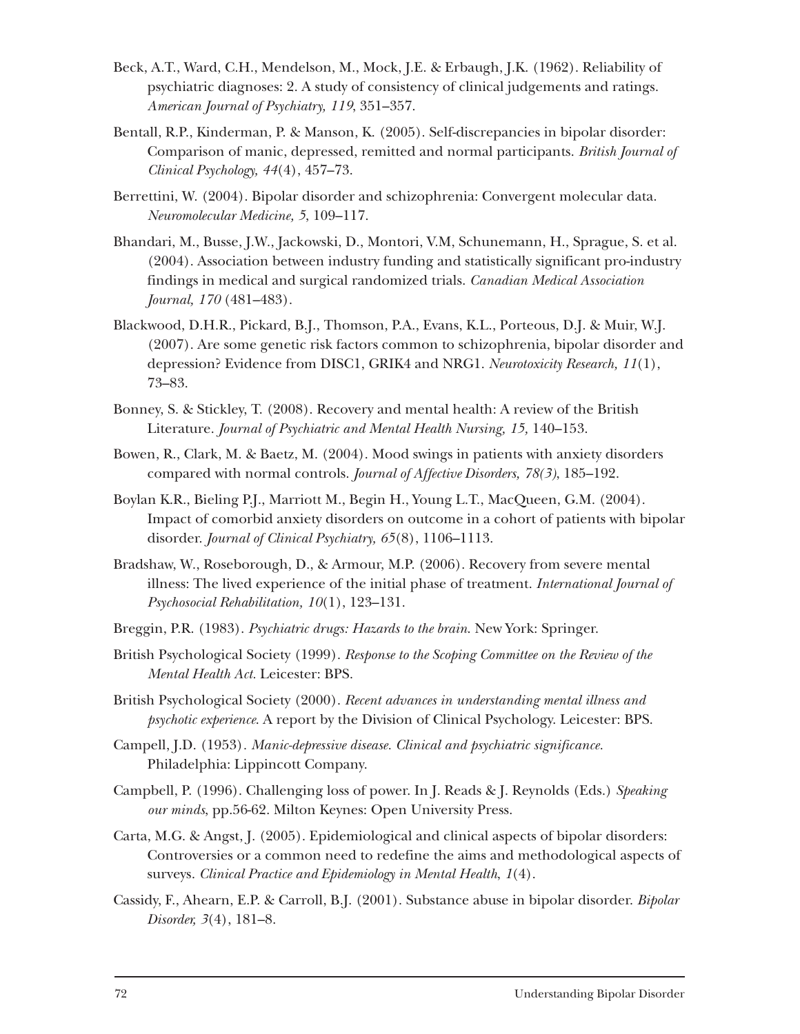Beck, A.T., Ward, C.H., Mendelson, M., Mock, J.E. & Erbaugh, J.K. (1962). Reliability of psychiatric diagnoses: 2. A study of consistency of clinical judgements and ratings. *American Journal of Psychiatry, 119*, 351–357.

Bentall, R.P., Kinderman, P. & Manson, K. (2005). Self-discrepancies in bipolar disorder: Comparison of manic, depressed, remitted and normal participants. *British Journal of Clinical Psychology, 44*(4), 457–73.

Berrettini, W. (2004). Bipolar disorder and schizophrenia: Convergent molecular data. *Neuromolecular Medicine, 5*, 109–117.

Bhandari, M., Busse, J.W., Jackowski, D., Montori, V.M, Schunemann, H., Sprague, S. et al. (2004). Association between industry funding and statistically significant pro-industry findings in medical and surgical randomized trials. *Canadian Medical Association Journal, 170* (481–483).

Blackwood, D.H.R., Pickard, B.J., Thomson, P.A., Evans, K.L., Porteous, D.J. & Muir, W.J. (2007). Are some genetic risk factors common to schizophrenia, bipolar disorder and depression? Evidence from DISC1, GRIK4 and NRG1. *Neurotoxicity Research, 11*(1), 73–83.

Bonney, S. & Stickley, T. (2008). Recovery and mental health: A review of the British Literature. *Journal of Psychiatric and Mental Health Nursing, 15*, 140–153.

Bowen, R., Clark, M. & Baetz, M. (2004). Mood swings in patients with anxiety disorders compared with normal controls. *Journal of Affective Disorders, 78(3)*, 185–192.

Boylan K.R., Bieling P.J., Marriott M., Begin H., Young L.T., MacQueen, G.M. (2004). Impact of comorbid anxiety disorders on outcome in a cohort of patients with bipolar disorder. *Journal of Clinical Psychiatry, 65*(8), 1106–1113.

Bradshaw, W., Roseborough, D., & Armour, M.P. (2006). Recovery from severe mental illness: The lived experience of the initial phase of treatment. *International Journal of Psychosocial Rehabilitation, 10*(1), 123–131.

Breggin, P.R. (1983). *Psychiatric drugs: Hazards to the brain*. New York: Springer.

British Psychological Society (1999). *Response to the Scoping Committee on the Review of the Mental Health Act*. Leicester: BPS.

British Psychological Society (2000). *Recent advances in understanding mental illness and psychotic experience*. A report by the Division of Clinical Psychology. Leicester: BPS.

Campell, J.D. (1953). *Manic-depressive disease. Clinical and psychiatric significance*. Philadelphia: Lippincott Company.

Campbell, P. (1996). Challenging loss of power. In J. Reads & J. Reynolds (Eds.) *Speaking our minds*, pp.56-62. Milton Keynes: Open University Press.

Carta, M.G. & Angst, J. (2005). Epidemiological and clinical aspects of bipolar disorders: Controversies or a common need to redefine the aims and methodological aspects of surveys. *Clinical Practice and Epidemiology in Mental Health, 1*(4).

Cassidy, F., Ahearn, E.P. & Carroll, B.J. (2001). Substance abuse in bipolar disorder. *Bipolar Disorder, 3*(4), 181–8.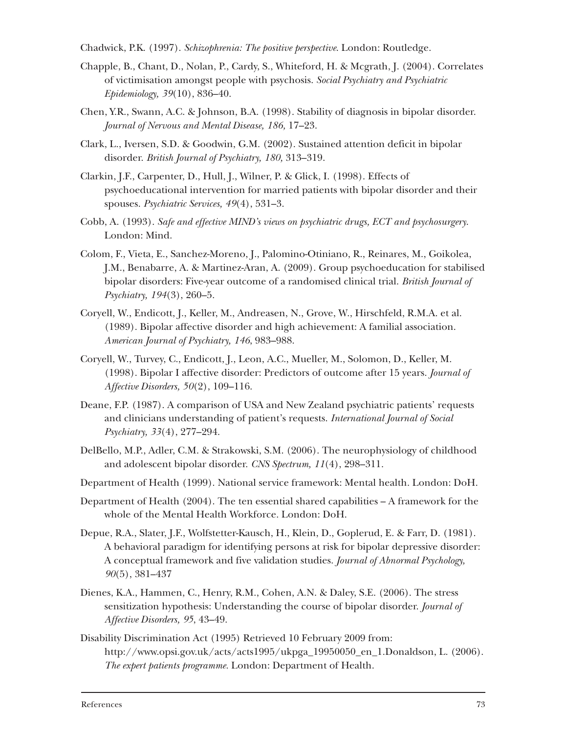Chadwick, P.K. (1997). *Schizophrenia: The positive perspective*. London: Routledge.

Chapple, B., Chant, D., Nolan, P., Cardy, S., Whiteford, H. & Mcgrath, J. (2004). Correlates of victimisation amongst people with psychosis. *Social Psychiatry and Psychiatric Epidemiology, 39*(10), 836–40.

Chen, Y.R., Swann, A.C. & Johnson, B.A. (1998). Stability of diagnosis in bipolar disorder. *Journal of Nervous and Mental Disease, 186,* 17–23.

Clark, L., Iversen, S.D. & Goodwin, G.M. (2002). Sustained attention deficit in bipolar disorder. *British Journal of Psychiatry, 180,* 313–319.

Clarkin, J.F., Carpenter, D., Hull, J., Wilner, P. & Glick, I. (1998). Effects of psychoeducational intervention for married patients with bipolar disorder and their spouses. *Psychiatric Services, 49*(4), 531–3.

Cobb, A. (1993). *Safe and effective MIND's views on psychiatric drugs, ECT and psychosurgery*. London: Mind.

Colom, F., Vieta, E., Sanchez-Moreno, J., Palomino-Otiniano, R., Reinares, M., Goikolea, J.M., Benabarre, A. & Martinez-Aran, A. (2009). Group psychoeducation for stabilised bipolar disorders: Five-year outcome of a randomised clinical trial. *British Journal of Psychiatry, 194*(3), 260–5.

Coryell, W., Endicott, J., Keller, M., Andreasen, N., Grove, W., Hirschfeld, R.M.A. et al. (1989). Bipolar affective disorder and high achievement: A familial association. *American Journal of Psychiatry, 146*, 983–988.

Coryell, W., Turvey, C., Endicott, J., Leon, A.C., Mueller, M., Solomon, D., Keller, M. (1998). Bipolar I affective disorder: Predictors of outcome after 15 years. *Journal of Affective Disorders, 50*(2), 109–116.

Deane, F.P. (1987). A comparison of USA and New Zealand psychiatric patients' requests and clinicians understanding of patient's requests. *International Journal of Social Psychiatry, 33*(4), 277–294.

DelBello, M.P., Adler, C.M. & Strakowski, S.M. (2006). The neurophysiology of childhood and adolescent bipolar disorder. *CNS Spectrum, 11*(4), 298–311.

Department of Health (1999). National service framework: Mental health. London: DoH.

Department of Health (2004). The ten essential shared capabilities – A framework for the whole of the Mental Health Workforce. London: DoH.

Depue, R.A., Slater, J.F., Wolfstetter-Kausch, H., Klein, D., Goplerud, E. & Farr, D. (1981). A behavioral paradigm for identifying persons at risk for bipolar depressive disorder: A conceptual framework and five validation studies. *Journal of Abnormal Psychology, 90*(5), 381–437

Dienes, K.A., Hammen, C., Henry, R.M., Cohen, A.N. & Daley, S.E. (2006). The stress sensitization hypothesis: Understanding the course of bipolar disorder. *Journal of Affective Disorders, 95*, 43–49.

Disability Discrimination Act (1995) Retrieved 10 February 2009 from: http://www.opsi.gov.uk/acts/acts1995/ukpga_19950050_en_1.Donaldson, L. (2006). *The expert patients programme*. London: Department of Health.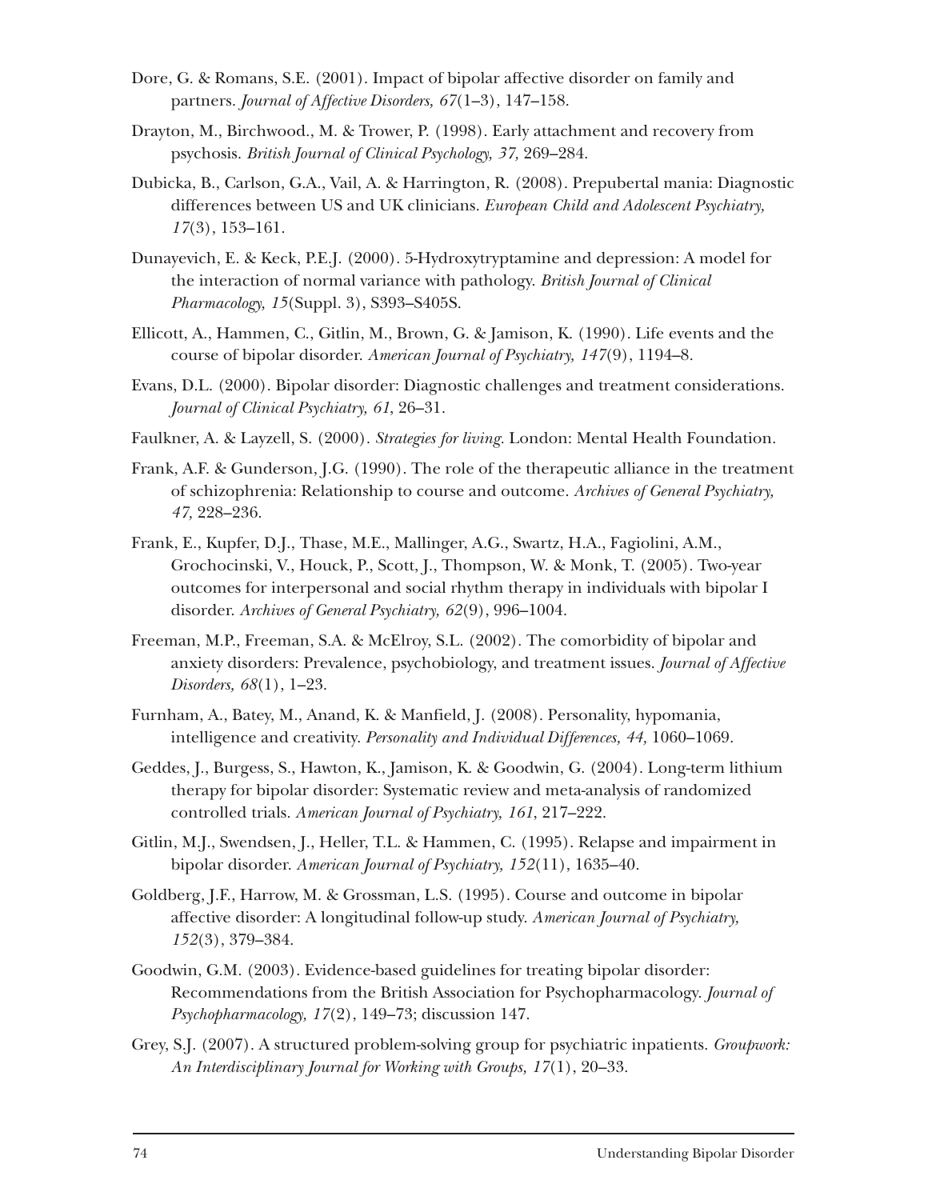Dore, G. & Romans, S.E. (2001). Impact of bipolar affective disorder on family and partners. *Journal of Affective Disorders, 67*(1–3), 147–158.

Drayton, M., Birchwood., M. & Trower, P. (1998). Early attachment and recovery from psychosis. *British Journal of Clinical Psychology, 37,* 269–284.

Dubicka, B., Carlson, G.A., Vail, A. & Harrington, R. (2008). Prepubertal mania: Diagnostic differences between US and UK clinicians. *European Child and Adolescent Psychiatry, 17*(3), 153–161.

Dunayevich, E. & Keck, P.E.J. (2000). 5-Hydroxytryptamine and depression: A model for the interaction of normal variance with pathology. *British Journal of Clinical Pharmacology, 15*(Suppl. 3), S393–S405S.

Ellicott, A., Hammen, C., Gitlin, M., Brown, G. & Jamison, K. (1990). Life events and the course of bipolar disorder. *American Journal of Psychiatry, 147*(9), 1194–8.

Evans, D.L. (2000). Bipolar disorder: Diagnostic challenges and treatment considerations. *Journal of Clinical Psychiatry, 61,* 26–31.

Faulkner, A. & Layzell, S. (2000). *Strategies for living.* London: Mental Health Foundation.

Frank, A.F. & Gunderson, J.G. (1990). The role of the therapeutic alliance in the treatment of schizophrenia: Relationship to course and outcome. *Archives of General Psychiatry, 47,* 228–236.

Frank, E., Kupfer, D.J., Thase, M.E., Mallinger, A.G., Swartz, H.A., Fagiolini, A.M., Grochocinski, V., Houck, P., Scott, J., Thompson, W. & Monk, T. (2005). Two-year outcomes for interpersonal and social rhythm therapy in individuals with bipolar I disorder. *Archives of General Psychiatry, 62*(9), 996–1004.

Freeman, M.P., Freeman, S.A. & McElroy, S.L. (2002). The comorbidity of bipolar and anxiety disorders: Prevalence, psychobiology, and treatment issues. *Journal of Affective Disorders, 68*(1), 1–23.

Furnham, A., Batey, M., Anand, K. & Manfield, J. (2008). Personality, hypomania, intelligence and creativity. *Personality and Individual Differences, 44,* 1060–1069.

Geddes, J., Burgess, S., Hawton, K., Jamison, K. & Goodwin, G. (2004). Long-term lithium therapy for bipolar disorder: Systematic review and meta-analysis of randomized controlled trials. *American Journal of Psychiatry, 161,* 217–222.

Gitlin, M.J., Swendsen, J., Heller, T.L. & Hammen, C. (1995). Relapse and impairment in bipolar disorder. *American Journal of Psychiatry, 152*(11), 1635–40.

Goldberg, J.F., Harrow, M. & Grossman, L.S. (1995). Course and outcome in bipolar affective disorder: A longitudinal follow-up study. *American Journal of Psychiatry, 152*(3), 379–384.

Goodwin, G.M. (2003). Evidence-based guidelines for treating bipolar disorder: Recommendations from the British Association for Psychopharmacology. *Journal of Psychopharmacology, 17*(2), 149–73; discussion 147.

Grey, S.J. (2007). A structured problem-solving group for psychiatric inpatients. *Groupwork: An Interdisciplinary Journal for Working with Groups, 17*(1), 20–33.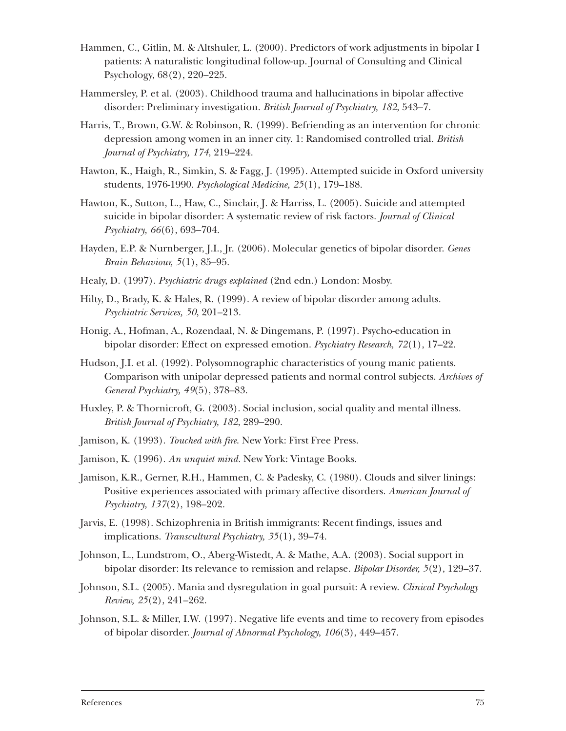Hammen, C., Gitlin, M. & Altshuler, L. (2000). Predictors of work adjustments in bipolar I patients: A naturalistic longitudinal follow-up. Journal of Consulting and Clinical Psychology, 68(2), 220–225.

Hammersley, P. et al. (2003). Childhood trauma and hallucinations in bipolar affective disorder: Preliminary investigation. *British Journal of Psychiatry, 182*, 543–7.

Harris, T., Brown, G.W. & Robinson, R. (1999). Befriending as an intervention for chronic depression among women in an inner city. 1: Randomised controlled trial. *British Journal of Psychiatry, 174*, 219–224.

Hawton, K., Haigh, R., Simkin, S. & Fagg, J. (1995). Attempted suicide in Oxford university students, 1976-1990. *Psychological Medicine, 25*(1), 179–188.

Hawton, K., Sutton, L., Haw, C., Sinclair, J. & Harriss, L. (2005). Suicide and attempted suicide in bipolar disorder: A systematic review of risk factors. *Journal of Clinical Psychiatry, 66*(6), 693–704.

Hayden, E.P. & Nurnberger, J.I., Jr. (2006). Molecular genetics of bipolar disorder. *Genes Brain Behaviour, 5*(1), 85–95.

Healy, D. (1997). *Psychiatric drugs explained* (2nd edn.) London: Mosby.

Hilty, D., Brady, K. & Hales, R. (1999). A review of bipolar disorder among adults. *Psychiatric Services, 50*, 201–213.

Honig, A., Hofman, A., Rozendaal, N. & Dingemans, P. (1997). Psycho-education in bipolar disorder: Effect on expressed emotion. *Psychiatry Research, 72*(1), 17–22.

Hudson, J.I. et al. (1992). Polysomnographic characteristics of young manic patients. Comparison with unipolar depressed patients and normal control subjects. *Archives of General Psychiatry, 49*(5), 378–83.

Huxley, P. & Thornicroft, G. (2003). Social inclusion, social quality and mental illness. *British Journal of Psychiatry, 182,* 289–290.

Jamison, K. (1993). *Touched with fire.* New York: First Free Press.

Jamison, K. (1996). *An unquiet mind.* New York: Vintage Books.

Jamison, K.R., Gerner, R.H., Hammen, C. & Padesky, C. (1980). Clouds and silver linings: Positive experiences associated with primary affective disorders. *American Journal of Psychiatry, 137*(2), 198–202.

Jarvis, E. (1998). Schizophrenia in British immigrants: Recent findings, issues and implications. *Transcultural Psychiatry, 35*(1), 39–74.

Johnson, L., Lundstrom, O., Aberg-Wistedt, A. & Mathe, A.A. (2003). Social support in bipolar disorder: Its relevance to remission and relapse. *Bipolar Disorder, 5*(2), 129–37.

Johnson, S.L. (2005). Mania and dysregulation in goal pursuit: A review. *Clinical Psychology Review, 25*(2), 241–262.

Johnson, S.L. & Miller, I.W. (1997). Negative life events and time to recovery from episodes of bipolar disorder. *Journal of Abnormal Psychology, 106*(3), 449–457.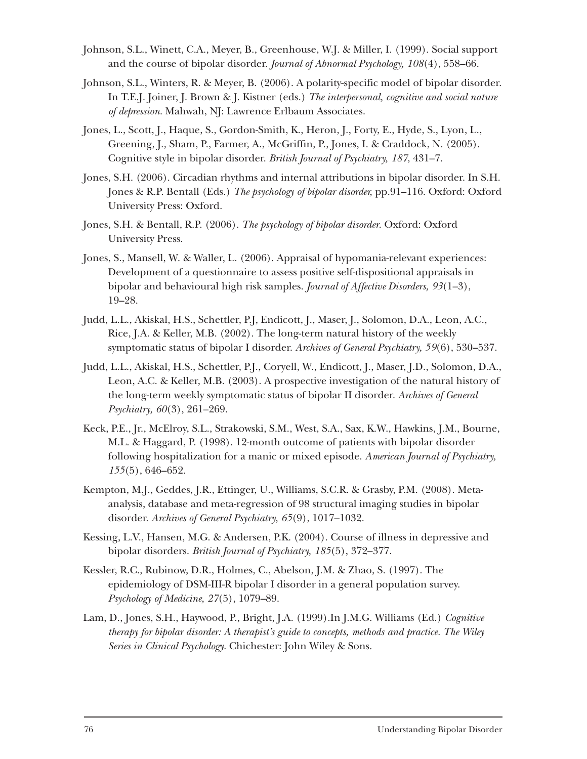Johnson, S.L., Winett, C.A., Meyer, B., Greenhouse, W.J. & Miller, I. (1999). Social support and the course of bipolar disorder. *Journal of Abnormal Psychology, 108*(4), 558–66.

Johnson, S.L., Winters, R. & Meyer, B. (2006). A polarity-specific model of bipolar disorder. In T.E.J. Joiner, J. Brown & J. Kistner (eds.) *The interpersonal, cognitive and social nature of depression*. Mahwah, NJ: Lawrence Erlbaum Associates.

Jones, L., Scott, J., Haque, S., Gordon-Smith, K., Heron, J., Forty, E., Hyde, S., Lyon, L., Greening, J., Sham, P., Farmer, A., McGriffin, P., Jones, I. & Craddock, N. (2005). Cognitive style in bipolar disorder. *British Journal of Psychiatry, 187*, 431–7.

Jones, S.H. (2006). Circadian rhythms and internal attributions in bipolar disorder. In S.H. Jones & R.P. Bentall (Eds.) *The psychology of bipolar disorder,* pp.91–116. Oxford: Oxford University Press: Oxford.

Jones, S.H. & Bentall, R.P. (2006). *The psychology of bipolar disorder*. Oxford: Oxford University Press.

Jones, S., Mansell, W. & Waller, L. (2006). Appraisal of hypomania-relevant experiences: Development of a questionnaire to assess positive self-dispositional appraisals in bipolar and behavioural high risk samples. *Journal of Affective Disorders, 93*(1–3), 19–28.

Judd, L.L., Akiskal, H.S., Schettler, P.J, Endicott, J., Maser, J., Solomon, D.A., Leon, A.C., Rice, J.A. & Keller, M.B. (2002). The long-term natural history of the weekly symptomatic status of bipolar I disorder. *Archives of General Psychiatry, 59*(6), 530–537.

Judd, L.L., Akiskal, H.S., Schettler, P.J., Coryell, W., Endicott, J., Maser, J.D., Solomon, D.A., Leon, A.C. & Keller, M.B. (2003). A prospective investigation of the natural history of the long-term weekly symptomatic status of bipolar II disorder. *Archives of General Psychiatry, 60*(3), 261–269.

Keck, P.E., Jr., McElroy, S.L., Strakowski, S.M., West, S.A., Sax, K.W., Hawkins, J.M., Bourne, M.L. & Haggard, P. (1998). 12-month outcome of patients with bipolar disorder following hospitalization for a manic or mixed episode. *American Journal of Psychiatry, 155*(5), 646–652.

Kempton, M.J., Geddes, J.R., Ettinger, U., Williams, S.C.R. & Grasby, P.M. (2008). Meta-analysis, database and meta-regression of 98 structural imaging studies in bipolar disorder. *Archives of General Psychiatry, 65*(9), 1017–1032.

Kessing, L.V., Hansen, M.G. & Andersen, P.K. (2004). Course of illness in depressive and bipolar disorders. *British Journal of Psychiatry, 185*(5), 372–377.

Kessler, R.C., Rubinow, D.R., Holmes, C., Abelson, J.M. & Zhao, S. (1997). The epidemiology of DSM-III-R bipolar I disorder in a general population survey. *Psychology of Medicine, 27*(5), 1079–89.

Lam, D., Jones, S.H., Haywood, P., Bright, J.A. (1999).In J.M.G. Williams (Ed.) *Cognitive therapy for bipolar disorder: A therapist's guide to concepts, methods and practice. The Wiley Series in Clinical Psychology*. Chichester: John Wiley & Sons.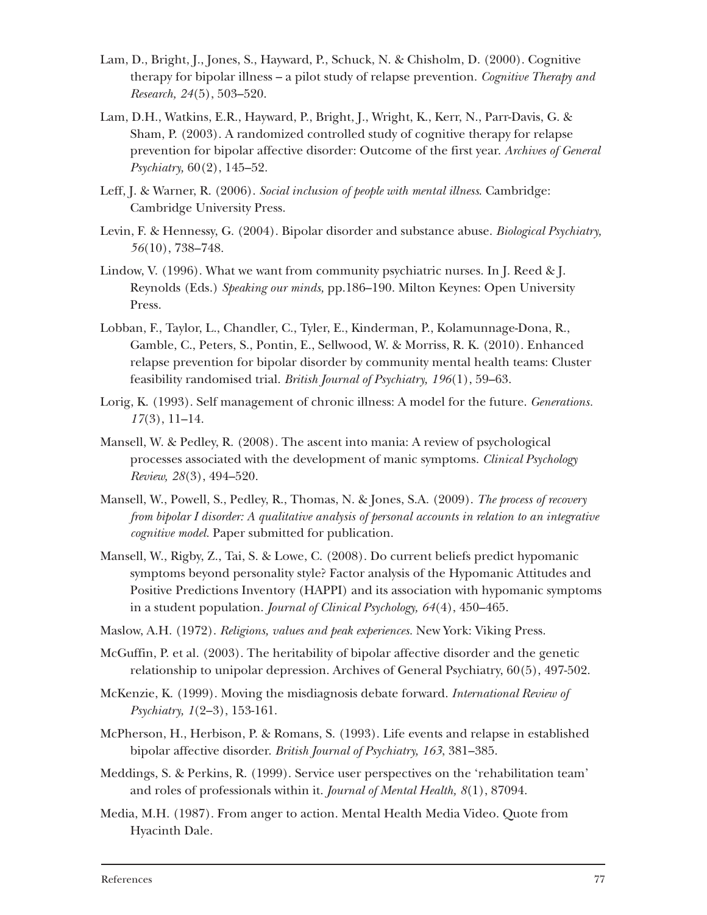Lam, D., Bright, J., Jones, S., Hayward, P., Schuck, N. & Chisholm, D. (2000). Cognitive therapy for bipolar illness – a pilot study of relapse prevention. *Cognitive Therapy and Research, 24*(5), 503–520.

Lam, D.H., Watkins, E.R., Hayward, P., Bright, J., Wright, K., Kerr, N., Parr-Davis, G. & Sham, P. (2003). A randomized controlled study of cognitive therapy for relapse prevention for bipolar affective disorder: Outcome of the first year. *Archives of General Psychiatry,* 60(2), 145–52.

Leff, J. & Warner, R. (2006). *Social inclusion of people with mental illness*. Cambridge: Cambridge University Press.

Levin, F. & Hennessy, G. (2004). Bipolar disorder and substance abuse. *Biological Psychiatry, 56*(10), 738–748.

Lindow, V. (1996). What we want from community psychiatric nurses. In J. Reed & J. Reynolds (Eds.) *Speaking our minds,* pp.186–190. Milton Keynes: Open University Press.

Lobban, F., Taylor, L., Chandler, C., Tyler, E., Kinderman, P., Kolamunnage-Dona, R., Gamble, C., Peters, S., Pontin, E., Sellwood, W. & Morriss, R. K. (2010). Enhanced relapse prevention for bipolar disorder by community mental health teams: Cluster feasibility randomised trial. *British Journal of Psychiatry, 196*(1), 59–63.

Lorig, K. (1993). Self management of chronic illness: A model for the future. *Generations. 17*(3), 11–14.

Mansell, W. & Pedley, R. (2008). The ascent into mania: A review of psychological processes associated with the development of manic symptoms. *Clinical Psychology Review, 28*(3), 494–520.

Mansell, W., Powell, S., Pedley, R., Thomas, N. & Jones, S.A. (2009). *The process of recovery from bipolar I disorder: A qualitative analysis of personal accounts in relation to an integrative cognitive model*. Paper submitted for publication.

Mansell, W., Rigby, Z., Tai, S. & Lowe, C. (2008). Do current beliefs predict hypomanic symptoms beyond personality style? Factor analysis of the Hypomanic Attitudes and Positive Predictions Inventory (HAPPI) and its association with hypomanic symptoms in a student population. *Journal of Clinical Psychology, 64*(4), 450–465.

Maslow, A.H. (1972). *Religions, values and peak experiences*. New York: Viking Press.

McGuffin, P. et al. (2003). The heritability of bipolar affective disorder and the genetic relationship to unipolar depression. Archives of General Psychiatry, 60(5), 497-502.

McKenzie, K. (1999). Moving the misdiagnosis debate forward. *International Review of Psychiatry, 1*(2–3), 153-161.

McPherson, H., Herbison, P. & Romans, S. (1993). Life events and relapse in established bipolar affective disorder. *British Journal of Psychiatry, 163*, 381–385.

Meddings, S. & Perkins, R. (1999). Service user perspectives on the 'rehabilitation team' and roles of professionals within it. *Journal of Mental Health, 8*(1), 87094.

Media, M.H. (1987). From anger to action. Mental Health Media Video. Quote from Hyacinth Dale.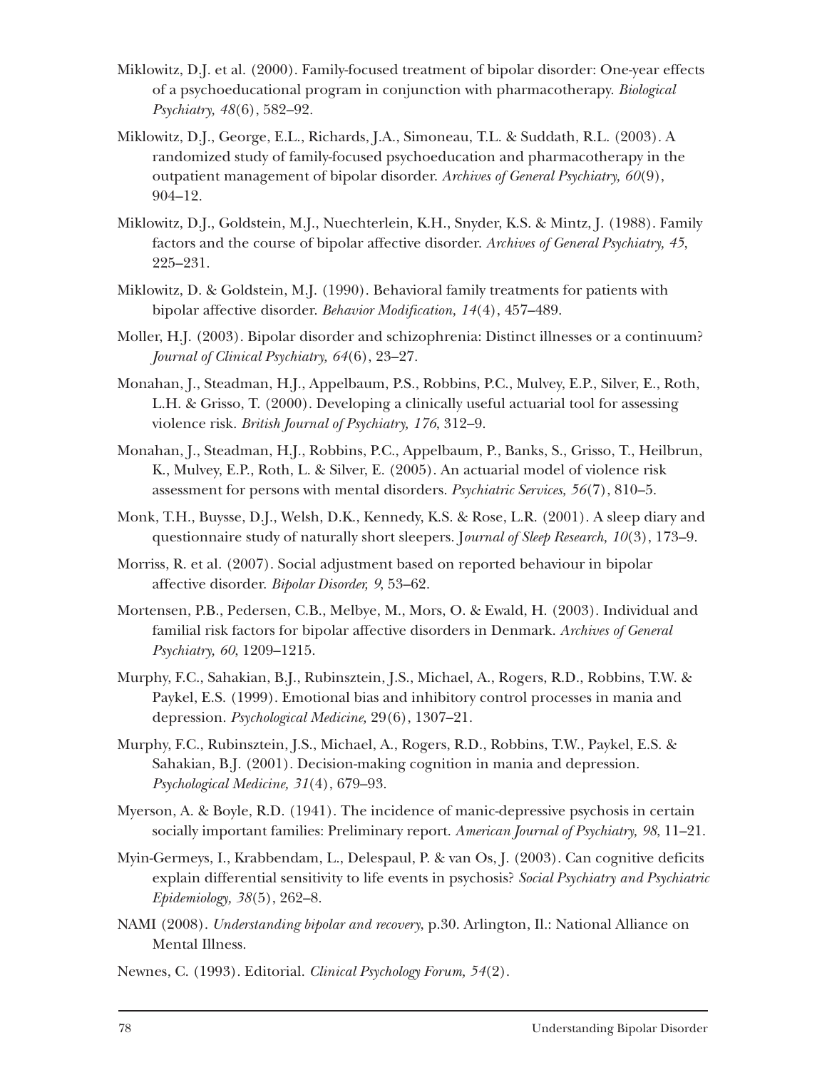Miklowitz, D.J. et al. (2000). Family-focused treatment of bipolar disorder: One-year effects of a psychoeducational program in conjunction with pharmacotherapy. *Biological Psychiatry, 48*(6), 582–92.

Miklowitz, D.J., George, E.L., Richards, J.A., Simoneau, T.L. & Suddath, R.L. (2003). A randomized study of family-focused psychoeducation and pharmacotherapy in the outpatient management of bipolar disorder. *Archives of General Psychiatry, 60*(9), 904–12.

Miklowitz, D.J., Goldstein, M.J., Nuechterlein, K.H., Snyder, K.S. & Mintz, J. (1988). Family factors and the course of bipolar affective disorder. *Archives of General Psychiatry, 45*, 225–231.

Miklowitz, D. & Goldstein, M.J. (1990). Behavioral family treatments for patients with bipolar affective disorder. *Behavior Modification, 14*(4), 457–489.

Moller, H.J. (2003). Bipolar disorder and schizophrenia: Distinct illnesses or a continuum? *Journal of Clinical Psychiatry, 64*(6), 23–27.

Monahan, J., Steadman, H.J., Appelbaum, P.S., Robbins, P.C., Mulvey, E.P., Silver, E., Roth, L.H. & Grisso, T. (2000). Developing a clinically useful actuarial tool for assessing violence risk. *British Journal of Psychiatry, 176*, 312–9.

Monahan, J., Steadman, H.J., Robbins, P.C., Appelbaum, P., Banks, S., Grisso, T., Heilbrun, K., Mulvey, E.P., Roth, L. & Silver, E. (2005). An actuarial model of violence risk assessment for persons with mental disorders. *Psychiatric Services, 56*(7), 810–5.

Monk, T.H., Buysse, D.J., Welsh, D.K., Kennedy, K.S. & Rose, L.R. (2001). A sleep diary and questionnaire study of naturally short sleepers. J*ournal of Sleep Research, 10*(3), 173–9.

Morriss, R. et al. (2007). Social adjustment based on reported behaviour in bipolar affective disorder. *Bipolar Disorder, 9*, 53–62.

Mortensen, P.B., Pedersen, C.B., Melbye, M., Mors, O. & Ewald, H. (2003). Individual and familial risk factors for bipolar affective disorders in Denmark. *Archives of General Psychiatry, 60*, 1209–1215.

Murphy, F.C., Sahakian, B.J., Rubinsztein, J.S., Michael, A., Rogers, R.D., Robbins, T.W. & Paykel, E.S. (1999). Emotional bias and inhibitory control processes in mania and depression. *Psychological Medicine,* 29(6), 1307–21.

Murphy, F.C., Rubinsztein, J.S., Michael, A., Rogers, R.D., Robbins, T.W., Paykel, E.S. & Sahakian, B.J. (2001). Decision-making cognition in mania and depression. *Psychological Medicine, 31*(4), 679–93.

Myerson, A. & Boyle, R.D. (1941). The incidence of manic-depressive psychosis in certain socially important families: Preliminary report. *American Journal of Psychiatry, 98*, 11–21.

Myin-Germeys, I., Krabbendam, L., Delespaul, P. & van Os, J. (2003). Can cognitive deficits explain differential sensitivity to life events in psychosis? *Social Psychiatry and Psychiatric Epidemiology, 38*(5), 262–8.

NAMI (2008). *Understanding bipolar and recovery*, p.30. Arlington, Il.: National Alliance on Mental Illness.

Newnes, C. (1993). Editorial. *Clinical Psychology Forum, 54*(2).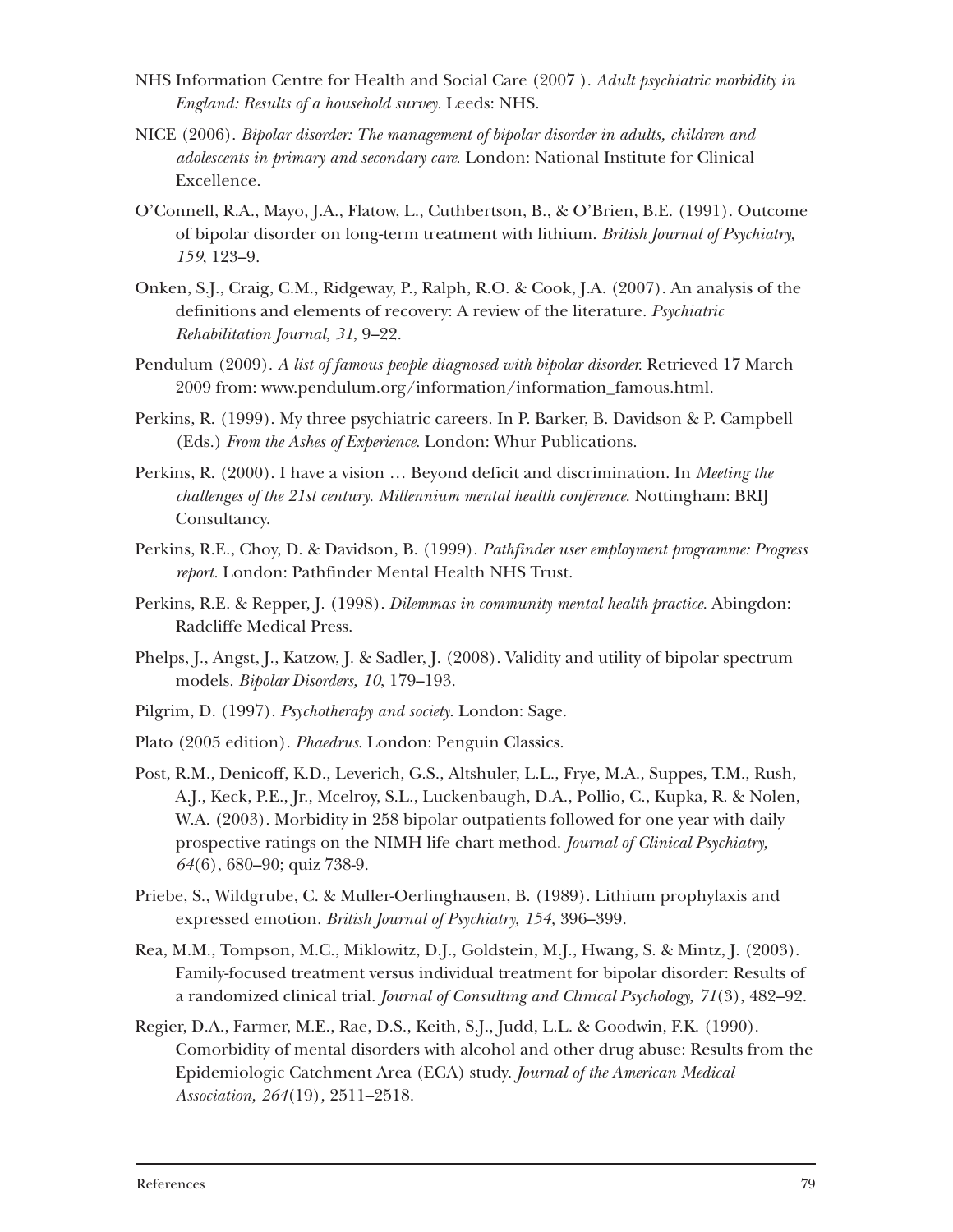NHS Information Centre for Health and Social Care (2007 ). *Adult psychiatric morbidity in England: Results of a household survey*. Leeds: NHS.

NICE (2006). *Bipolar disorder: The management of bipolar disorder in adults, children and adolescents in primary and secondary care*. London: National Institute for Clinical Excellence.

O'Connell, R.A., Mayo, J.A., Flatow, L., Cuthbertson, B., & O'Brien, B.E. (1991). Outcome of bipolar disorder on long-term treatment with lithium. *British Journal of Psychiatry, 159*, 123–9.

Onken, S.J., Craig, C.M., Ridgeway, P., Ralph, R.O. & Cook, J.A. (2007). An analysis of the definitions and elements of recovery: A review of the literature. *Psychiatric Rehabilitation Journal, 31*, 9–22.

Pendulum (2009). *A list of famous people diagnosed with bipolar disorder.* Retrieved 17 March 2009 from: www.pendulum.org/information/information_famous.html.

Perkins, R. (1999). My three psychiatric careers. In P. Barker, B. Davidson & P. Campbell (Eds.) *From the Ashes of Experience*. London: Whur Publications.

Perkins, R. (2000). I have a vision … Beyond deficit and discrimination. In *Meeting the challenges of the 21st century. Millennium mental health conference*. Nottingham: BRIJ Consultancy.

Perkins, R.E., Choy, D. & Davidson, B. (1999). *Pathfinder user employment programme: Progress report.* London: Pathfinder Mental Health NHS Trust.

Perkins, R.E. & Repper, J. (1998). *Dilemmas in community mental health practice*. Abingdon: Radcliffe Medical Press.

Phelps, J., Angst, J., Katzow, J. & Sadler, J. (2008). Validity and utility of bipolar spectrum models. *Bipolar Disorders, 10*, 179–193.

Pilgrim, D. (1997). *Psychotherapy and society*. London: Sage.

Plato (2005 edition). *Phaedrus*. London: Penguin Classics.

Post, R.M., Denicoff, K.D., Leverich, G.S., Altshuler, L.L., Frye, M.A., Suppes, T.M., Rush, A.J., Keck, P.E., Jr., Mcelroy, S.L., Luckenbaugh, D.A., Pollio, C., Kupka, R. & Nolen, W.A. (2003). Morbidity in 258 bipolar outpatients followed for one year with daily prospective ratings on the NIMH life chart method. *Journal of Clinical Psychiatry, 64*(6), 680–90; quiz 738-9.

Priebe, S., Wildgrube, C. & Muller-Oerlinghausen, B. (1989). Lithium prophylaxis and expressed emotion. *British Journal of Psychiatry, 154,* 396–399.

Rea, M.M., Tompson, M.C., Miklowitz, D.J., Goldstein, M.J., Hwang, S. & Mintz, J. (2003). Family-focused treatment versus individual treatment for bipolar disorder: Results of a randomized clinical trial. *Journal of Consulting and Clinical Psychology, 71*(3), 482–92.

Regier, D.A., Farmer, M.E., Rae, D.S., Keith, S.J., Judd, L.L. & Goodwin, F.K. (1990). Comorbidity of mental disorders with alcohol and other drug abuse: Results from the Epidemiologic Catchment Area (ECA) study. *Journal of the American Medical Association, 264*(19)*,* 2511–2518.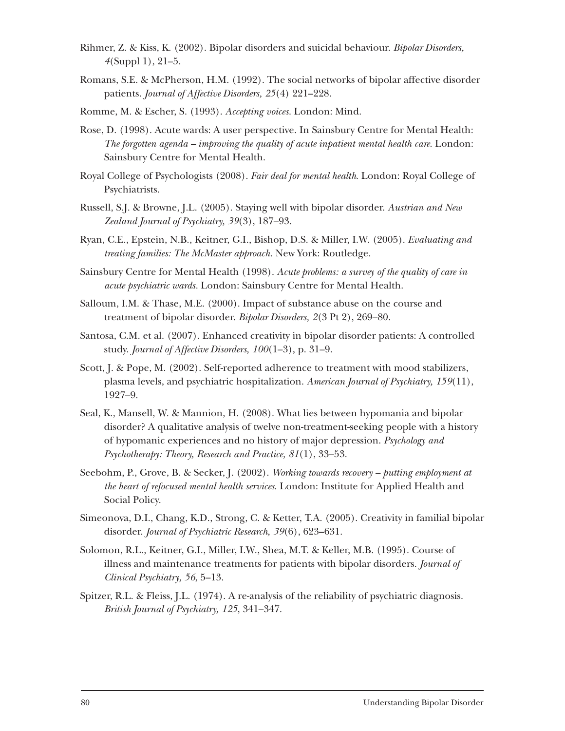Rihmer, Z. & Kiss, K. (2002). Bipolar disorders and suicidal behaviour. *Bipolar Disorders, 4*(Suppl 1), 21–5.

Romans, S.E. & McPherson, H.M. (1992). The social networks of bipolar affective disorder patients. *Journal of Affective Disorders, 25*(4) 221–228.

Romme, M. & Escher, S. (1993). *Accepting voices.* London: Mind.

Rose, D. (1998). Acute wards: A user perspective. In Sainsbury Centre for Mental Health: *The forgotten agenda – improving the quality of acute inpatient mental health care.* London: Sainsbury Centre for Mental Health.

Royal College of Psychologists (2008). *Fair deal for mental health.* London: Royal College of Psychiatrists.

Russell, S.J. & Browne, J.L. (2005). Staying well with bipolar disorder. *Austrian and New Zealand Journal of Psychiatry, 39*(3), 187–93.

Ryan, C.E., Epstein, N.B., Keitner, G.I., Bishop, D.S. & Miller, I.W. (2005). *Evaluating and treating families: The McMaster approach.* New York: Routledge.

Sainsbury Centre for Mental Health (1998). *Acute problems: a survey of the quality of care in acute psychiatric wards.* London: Sainsbury Centre for Mental Health.

Salloum, I.M. & Thase, M.E. (2000). Impact of substance abuse on the course and treatment of bipolar disorder. *Bipolar Disorders, 2*(3 Pt 2), 269–80.

Santosa, C.M. et al. (2007). Enhanced creativity in bipolar disorder patients: A controlled study. *Journal of Affective Disorders, 100*(1–3), p. 31–9.

Scott, J. & Pope, M. (2002). Self-reported adherence to treatment with mood stabilizers, plasma levels, and psychiatric hospitalization. *American Journal of Psychiatry, 159*(11), 1927–9.

Seal, K., Mansell, W. & Mannion, H. (2008). What lies between hypomania and bipolar disorder? A qualitative analysis of twelve non-treatment-seeking people with a history of hypomanic experiences and no history of major depression. *Psychology and Psychotherapy: Theory, Research and Practice, 81*(1), 33–53.

Seebohm, P., Grove, B. & Secker, J. (2002). *Working towards recovery – putting employment at the heart of refocused mental health services.* London: Institute for Applied Health and Social Policy.

Simeonova, D.I., Chang, K.D., Strong, C. & Ketter, T.A. (2005). Creativity in familial bipolar disorder. *Journal of Psychiatric Research, 39*(6), 623–631.

Solomon, R.L., Keitner, G.I., Miller, I.W., Shea, M.T. & Keller, M.B. (1995). Course of illness and maintenance treatments for patients with bipolar disorders. *Journal of Clinical Psychiatry, 56*, 5–13.

Spitzer, R.L. & Fleiss, J.L. (1974). A re-analysis of the reliability of psychiatric diagnosis. *British Journal of Psychiatry, 125*, 341–347.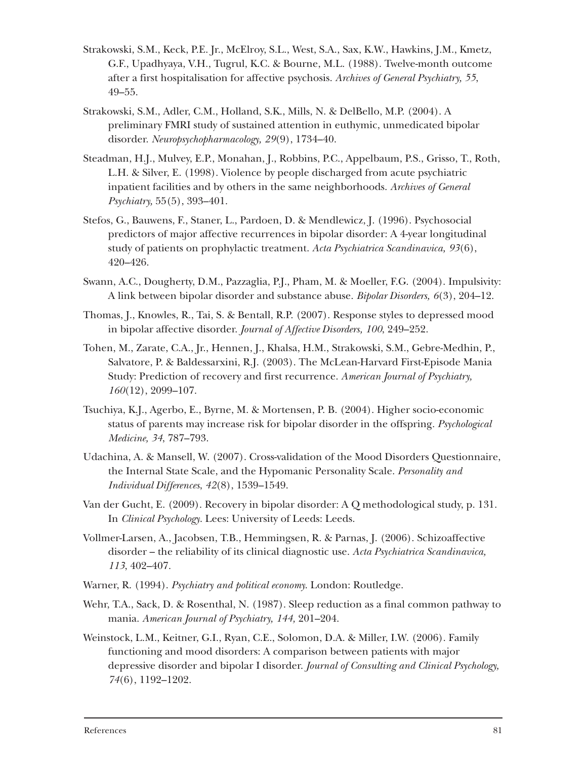Strakowski, S.M., Keck, P.E. Jr., McElroy, S.L., West, S.A., Sax, K.W., Hawkins, J.M., Kmetz, G.F., Upadhyaya, V.H., Tugrul, K.C. & Bourne, M.L. (1988). Twelve-month outcome after a first hospitalisation for affective psychosis. *Archives of General Psychiatry, 55*, 49–55.

Strakowski, S.M., Adler, C.M., Holland, S.K., Mills, N. & DelBello, M.P. (2004). A preliminary FMRI study of sustained attention in euthymic, unmedicated bipolar disorder. *Neuropsychopharmacology, 29*(9), 1734–40.

Steadman, H.J., Mulvey, E.P., Monahan, J., Robbins, P.C., Appelbaum, P.S., Grisso, T., Roth, L.H. & Silver, E. (1998). Violence by people discharged from acute psychiatric inpatient facilities and by others in the same neighborhoods. *Archives of General Psychiatry,* 55(5), 393–401.

Stefos, G., Bauwens, F., Staner, L., Pardoen, D. & Mendlewicz, J. (1996). Psychosocial predictors of major affective recurrences in bipolar disorder: A 4-year longitudinal study of patients on prophylactic treatment. *Acta Psychiatrica Scandinavica, 93*(6), 420–426.

Swann, A.C., Dougherty, D.M., Pazzaglia, P.J., Pham, M. & Moeller, F.G. (2004). Impulsivity: A link between bipolar disorder and substance abuse. *Bipolar Disorders, 6*(3), 204–12.

Thomas, J., Knowles, R., Tai, S. & Bentall, R.P. (2007). Response styles to depressed mood in bipolar affective disorder. *Journal of Affective Disorders, 100*, 249–252.

Tohen, M., Zarate, C.A., Jr., Hennen, J., Khalsa, H.M., Strakowski, S.M., Gebre-Medhin, P., Salvatore, P. & Baldessarxini, R.J. (2003). The McLean-Harvard First-Episode Mania Study: Prediction of recovery and first recurrence. *American Journal of Psychiatry, 160*(12), 2099–107.

Tsuchiya, K.J., Agerbo, E., Byrne, M. & Mortensen, P. B. (2004). Higher socio-economic status of parents may increase risk for bipolar disorder in the offspring. *Psychological Medicine, 34*, 787–793.

Udachina, A. & Mansell, W. (2007). Cross-validation of the Mood Disorders Questionnaire, the Internal State Scale, and the Hypomanic Personality Scale. *Personality and Individual Differences*, *42*(8), 1539–1549.

Van der Gucht, E. (2009). Recovery in bipolar disorder: A Q methodological study, p. 131. In *Clinical Psychology*. Lees: University of Leeds: Leeds.

Vollmer-Larsen, A., Jacobsen, T.B., Hemmingsen, R. & Parnas, J. (2006). Schizoaffective disorder – the reliability of its clinical diagnostic use. *Acta Psychiatrica Scandinavica, 113*, 402–407.

Warner, R. (1994). *Psychiatry and political economy.* London: Routledge.

Wehr, T.A., Sack, D. & Rosenthal, N. (1987). Sleep reduction as a final common pathway to mania. *American Journal of Psychiatry, 144,* 201–204.

Weinstock, L.M., Keitner, G.I., Ryan, C.E., Solomon, D.A. & Miller, I.W. (2006). Family functioning and mood disorders: A comparison between patients with major depressive disorder and bipolar I disorder. *Journal of Consulting and Clinical Psychology, 74*(6), 1192–1202.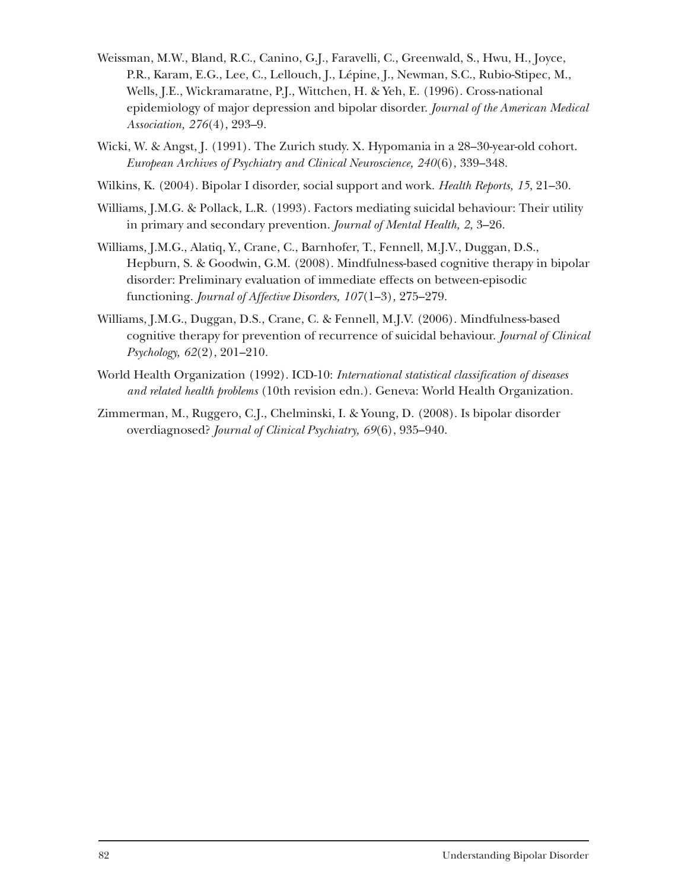Weissman, M.W., Bland, R.C., Canino, G.J., Faravelli, C., Greenwald, S., Hwu, H., Joyce, P.R., Karam, E.G., Lee, C., Lellouch, J., Lépine, J., Newman, S.C., Rubio-Stipec, M., Wells, J.E., Wickramaratne, P.J., Wittchen, H. & Yeh, E. (1996). Cross-national epidemiology of major depression and bipolar disorder. *Journal of the American Medical Association, 276*(4), 293–9.

Wicki, W. & Angst, J. (1991). The Zurich study. X. Hypomania in a 28–30-year-old cohort. *European Archives of Psychiatry and Clinical Neuroscience, 240*(6), 339–348.

Wilkins, K. (2004). Bipolar I disorder, social support and work. *Health Reports, 15*, 21–30.

Williams, J.M.G. & Pollack, L.R. (1993). Factors mediating suicidal behaviour: Their utility in primary and secondary prevention. *Journal of Mental Health, 2,* 3–26.

Williams, J.M.G., Alatiq, Y., Crane, C., Barnhofer, T., Fennell, M.J.V., Duggan, D.S., Hepburn, S. & Goodwin, G.M. (2008). Mindfulness-based cognitive therapy in bipolar disorder: Preliminary evaluation of immediate effects on between-episodic functioning. *Journal of Affective Disorders, 107*(1–3)*,* 275–279.

Williams, J.M.G., Duggan, D.S., Crane, C. & Fennell, M.J.V. (2006). Mindfulness-based cognitive therapy for prevention of recurrence of suicidal behaviour. *Journal of Clinical Psychology, 62*(2), 201–210.

World Health Organization (1992). ICD-10: *International statistical classification of diseases and related health problems* (10th revision edn.). Geneva: World Health Organization.

Zimmerman, M., Ruggero, C.J., Chelminski, I. & Young, D. (2008). Is bipolar disorder overdiagnosed? *Journal of Clinical Psychiatry, 69*(6), 935–940.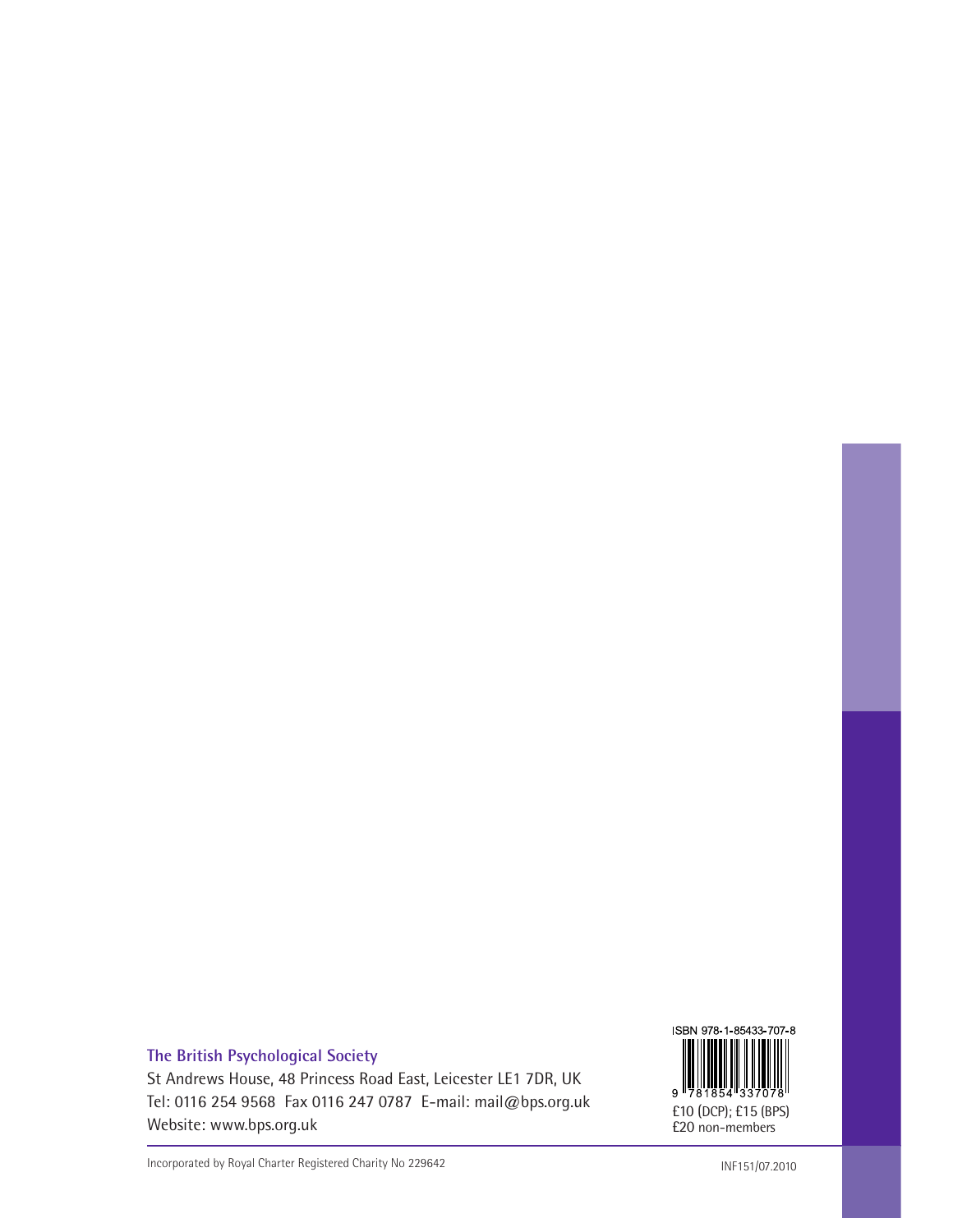**The British Psychological Society**

St Andrews House, 48 Princess Road East, Leicester LE1 7DR, UK

Tel: 0116 254 9568 Fax 0116 247 0787 E-mail: mail@bps.org.uk

Website: www.bps.org.uk

ISBN 978-1-85433-707-8

9 781854 337078

£10 (DCP); £15 (BPS)

£20 non-members

Incorporated by Royal Charter Registered Charity No 229642

INF151/07.2010